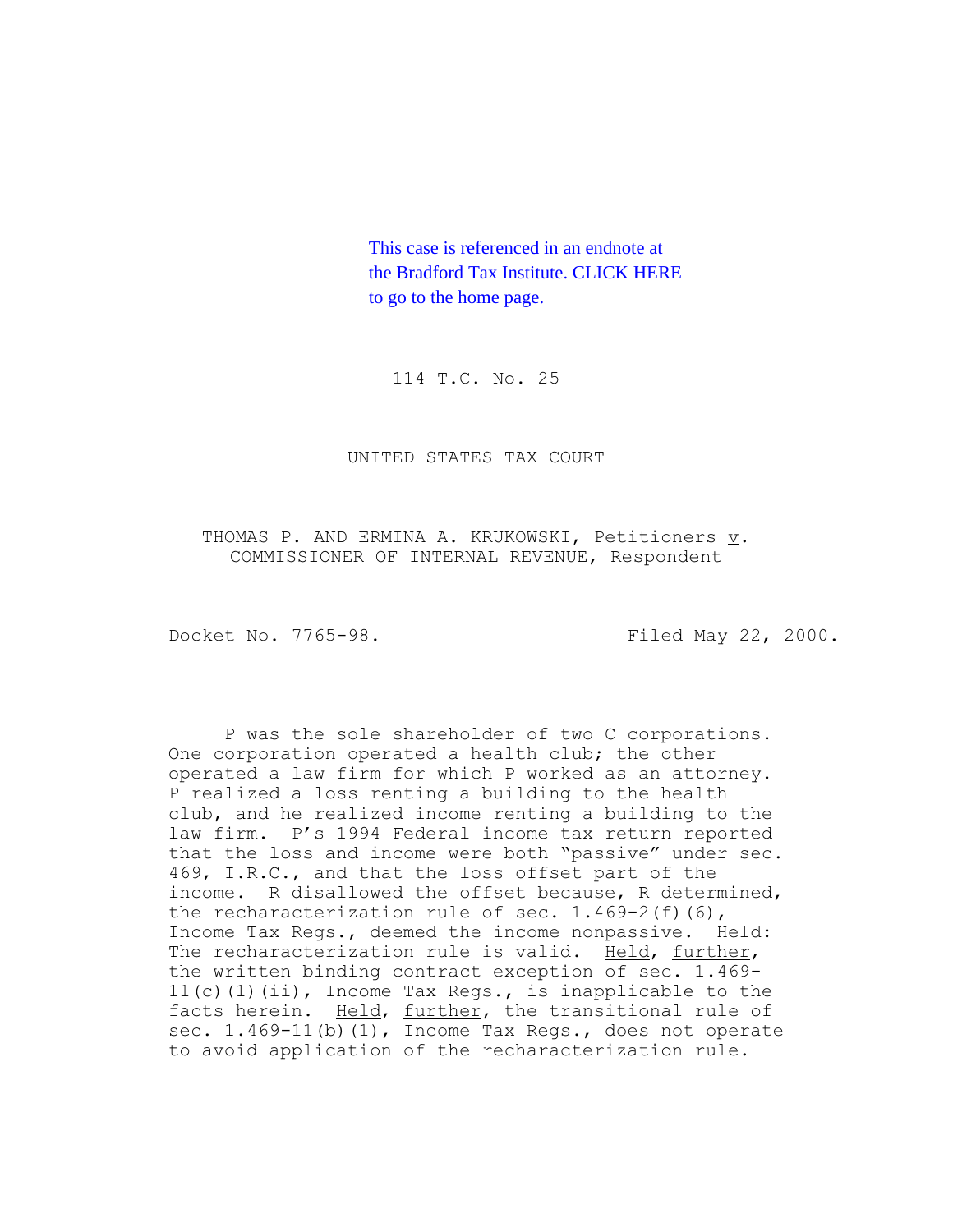This case is referenced in an endnote at the Bradford Tax Institute. CLICK HERE to go to the home page.

114 T.C. No. 25

UNITED STATES TAX COURT

THOMAS P. AND ERMINA A. KRUKOWSKI, Petitioners v. COMMISSIONER OF INTERNAL REVENUE, Respondent

Docket No. 7765-98. Filed May 22, 2000.

P was the sole shareholder of two C corporations. One corporation operated a health club; the other operated a law firm for which P worked as an attorney. P realized a loss renting a building to the health club, and he realized income renting a building to the law firm. P's 1994 Federal income tax return reported that the loss and income were both "passive" under sec. 469, I.R.C., and that the loss offset part of the income. R disallowed the offset because, R determined, the recharacterization rule of sec. 1.469-2(f)(6), Income Tax Regs., deemed the income nonpassive. Held: The recharacterization rule is valid. Held, further, the written binding contract exception of sec. 1.469-11(c)(1)(ii), Income Tax Regs., is inapplicable to the facts herein. Held, further, the transitional rule of sec. 1.469-11(b)(1), Income Tax Regs., does not operate to avoid application of the recharacterization rule.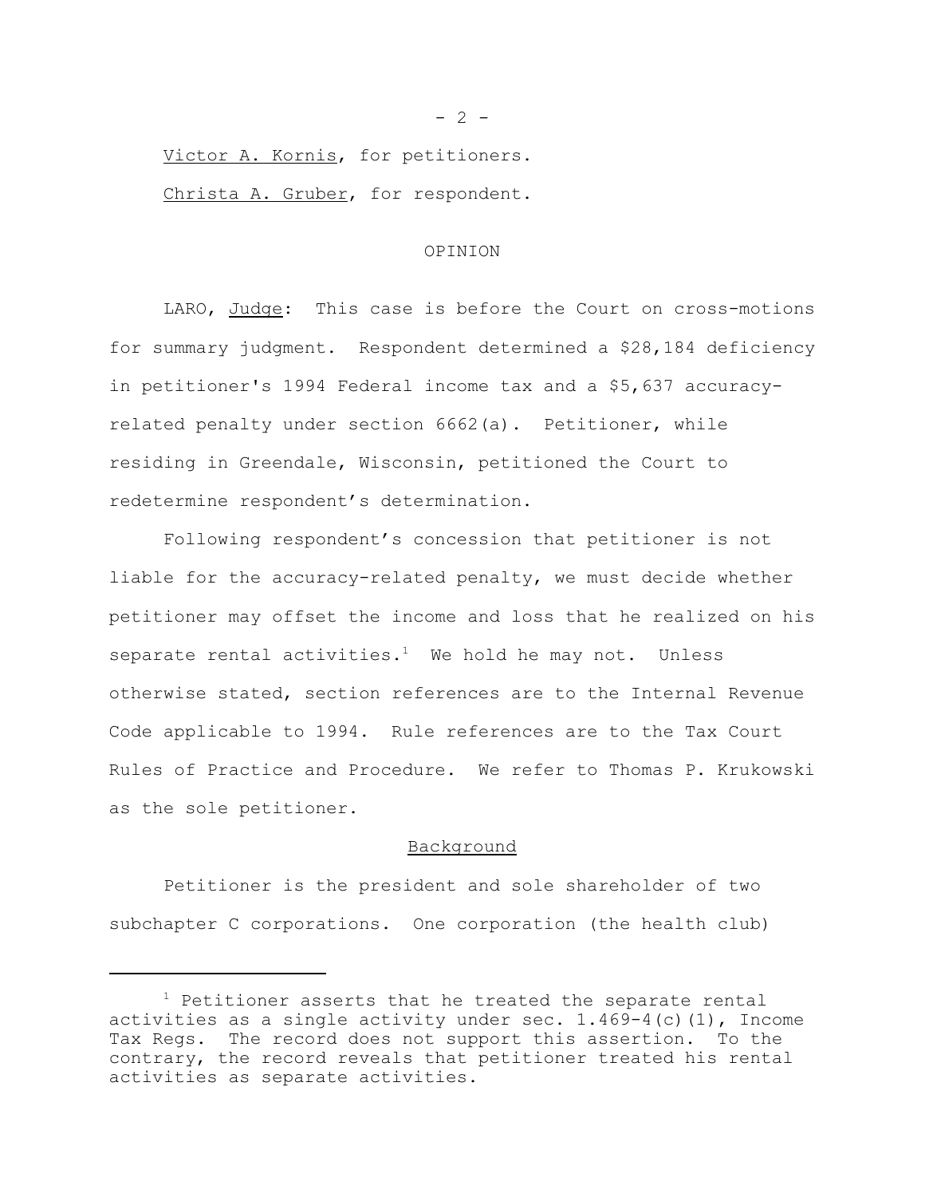Victor A. Kornis, for petitioners.

Christa A. Gruber, for respondent.

OPINION

LARO, Judge: This case is before the Court on cross-motions for summary judgment. Respondent determined a $28,184 deficiency in petitioner's 1994 Federal income tax and a $5,637 accuracy-related penalty under section 6662(a). Petitioner, while residing in Greendale, Wisconsin, petitioned the Court to redetermine respondent's determination.

Following respondent's concession that petitioner is not liable for the accuracy-related penalty, we must decide whether petitioner may offset the income and loss that he realized on his separate rental activities.[1] We hold he may not. Unless otherwise stated, section references are to the Internal Revenue Code applicable to 1994. Rule references are to the Tax Court Rules of Practice and Procedure. We refer to Thomas P. Krukowski as the sole petitioner.

Background

Petitioner is the president and sole shareholder of two subchapter C corporations. One corporation (the health club)

[1] Petitioner asserts that he treated the separate rental activities as a single activity under sec. 1.469-4(c)(1), Income Tax Regs. The record does not support this assertion. To the contrary, the record reveals that petitioner treated his rental activities as separate activities.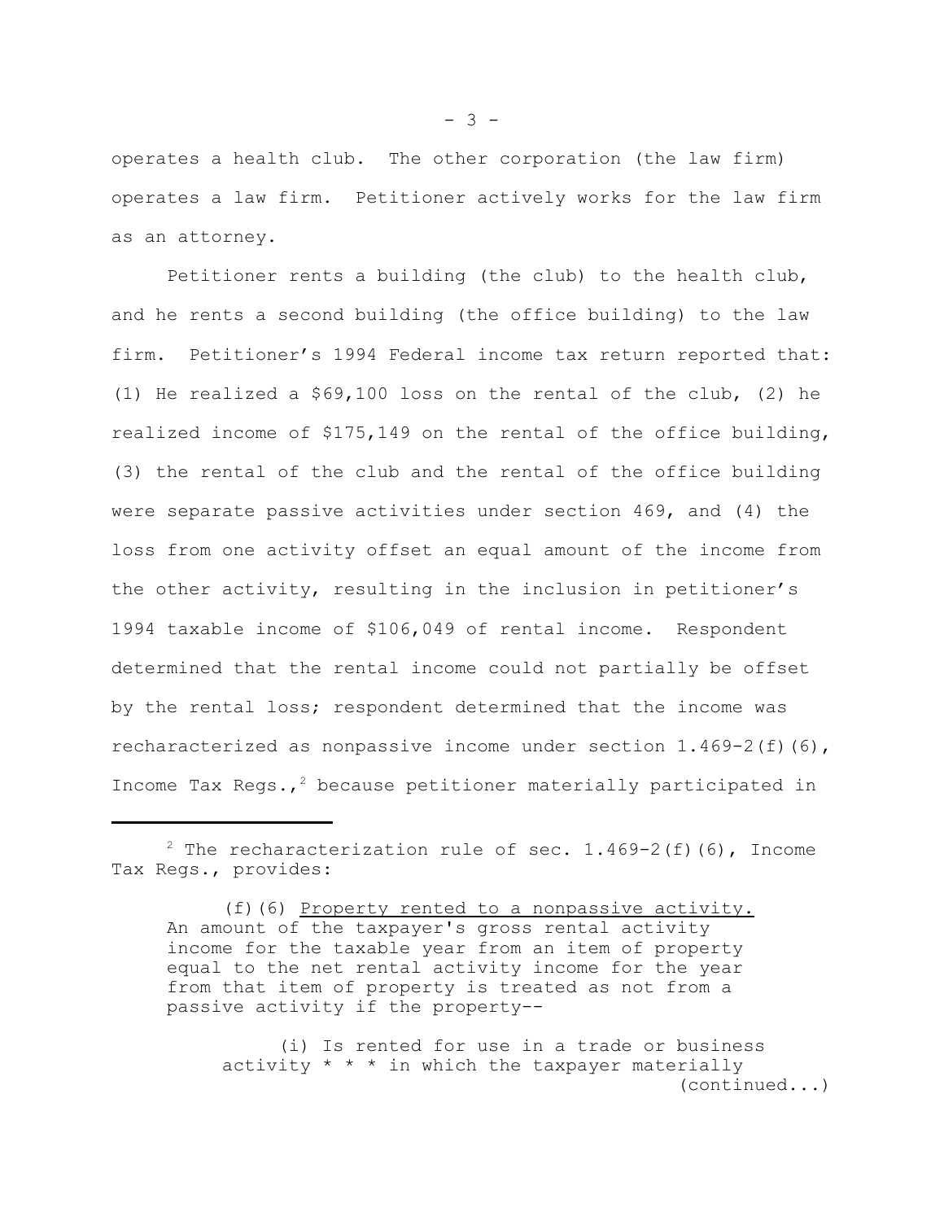operates a health club. The other corporation (the law firm) operates a law firm. Petitioner actively works for the law firm as an attorney.

Petitioner rents a building (the club) to the health club, and he rents a second building (the office building) to the law firm. Petitioner's 1994 Federal income tax return reported that: (1) He realized a $69,100 loss on the rental of the club, (2) he realized income of $175,149 on the rental of the office building, (3) the rental of the club and the rental of the office building were separate passive activities under section 469, and (4) the loss from one activity offset an equal amount of the income from the other activity, resulting in the inclusion in petitioner's 1994 taxable income of $106,049 of rental income. Respondent determined that the rental income could not partially be offset by the rental loss; respondent determined that the income was recharacterized as nonpassive income under section 1.469-2(f)(6), Income Tax Regs.,[2] because petitioner materially participated in

---

[2] The recharacterization rule of sec. 1.469-2(f)(6), Income Tax Regs., provides:

> (f)(6) Property rented to a nonpassive activity. An amount of the taxpayer's gross rental activity income for the taxable year from an item of property equal to the net rental activity income for the year from that item of property is treated as not from a passive activity if the property--
>
> (i) Is rented for use in a trade or business activity * * * in which the taxpayer materially (continued...)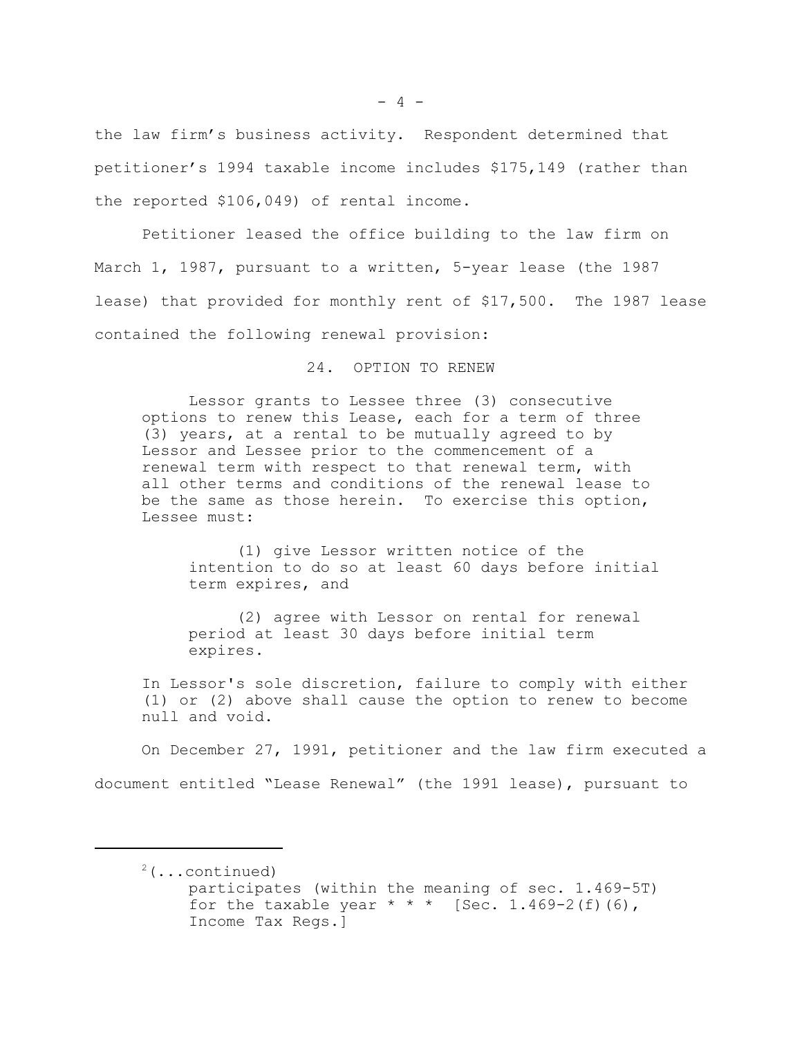the law firm's business activity. Respondent determined that petitioner's 1994 taxable income includes $175,149 (rather than the reported $106,049) of rental income.

Petitioner leased the office building to the law firm on March 1, 1987, pursuant to a written, 5-year lease (the 1987 lease) that provided for monthly rent of $17,500. The 1987 lease contained the following renewal provision:

> 24. OPTION TO RENEW
>
> Lessor grants to Lessee three (3) consecutive options to renew this Lease, each for a term of three (3) years, at a rental to be mutually agreed to by Lessor and Lessee prior to the commencement of a renewal term with respect to that renewal term, with all other terms and conditions of the renewal lease to be the same as those herein. To exercise this option, Lessee must:
>
> (1) give Lessor written notice of the intention to do so at least 60 days before initial term expires, and
>
> (2) agree with Lessor on rental for renewal period at least 30 days before initial term expires.
>
> In Lessor's sole discretion, failure to comply with either (1) or (2) above shall cause the option to renew to become null and void.

On December 27, 1991, petitioner and the law firm executed a document entitled "Lease Renewal" (the 1991 lease), pursuant to

---

[2](...continued)
participates (within the meaning of sec. 1.469-5T) for the taxable year * * * [Sec. 1.469-2(f)(6), Income Tax Regs.]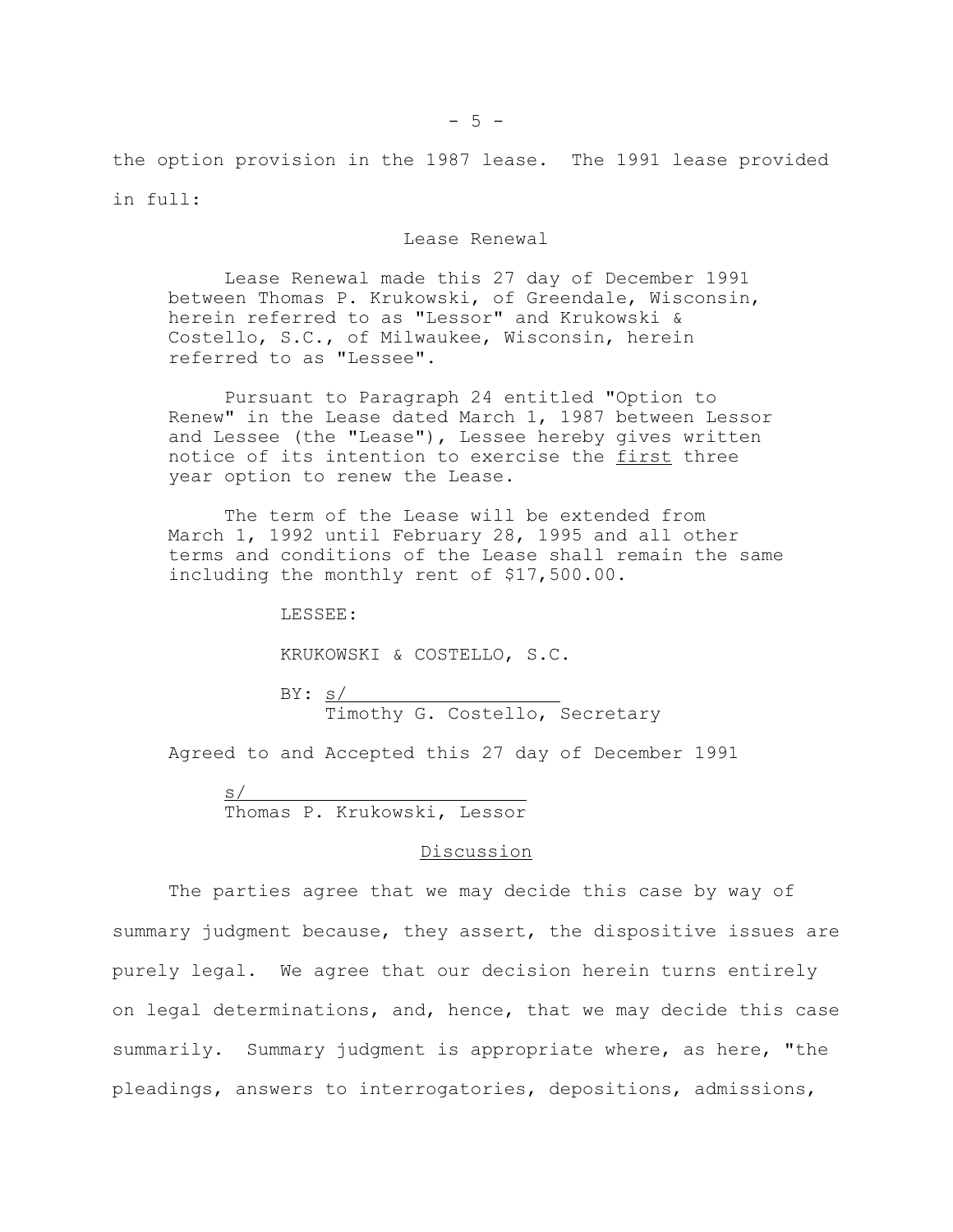the option provision in the 1987 lease. The 1991 lease provided in full:

> Lease Renewal
>
> Lease Renewal made this 27 day of December 1991 between Thomas P. Krukowski, of Greendale, Wisconsin, herein referred to as "Lessor" and Krukowski & Costello, S.C., of Milwaukee, Wisconsin, herein referred to as "Lessee".
>
> Pursuant to Paragraph 24 entitled "Option to Renew" in the Lease dated March 1, 1987 between Lessor and Lessee (the "Lease"), Lessee hereby gives written notice of its intention to exercise the <u>first</u> three year option to renew the Lease.
>
> The term of the Lease will be extended from March 1, 1992 until February 28, 1995 and all other terms and conditions of the Lease shall remain the same including the monthly rent of $17,500.00.
>
> LESSEE:
>
> KRUKOWSKI & COSTELLO, S.C.
>
> BY: s/____________________
> Timothy G. Costello, Secretary
>
> Agreed to and Accepted this 27 day of December 1991
>
> s/____________________
> Thomas P. Krukowski, Lessor

## Discussion

The parties agree that we may decide this case by way of summary judgment because, they assert, the dispositive issues are purely legal. We agree that our decision herein turns entirely on legal determinations, and, hence, that we may decide this case summarily. Summary judgment is appropriate where, as here, "the pleadings, answers to interrogatories, depositions, admissions,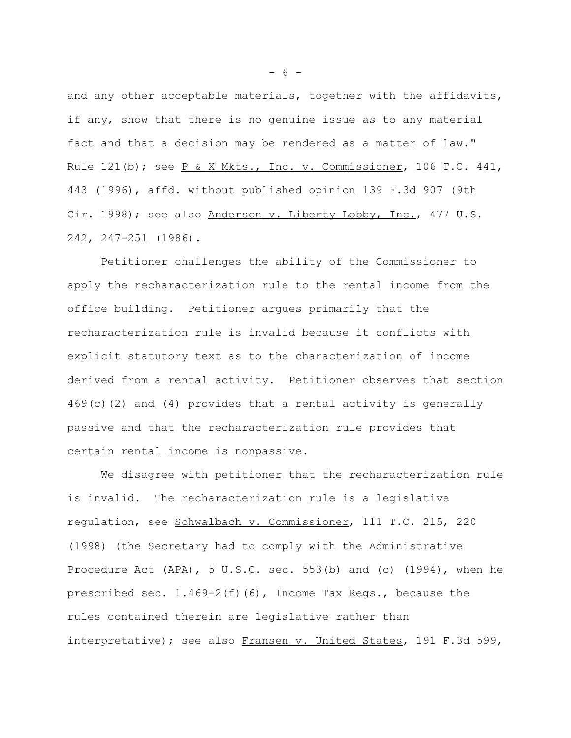and any other acceptable materials, together with the affidavits, if any, show that there is no genuine issue as to any material fact and that a decision may be rendered as a matter of law." Rule 121(b); see P & X Mkts., Inc. v. Commissioner, 106 T.C. 441, 443 (1996), affd. without published opinion 139 F.3d 907 (9th Cir. 1998); see also Anderson v. Liberty Lobby, Inc., 477 U.S. 242, 247-251 (1986).

Petitioner challenges the ability of the Commissioner to apply the recharacterization rule to the rental income from the office building. Petitioner argues primarily that the recharacterization rule is invalid because it conflicts with explicit statutory text as to the characterization of income derived from a rental activity. Petitioner observes that section 469(c)(2) and (4) provides that a rental activity is generally passive and that the recharacterization rule provides that certain rental income is nonpassive.

We disagree with petitioner that the recharacterization rule is invalid. The recharacterization rule is a legislative regulation, see Schwalbach v. Commissioner, 111 T.C. 215, 220 (1998) (the Secretary had to comply with the Administrative Procedure Act (APA), 5 U.S.C. sec. 553(b) and (c) (1994), when he prescribed sec. 1.469-2(f)(6), Income Tax Regs., because the rules contained therein are legislative rather than interpretative); see also Fransen v. United States, 191 F.3d 599,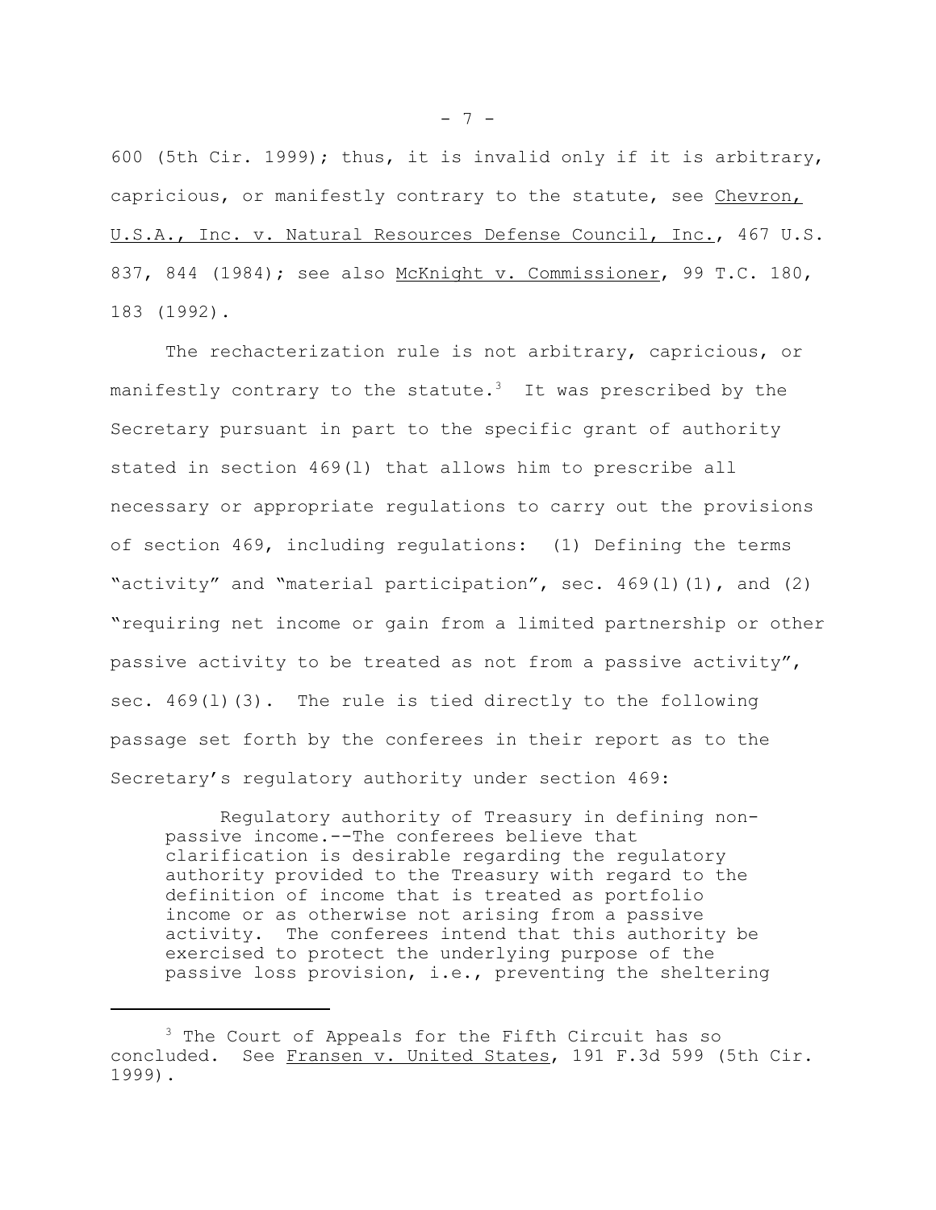600 (5th Cir. 1999); thus, it is invalid only if it is arbitrary, capricious, or manifestly contrary to the statute, see Chevron, U.S.A., Inc. v. Natural Resources Defense Council, Inc., 467 U.S. 837, 844 (1984); see also McKnight v. Commissioner, 99 T.C. 180, 183 (1992).

The rechacterization rule is not arbitrary, capricious, or manifestly contrary to the statute.[3] It was prescribed by the Secretary pursuant in part to the specific grant of authority stated in section 469(l) that allows him to prescribe all necessary or appropriate regulations to carry out the provisions of section 469, including regulations: (1) Defining the terms "activity" and "material participation", sec. 469(l)(1), and (2) "requiring net income or gain from a limited partnership or other passive activity to be treated as not from a passive activity", sec. 469(l)(3). The rule is tied directly to the following passage set forth by the conferees in their report as to the Secretary's regulatory authority under section 469:

> Regulatory authority of Treasury in defining non-passive income.--The conferees believe that clarification is desirable regarding the regulatory authority provided to the Treasury with regard to the definition of income that is treated as portfolio income or as otherwise not arising from a passive activity. The conferees intend that this authority be exercised to protect the underlying purpose of the passive loss provision, i.e., preventing the sheltering

[3] The Court of Appeals for the Fifth Circuit has so concluded. See Fransen v. United States, 191 F.3d 599 (5th Cir. 1999).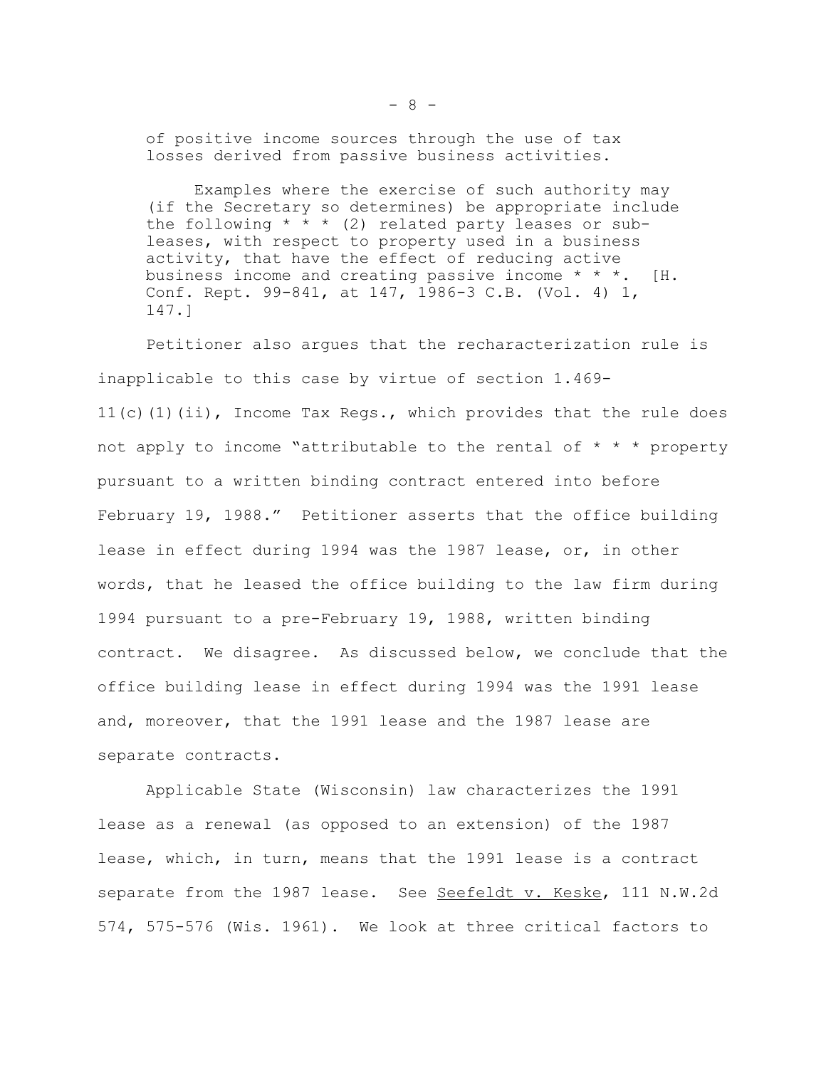> of positive income sources through the use of tax losses derived from passive business activities.
>
> Examples where the exercise of such authority may (if the Secretary so determines) be appropriate include the following * * * (2) related party leases or sub-leases, with respect to property used in a business activity, that have the effect of reducing active business income and creating passive income * * *. [H. Conf. Rept. 99-841, at 147, 1986-3 C.B. (Vol. 4) 1, 147.]

Petitioner also argues that the recharacterization rule is inapplicable to this case by virtue of section 1.469-11(c)(1)(ii), Income Tax Regs., which provides that the rule does not apply to income "attributable to the rental of * * * property pursuant to a written binding contract entered into before February 19, 1988." Petitioner asserts that the office building lease in effect during 1994 was the 1987 lease, or, in other words, that he leased the office building to the law firm during 1994 pursuant to a pre-February 19, 1988, written binding contract. We disagree. As discussed below, we conclude that the office building lease in effect during 1994 was the 1991 lease and, moreover, that the 1991 lease and the 1987 lease are separate contracts.

Applicable State (Wisconsin) law characterizes the 1991 lease as a renewal (as opposed to an extension) of the 1987 lease, which, in turn, means that the 1991 lease is a contract separate from the 1987 lease. See Seefeldt v. Keske, 111 N.W.2d 574, 575-576 (Wis. 1961). We look at three critical factors to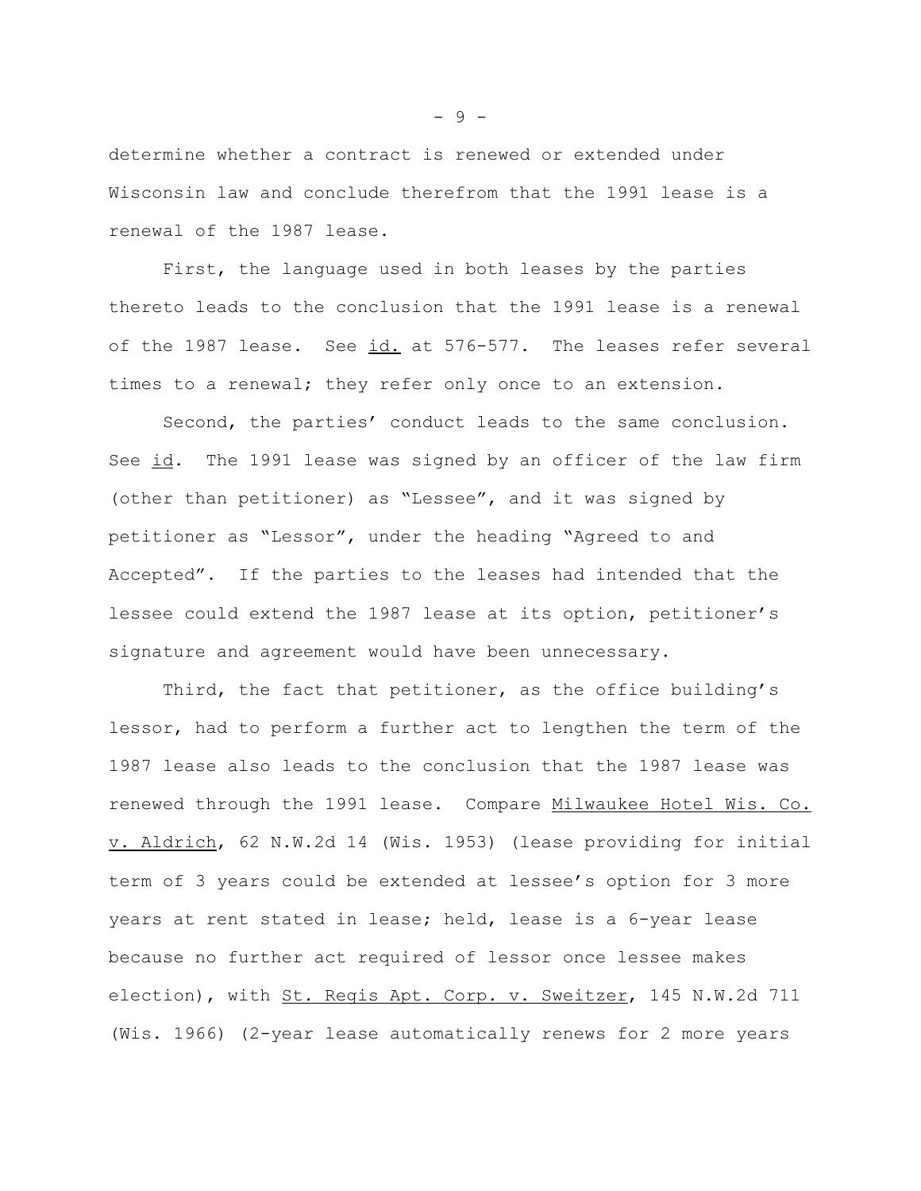determine whether a contract is renewed or extended under Wisconsin law and conclude therefrom that the 1991 lease is a renewal of the 1987 lease.

First, the language used in both leases by the parties thereto leads to the conclusion that the 1991 lease is a renewal of the 1987 lease. See id. at 576-577. The leases refer several times to a renewal; they refer only once to an extension.

Second, the parties' conduct leads to the same conclusion. See id. The 1991 lease was signed by an officer of the law firm (other than petitioner) as "Lessee", and it was signed by petitioner as "Lessor", under the heading "Agreed to and Accepted". If the parties to the leases had intended that the lessee could extend the 1987 lease at its option, petitioner's signature and agreement would have been unnecessary.

Third, the fact that petitioner, as the office building's lessor, had to perform a further act to lengthen the term of the 1987 lease also leads to the conclusion that the 1987 lease was renewed through the 1991 lease. Compare Milwaukee Hotel Wis. Co. v. Aldrich, 62 N.W.2d 14 (Wis. 1953) (lease providing for initial term of 3 years could be extended at lessee's option for 3 more years at rent stated in lease; held, lease is a 6-year lease because no further act required of lessor once lessee makes election), with St. Regis Apt. Corp. v. Sweitzer, 145 N.W.2d 711 (Wis. 1966) (2-year lease automatically renews for 2 more years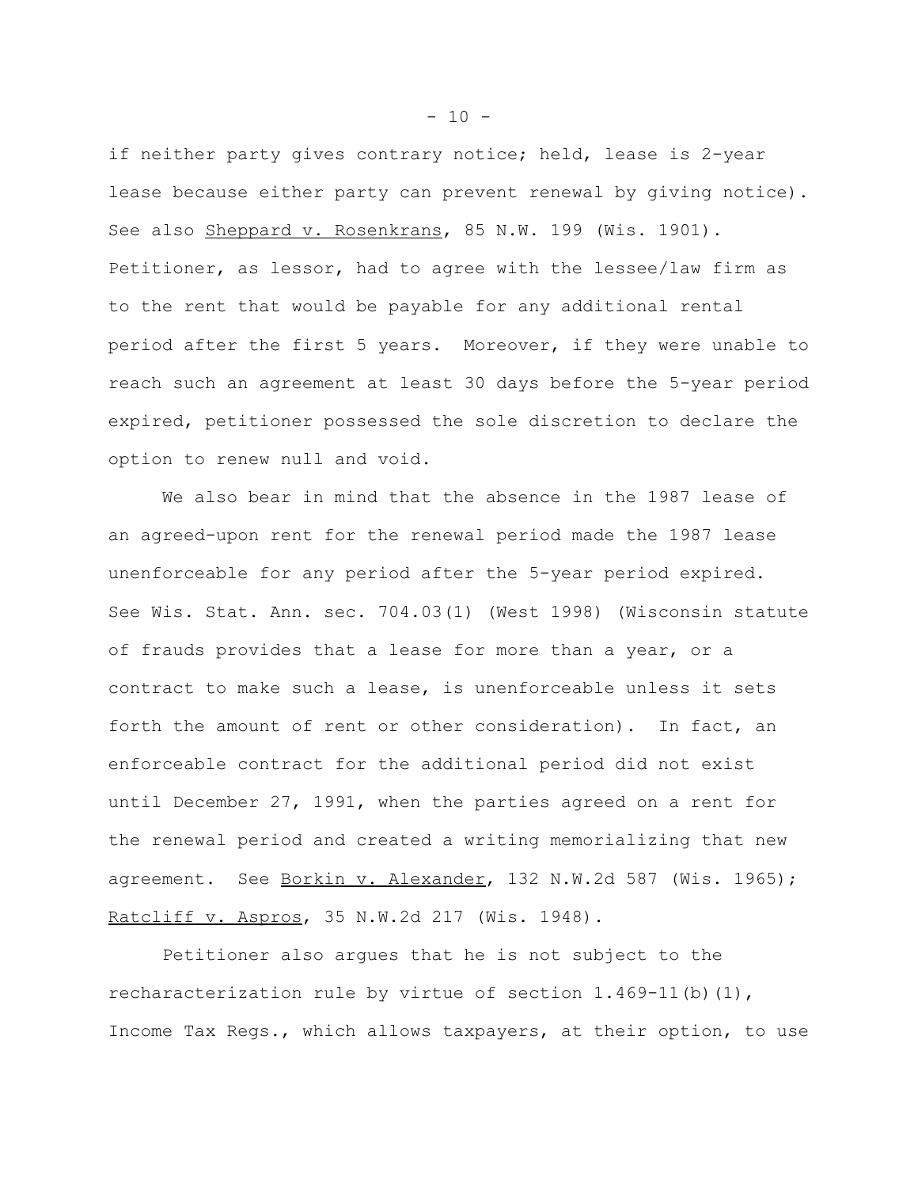if neither party gives contrary notice; held, lease is 2-year lease because either party can prevent renewal by giving notice). See also Sheppard v. Rosenkrans, 85 N.W. 199 (Wis. 1901). Petitioner, as lessor, had to agree with the lessee/law firm as to the rent that would be payable for any additional rental period after the first 5 years. Moreover, if they were unable to reach such an agreement at least 30 days before the 5-year period expired, petitioner possessed the sole discretion to declare the option to renew null and void.

We also bear in mind that the absence in the 1987 lease of an agreed-upon rent for the renewal period made the 1987 lease unenforceable for any period after the 5-year period expired. See Wis. Stat. Ann. sec. 704.03(1) (West 1998) (Wisconsin statute of frauds provides that a lease for more than a year, or a contract to make such a lease, is unenforceable unless it sets forth the amount of rent or other consideration). In fact, an enforceable contract for the additional period did not exist until December 27, 1991, when the parties agreed on a rent for the renewal period and created a writing memorializing that new agreement. See Borkin v. Alexander, 132 N.W.2d 587 (Wis. 1965); Ratcliff v. Aspros, 35 N.W.2d 217 (Wis. 1948).

Petitioner also argues that he is not subject to the recharacterization rule by virtue of section 1.469-11(b)(1), Income Tax Regs., which allows taxpayers, at their option, to use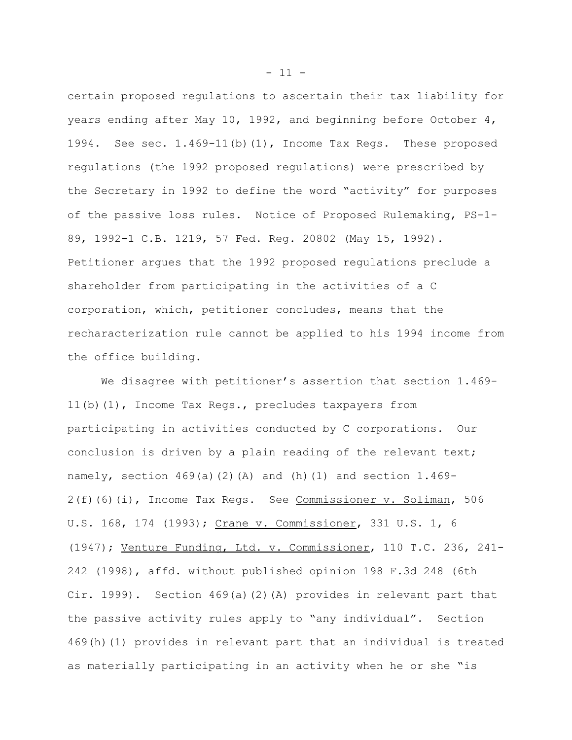certain proposed regulations to ascertain their tax liability for years ending after May 10, 1992, and beginning before October 4, 1994. See sec. 1.469-11(b)(1), Income Tax Regs. These proposed regulations (the 1992 proposed regulations) were prescribed by the Secretary in 1992 to define the word "activity" for purposes of the passive loss rules. Notice of Proposed Rulemaking, PS-1-89, 1992-1 C.B. 1219, 57 Fed. Reg. 20802 (May 15, 1992). Petitioner argues that the 1992 proposed regulations preclude a shareholder from participating in the activities of a C corporation, which, petitioner concludes, means that the recharacterization rule cannot be applied to his 1994 income from the office building.

We disagree with petitioner's assertion that section 1.469-11(b)(1), Income Tax Regs., precludes taxpayers from participating in activities conducted by C corporations. Our conclusion is driven by a plain reading of the relevant text; namely, section 469(a)(2)(A) and (h)(1) and section 1.469-2(f)(6)(i), Income Tax Regs. See <u>Commissioner v. Soliman</u>, 506 U.S. 168, 174 (1993); <u>Crane v. Commissioner</u>, 331 U.S. 1, 6 (1947); <u>Venture Funding, Ltd. v. Commissioner</u>, 110 T.C. 236, 241-242 (1998), affd. without published opinion 198 F.3d 248 (6th Cir. 1999). Section 469(a)(2)(A) provides in relevant part that the passive activity rules apply to "any individual". Section 469(h)(1) provides in relevant part that an individual is treated as materially participating in an activity when he or she "is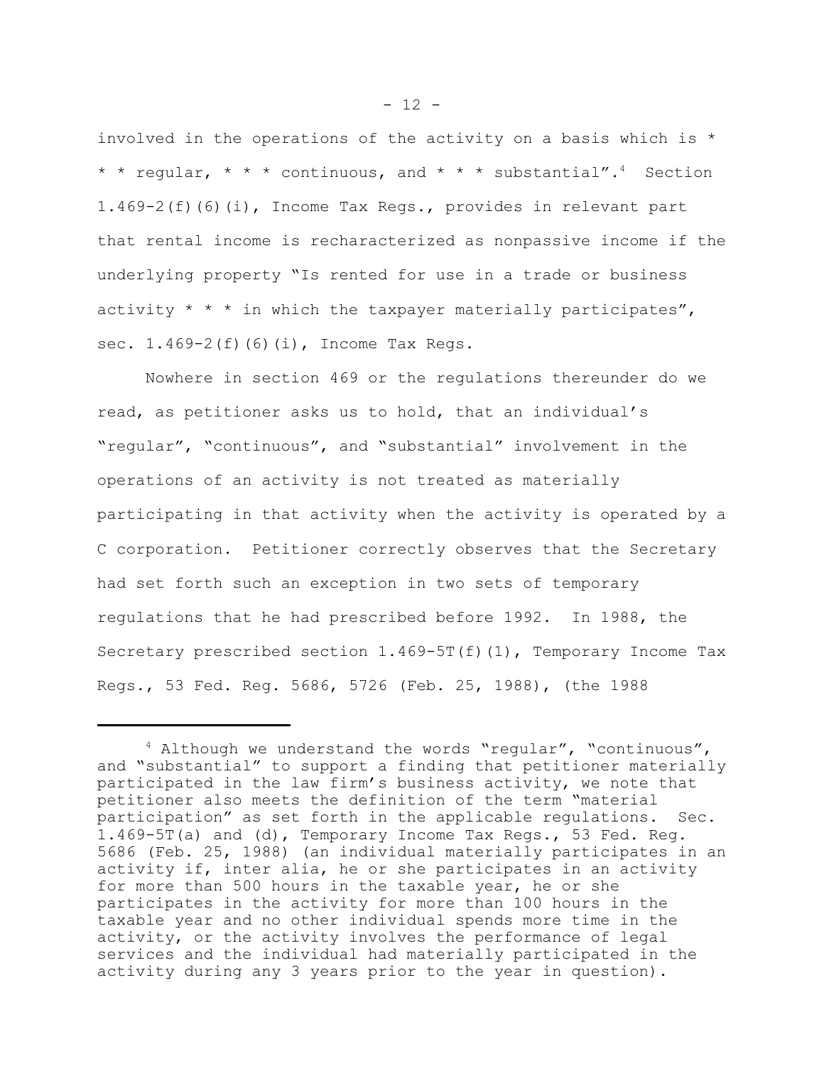involved in the operations of the activity on a basis which is * * * regular, * * * continuous, and * * * substantial".[4] Section 1.469-2(f)(6)(i), Income Tax Regs., provides in relevant part that rental income is recharacterized as nonpassive income if the underlying property "Is rented for use in a trade or business activity * * * in which the taxpayer materially participates", sec. 1.469-2(f)(6)(i), Income Tax Regs.

Nowhere in section 469 or the regulations thereunder do we read, as petitioner asks us to hold, that an individual's "regular", "continuous", and "substantial" involvement in the operations of an activity is not treated as materially participating in that activity when the activity is operated by a C corporation. Petitioner correctly observes that the Secretary had set forth such an exception in two sets of temporary regulations that he had prescribed before 1992. In 1988, the Secretary prescribed section 1.469-5T(f)(1), Temporary Income Tax Regs., 53 Fed. Reg. 5686, 5726 (Feb. 25, 1988), (the 1988

---

[4] Although we understand the words "regular", "continuous", and "substantial" to support a finding that petitioner materially participated in the law firm's business activity, we note that petitioner also meets the definition of the term "material participation" as set forth in the applicable regulations. Sec. 1.469-5T(a) and (d), Temporary Income Tax Regs., 53 Fed. Reg. 5686 (Feb. 25, 1988) (an individual materially participates in an activity if, inter alia, he or she participates in an activity for more than 500 hours in the taxable year, he or she participates in the activity for more than 100 hours in the taxable year and no other individual spends more time in the activity, or the activity involves the performance of legal services and the individual had materially participated in the activity during any 3 years prior to the year in question).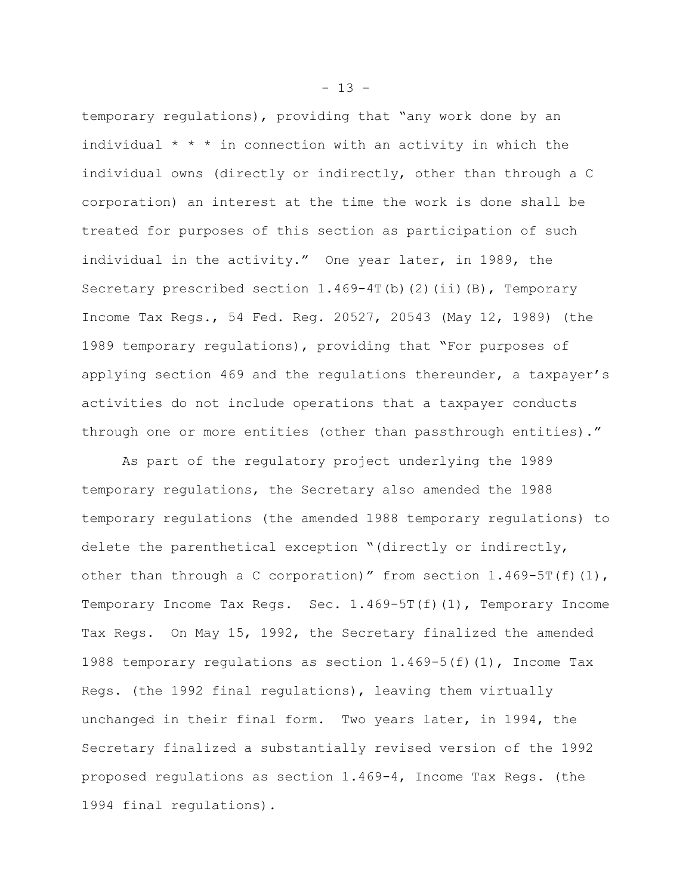temporary regulations), providing that "any work done by an individual * * * in connection with an activity in which the individual owns (directly or indirectly, other than through a C corporation) an interest at the time the work is done shall be treated for purposes of this section as participation of such individual in the activity." One year later, in 1989, the Secretary prescribed section 1.469-4T(b)(2)(ii)(B), Temporary Income Tax Regs., 54 Fed. Reg. 20527, 20543 (May 12, 1989) (the 1989 temporary regulations), providing that "For purposes of applying section 469 and the regulations thereunder, a taxpayer's activities do not include operations that a taxpayer conducts through one or more entities (other than passthrough entities)."

As part of the regulatory project underlying the 1989 temporary regulations, the Secretary also amended the 1988 temporary regulations (the amended 1988 temporary regulations) to delete the parenthetical exception "(directly or indirectly, other than through a C corporation)" from section 1.469-5T(f)(1), Temporary Income Tax Regs. Sec. 1.469-5T(f)(1), Temporary Income Tax Regs. On May 15, 1992, the Secretary finalized the amended 1988 temporary regulations as section 1.469-5(f)(1), Income Tax Regs. (the 1992 final regulations), leaving them virtually unchanged in their final form. Two years later, in 1994, the Secretary finalized a substantially revised version of the 1992 proposed regulations as section 1.469-4, Income Tax Regs. (the 1994 final regulations).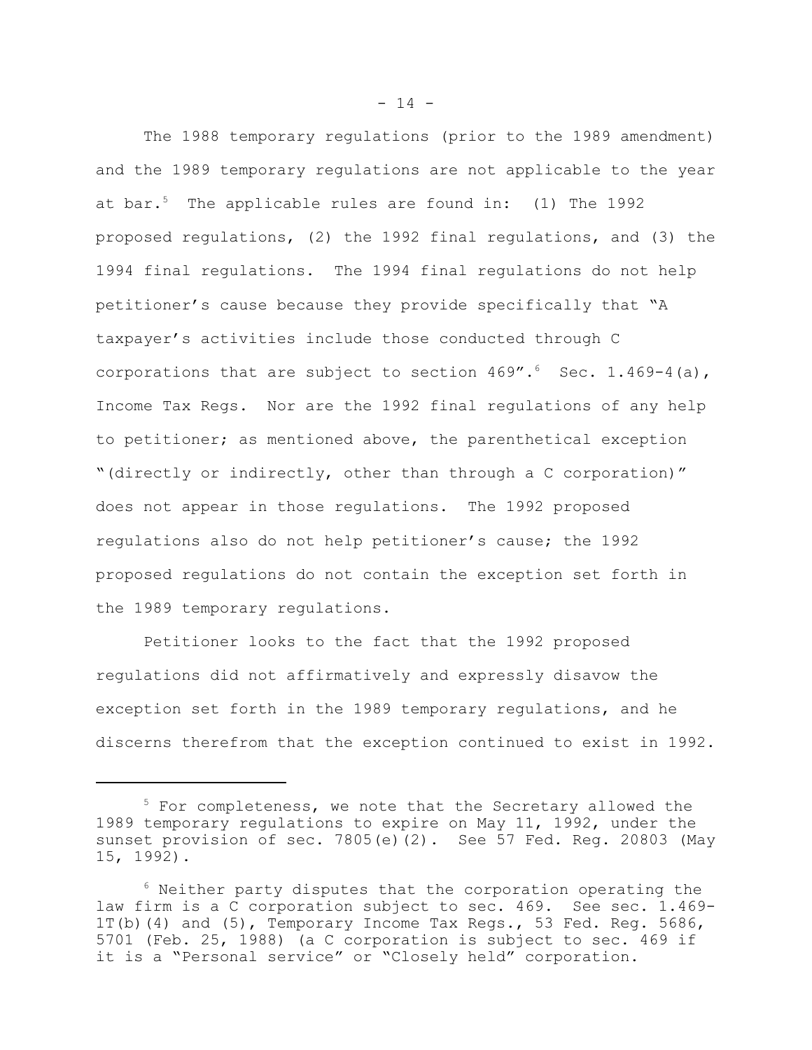The 1988 temporary regulations (prior to the 1989 amendment) and the 1989 temporary regulations are not applicable to the year at bar.[5] The applicable rules are found in: (1) The 1992 proposed regulations, (2) the 1992 final regulations, and (3) the 1994 final regulations. The 1994 final regulations do not help petitioner's cause because they provide specifically that "A taxpayer's activities include those conducted through C corporations that are subject to section 469".[6] Sec. 1.469-4(a), Income Tax Regs. Nor are the 1992 final regulations of any help to petitioner; as mentioned above, the parenthetical exception "(directly or indirectly, other than through a C corporation)" does not appear in those regulations. The 1992 proposed regulations also do not help petitioner's cause; the 1992 proposed regulations do not contain the exception set forth in the 1989 temporary regulations.

Petitioner looks to the fact that the 1992 proposed regulations did not affirmatively and expressly disavow the exception set forth in the 1989 temporary regulations, and he discerns therefrom that the exception continued to exist in 1992.

---

[5] For completeness, we note that the Secretary allowed the 1989 temporary regulations to expire on May 11, 1992, under the sunset provision of sec. 7805(e)(2). See 57 Fed. Reg. 20803 (May 15, 1992).

[6] Neither party disputes that the corporation operating the law firm is a C corporation subject to sec. 469. See sec. 1.469-1T(b)(4) and (5), Temporary Income Tax Regs., 53 Fed. Reg. 5686, 5701 (Feb. 25, 1988) (a C corporation is subject to sec. 469 if it is a "Personal service" or "Closely held" corporation.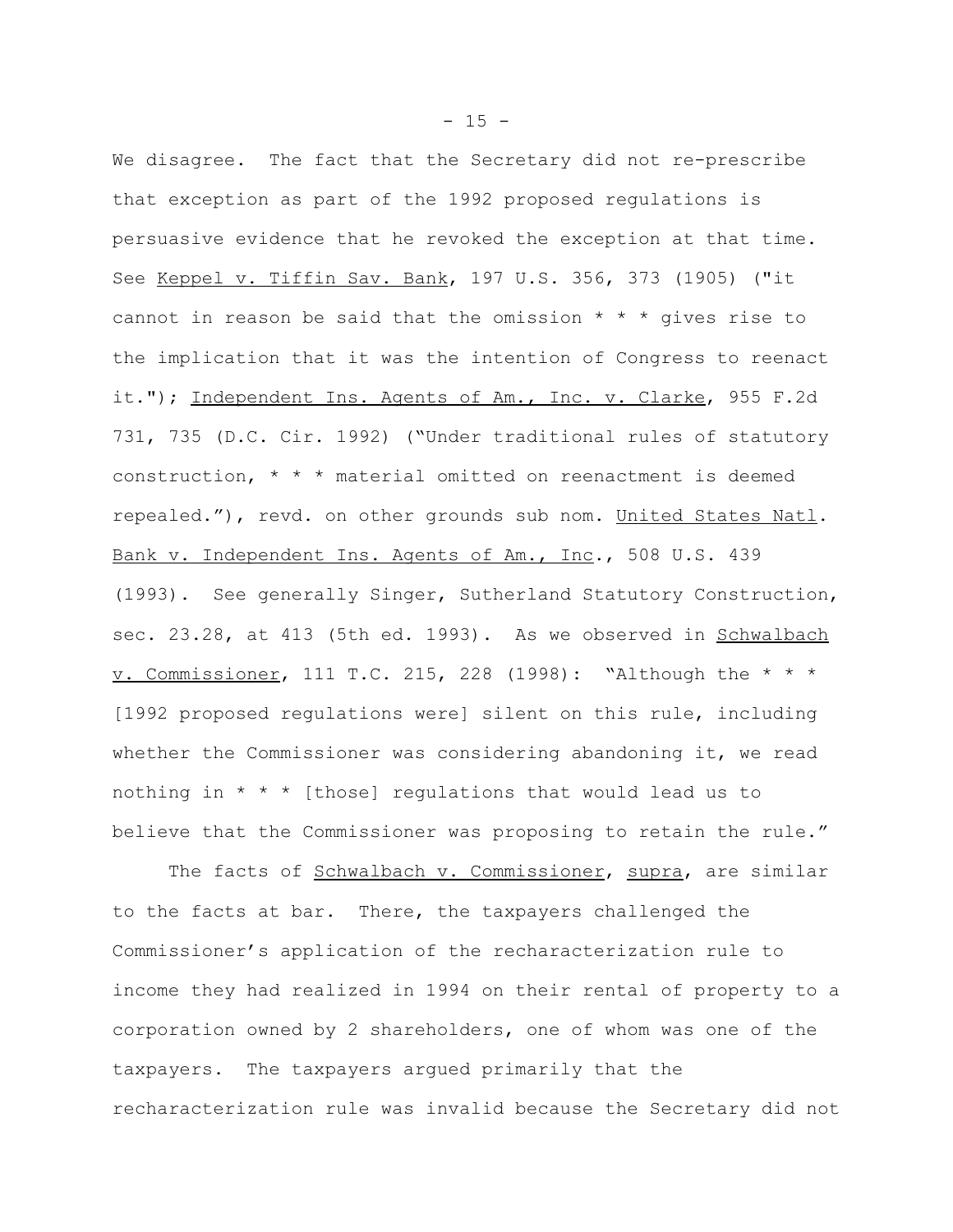We disagree. The fact that the Secretary did not re-prescribe that exception as part of the 1992 proposed regulations is persuasive evidence that he revoked the exception at that time. See Keppel v. Tiffin Sav. Bank, 197 U.S. 356, 373 (1905) ("it cannot in reason be said that the omission * * * gives rise to the implication that it was the intention of Congress to reenact it."); Independent Ins. Agents of Am., Inc. v. Clarke, 955 F.2d 731, 735 (D.C. Cir. 1992) ("Under traditional rules of statutory construction, * * * material omitted on reenactment is deemed repealed."), revd. on other grounds sub nom. United States Natl. Bank v. Independent Ins. Agents of Am., Inc., 508 U.S. 439 (1993). See generally Singer, Sutherland Statutory Construction, sec. 23.28, at 413 (5th ed. 1993). As we observed in Schwalbach v. Commissioner, 111 T.C. 215, 228 (1998): "Although the * * * [1992 proposed regulations were] silent on this rule, including whether the Commissioner was considering abandoning it, we read nothing in * * * [those] regulations that would lead us to believe that the Commissioner was proposing to retain the rule."

The facts of Schwalbach v. Commissioner, supra, are similar to the facts at bar. There, the taxpayers challenged the Commissioner's application of the recharacterization rule to income they had realized in 1994 on their rental of property to a corporation owned by 2 shareholders, one of whom was one of the taxpayers. The taxpayers argued primarily that the recharacterization rule was invalid because the Secretary did not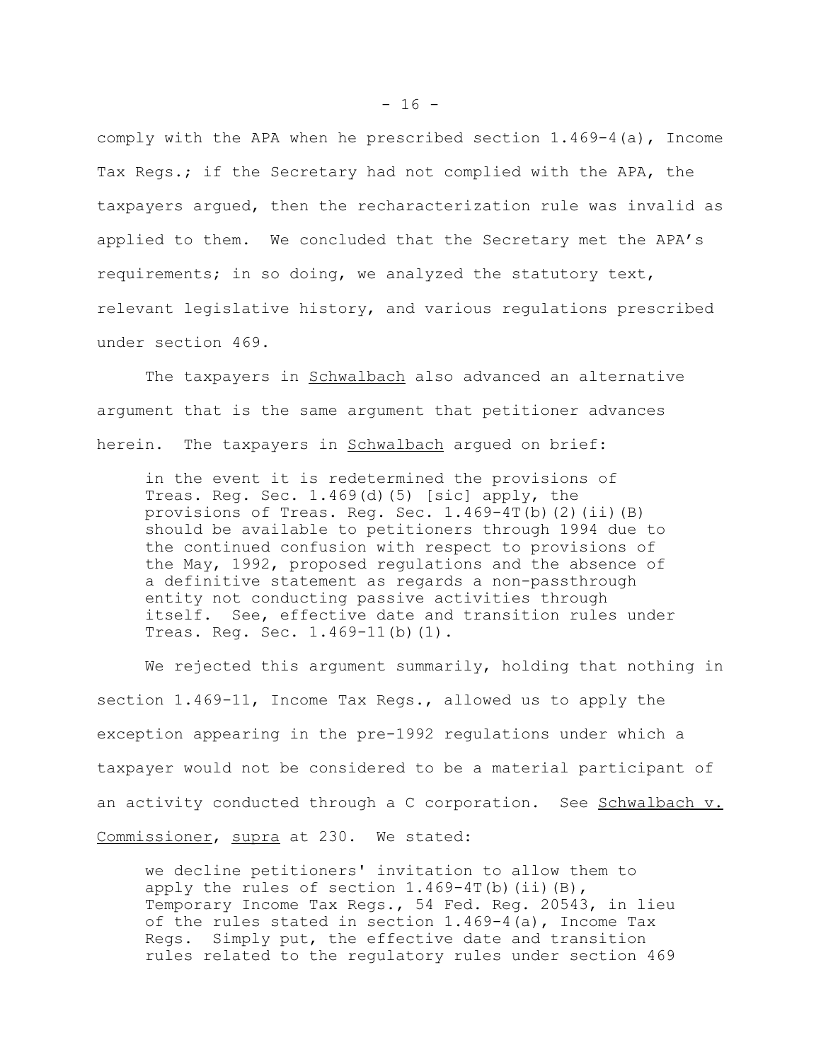comply with the APA when he prescribed section 1.469-4(a), Income Tax Regs.; if the Secretary had not complied with the APA, the taxpayers argued, then the recharacterization rule was invalid as applied to them. We concluded that the Secretary met the APA's requirements; in so doing, we analyzed the statutory text, relevant legislative history, and various regulations prescribed under section 469.

The taxpayers in Schwalbach also advanced an alternative argument that is the same argument that petitioner advances herein. The taxpayers in Schwalbach argued on brief:

> in the event it is redetermined the provisions of Treas. Reg. Sec. 1.469(d)(5) [sic] apply, the provisions of Treas. Reg. Sec. 1.469-4T(b)(2)(ii)(B) should be available to petitioners through 1994 due to the continued confusion with respect to provisions of the May, 1992, proposed regulations and the absence of a definitive statement as regards a non-passthrough entity not conducting passive activities through itself. See, effective date and transition rules under Treas. Reg. Sec. 1.469-11(b)(1).

We rejected this argument summarily, holding that nothing in section 1.469-11, Income Tax Regs., allowed us to apply the exception appearing in the pre-1992 regulations under which a taxpayer would not be considered to be a material participant of an activity conducted through a C corporation. See Schwalbach v. Commissioner, supra at 230. We stated:

> we decline petitioners' invitation to allow them to apply the rules of section 1.469-4T(b)(ii)(B), Temporary Income Tax Regs., 54 Fed. Reg. 20543, in lieu of the rules stated in section 1.469-4(a), Income Tax Regs. Simply put, the effective date and transition rules related to the regulatory rules under section 469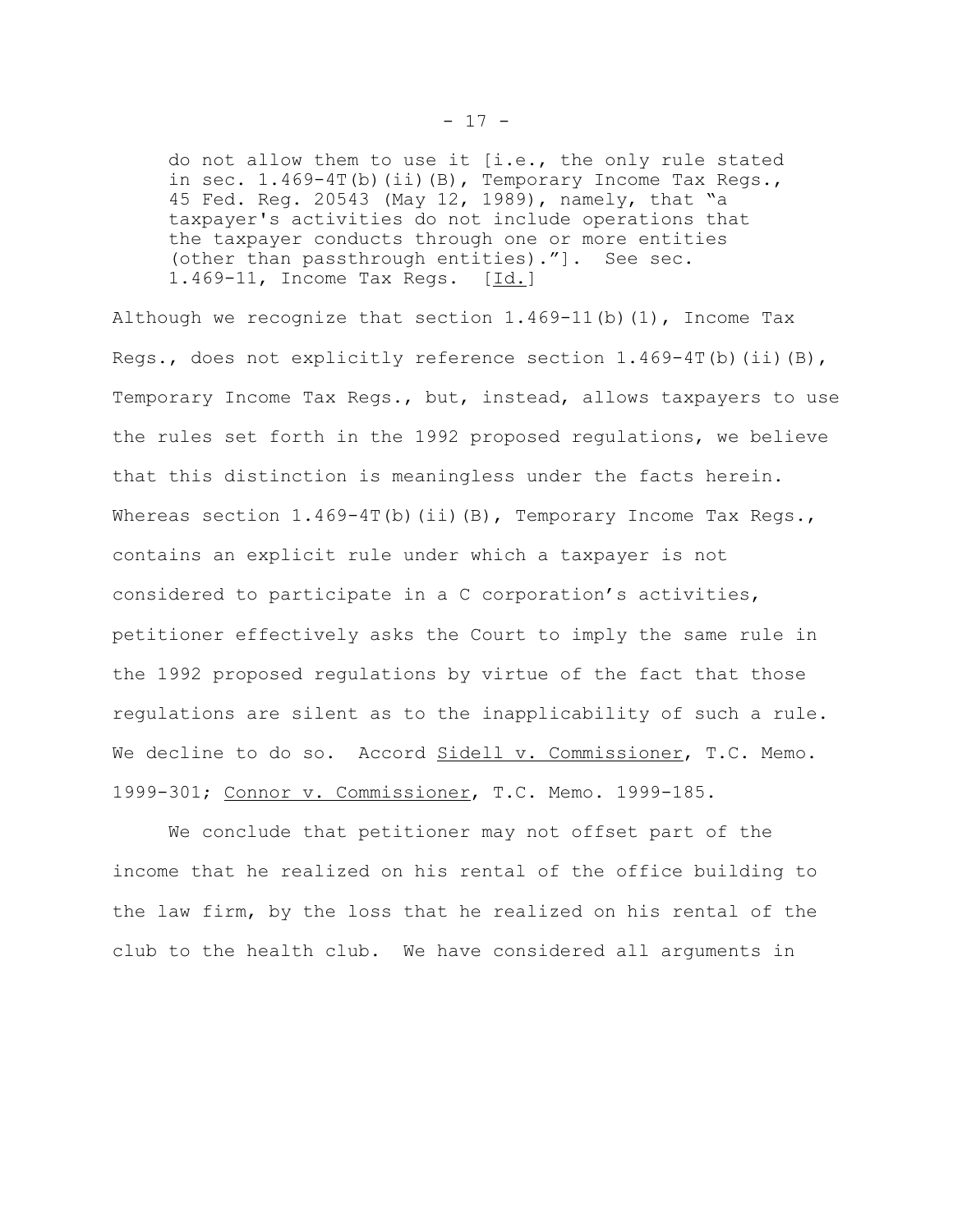> do not allow them to use it [i.e., the only rule stated in sec. 1.469-4T(b)(ii)(B), Temporary Income Tax Regs., 45 Fed. Reg. 20543 (May 12, 1989), namely, that "a taxpayer's activities do not include operations that the taxpayer conducts through one or more entities (other than passthrough entities)."]. See sec. 1.469-11, Income Tax Regs. [Id.]

Although we recognize that section 1.469-11(b)(1), Income Tax Regs., does not explicitly reference section 1.469-4T(b)(ii)(B), Temporary Income Tax Regs., but, instead, allows taxpayers to use the rules set forth in the 1992 proposed regulations, we believe that this distinction is meaningless under the facts herein. Whereas section 1.469-4T(b)(ii)(B), Temporary Income Tax Regs., contains an explicit rule under which a taxpayer is not considered to participate in a C corporation's activities, petitioner effectively asks the Court to imply the same rule in the 1992 proposed regulations by virtue of the fact that those regulations are silent as to the inapplicability of such a rule. We decline to do so. Accord Sidell v. Commissioner, T.C. Memo. 1999-301; Connor v. Commissioner, T.C. Memo. 1999-185.

We conclude that petitioner may not offset part of the income that he realized on his rental of the office building to the law firm, by the loss that he realized on his rental of the club to the health club. We have considered all arguments in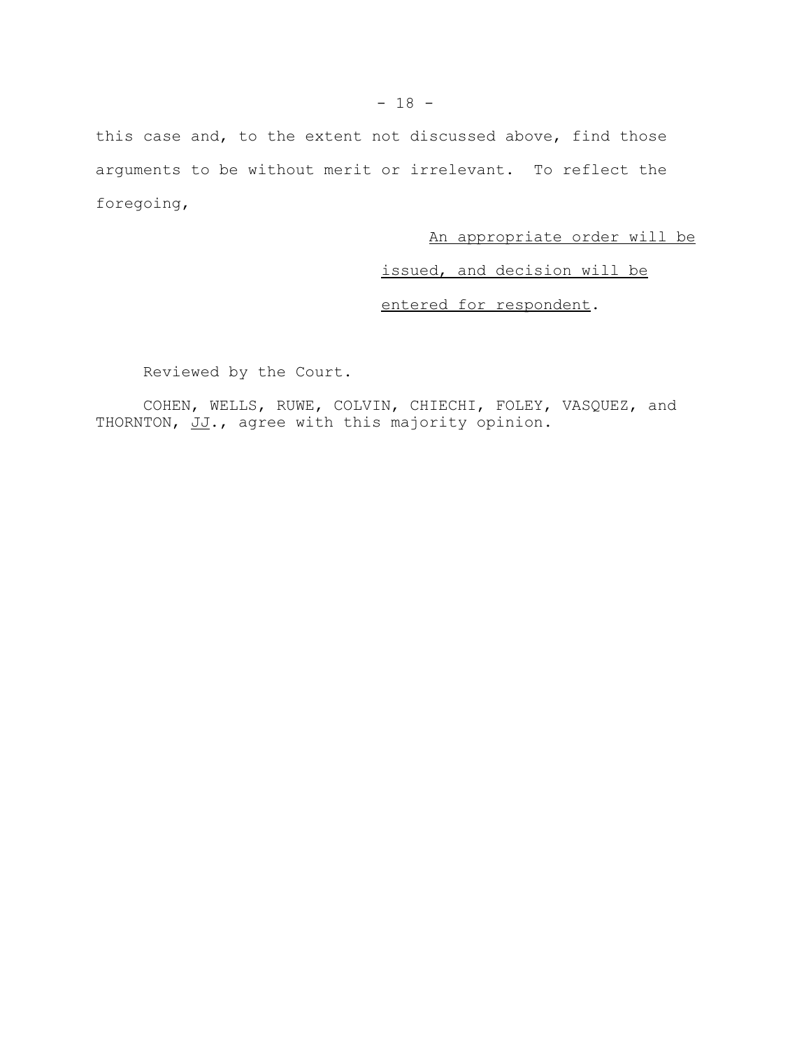this case and, to the extent not discussed above, find those arguments to be without merit or irrelevant. To reflect the foregoing,

An appropriate order will be issued, and decision will be entered for respondent.

Reviewed by the Court.

COHEN, WELLS, RUWE, COLVIN, CHIECHI, FOLEY, VASQUEZ, and THORNTON, JJ., agree with this majority opinion.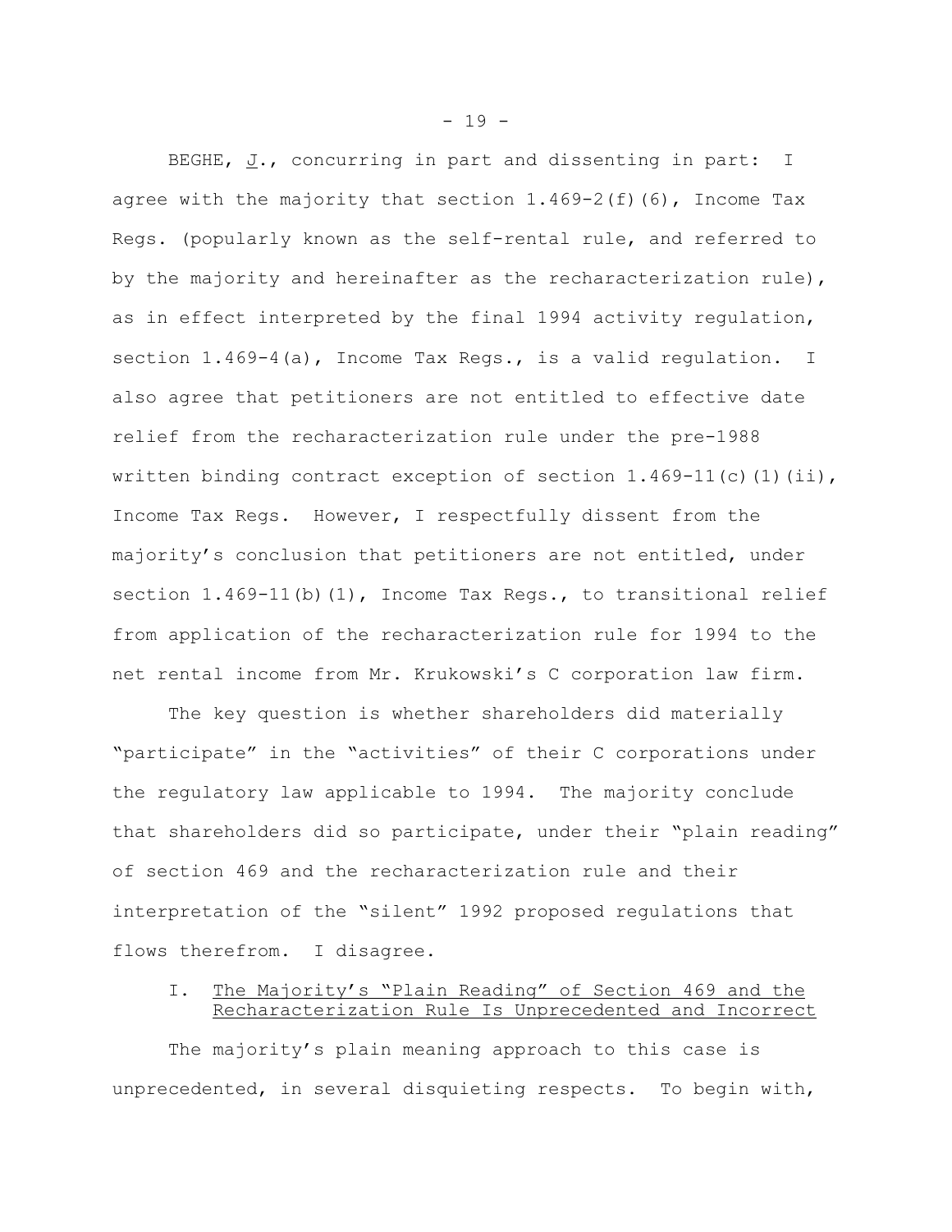BEGHE, J., concurring in part and dissenting in part: I agree with the majority that section 1.469-2(f)(6), Income Tax Regs. (popularly known as the self-rental rule, and referred to by the majority and hereinafter as the recharacterization rule), as in effect interpreted by the final 1994 activity regulation, section 1.469-4(a), Income Tax Regs., is a valid regulation. I also agree that petitioners are not entitled to effective date relief from the recharacterization rule under the pre-1988 written binding contract exception of section 1.469-11(c)(1)(ii), Income Tax Regs. However, I respectfully dissent from the majority's conclusion that petitioners are not entitled, under section 1.469-11(b)(1), Income Tax Regs., to transitional relief from application of the recharacterization rule for 1994 to the net rental income from Mr. Krukowski's C corporation law firm.

The key question is whether shareholders did materially "participate" in the "activities" of their C corporations under the regulatory law applicable to 1994. The majority conclude that shareholders did so participate, under their "plain reading" of section 469 and the recharacterization rule and their interpretation of the "silent" 1992 proposed regulations that flows therefrom. I disagree.

## I. The Majority's "Plain Reading" of Section 469 and the Recharacterization Rule Is Unprecedented and Incorrect

The majority's plain meaning approach to this case is unprecedented, in several disquieting respects. To begin with,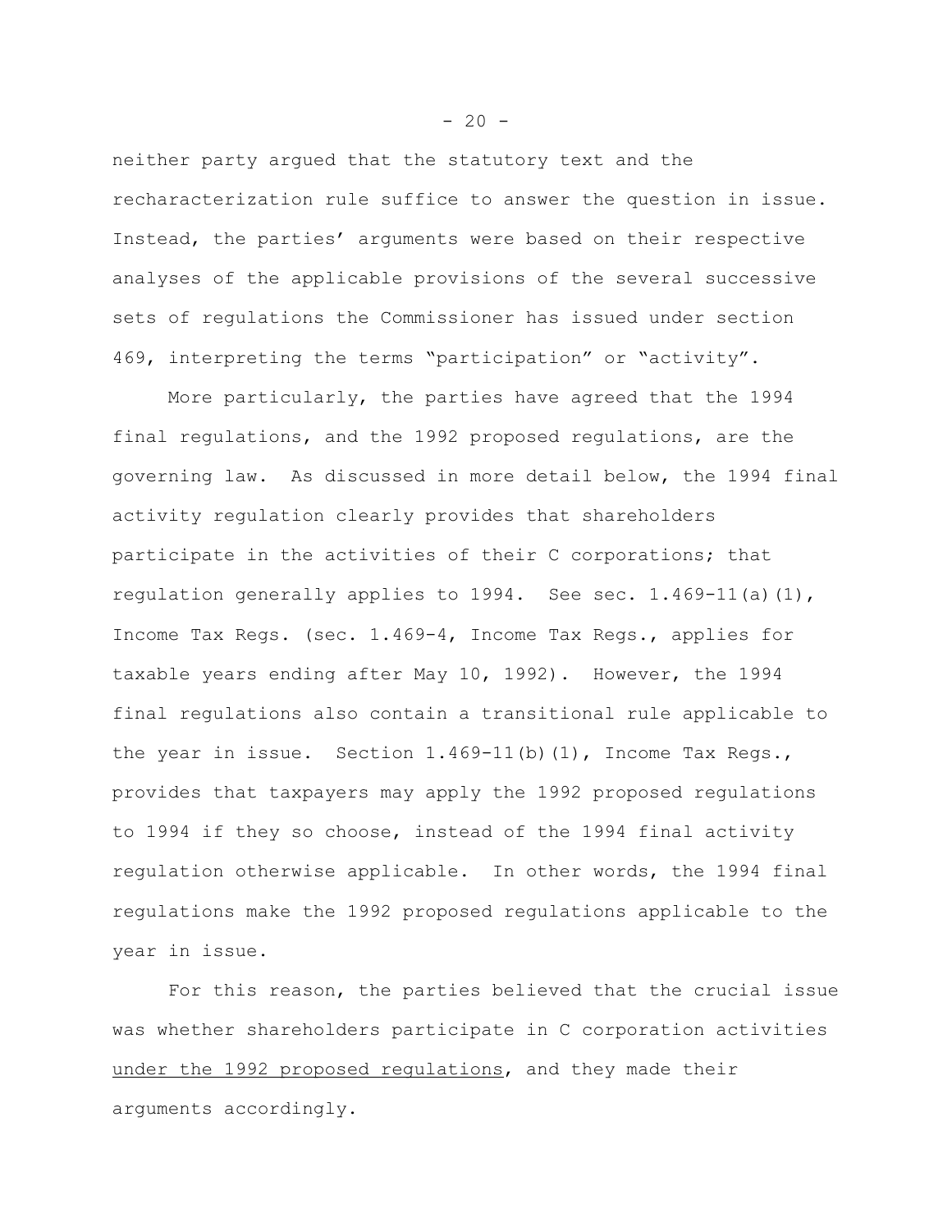neither party argued that the statutory text and the recharacterization rule suffice to answer the question in issue. Instead, the parties' arguments were based on their respective analyses of the applicable provisions of the several successive sets of regulations the Commissioner has issued under section 469, interpreting the terms "participation" or "activity".

More particularly, the parties have agreed that the 1994 final regulations, and the 1992 proposed regulations, are the governing law. As discussed in more detail below, the 1994 final activity regulation clearly provides that shareholders participate in the activities of their C corporations; that regulation generally applies to 1994. See sec. 1.469-11(a)(1), Income Tax Regs. (sec. 1.469-4, Income Tax Regs., applies for taxable years ending after May 10, 1992). However, the 1994 final regulations also contain a transitional rule applicable to the year in issue. Section 1.469-11(b)(1), Income Tax Regs., provides that taxpayers may apply the 1992 proposed regulations to 1994 if they so choose, instead of the 1994 final activity regulation otherwise applicable. In other words, the 1994 final regulations make the 1992 proposed regulations applicable to the year in issue.

For this reason, the parties believed that the crucial issue was whether shareholders participate in C corporation activities <u>under the 1992 proposed regulations</u>, and they made their arguments accordingly.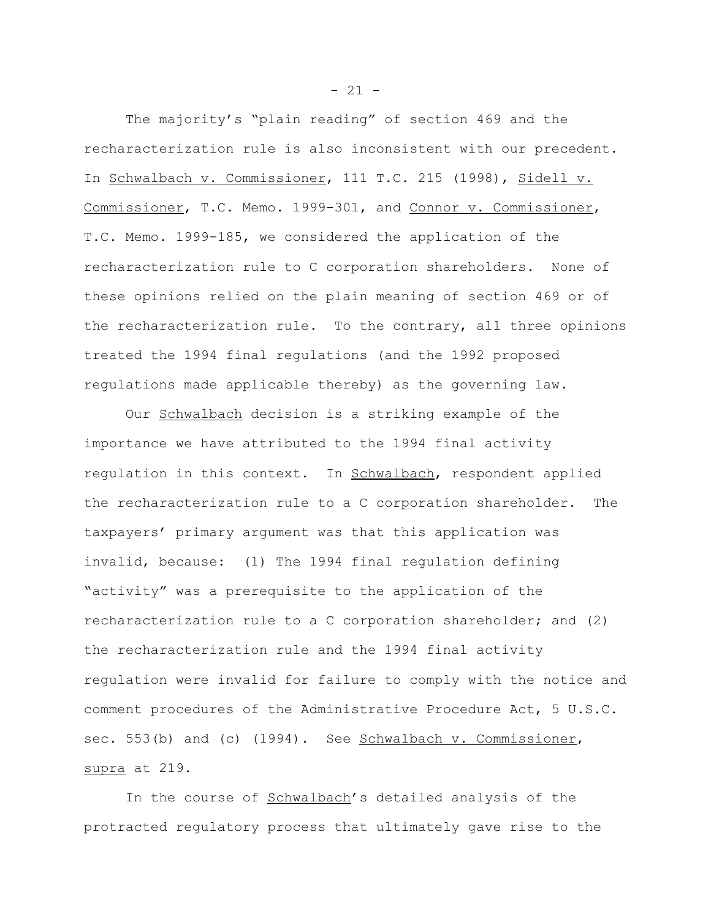The majority's "plain reading" of section 469 and the recharacterization rule is also inconsistent with our precedent. In Schwalbach v. Commissioner, 111 T.C. 215 (1998), Sidell v. Commissioner, T.C. Memo. 1999-301, and Connor v. Commissioner, T.C. Memo. 1999-185, we considered the application of the recharacterization rule to C corporation shareholders. None of these opinions relied on the plain meaning of section 469 or of the recharacterization rule. To the contrary, all three opinions treated the 1994 final regulations (and the 1992 proposed regulations made applicable thereby) as the governing law.

Our Schwalbach decision is a striking example of the importance we have attributed to the 1994 final activity regulation in this context. In Schwalbach, respondent applied the recharacterization rule to a C corporation shareholder. The taxpayers' primary argument was that this application was invalid, because: (1) The 1994 final regulation defining "activity" was a prerequisite to the application of the recharacterization rule to a C corporation shareholder; and (2) the recharacterization rule and the 1994 final activity regulation were invalid for failure to comply with the notice and comment procedures of the Administrative Procedure Act, 5 U.S.C. sec. 553(b) and (c) (1994). See Schwalbach v. Commissioner, supra at 219.

In the course of Schwalbach's detailed analysis of the protracted regulatory process that ultimately gave rise to the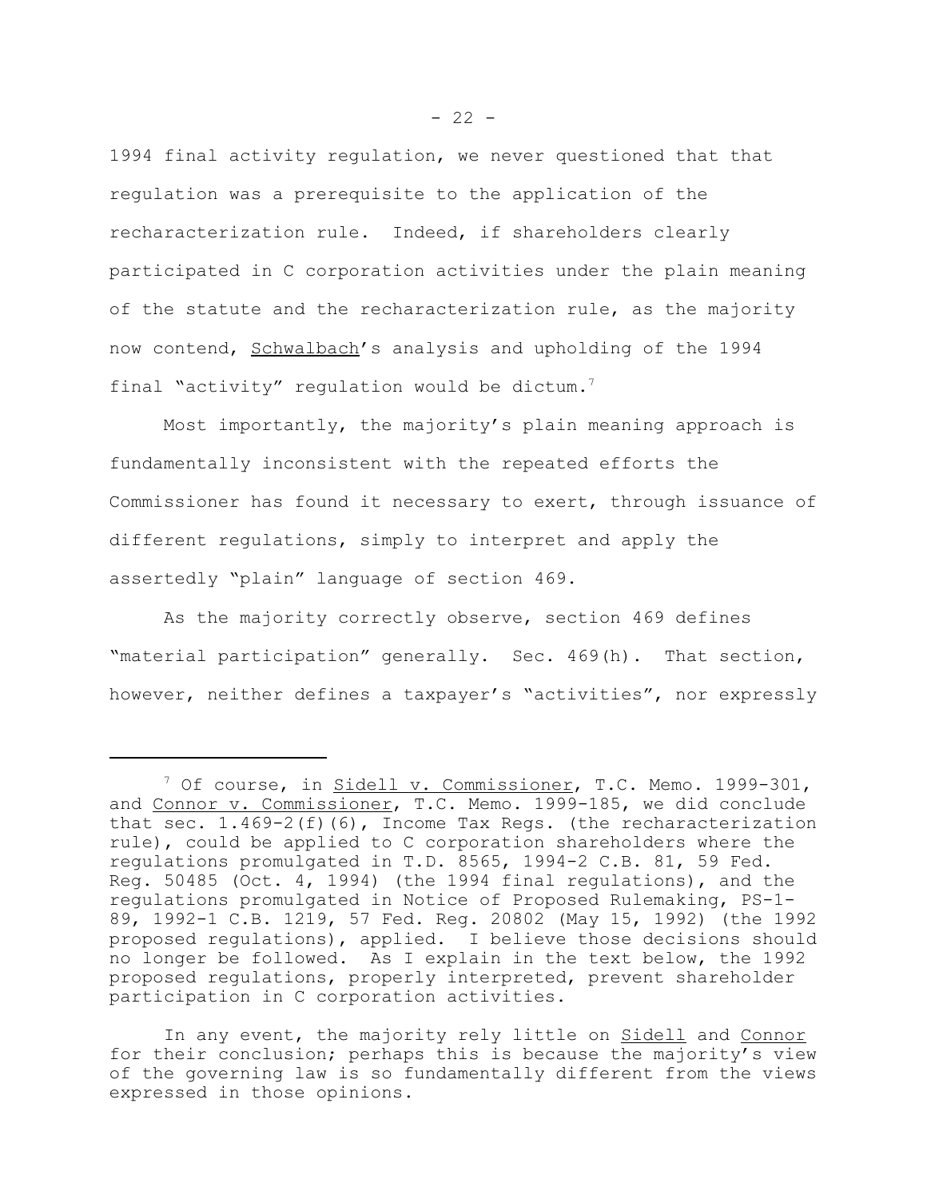1994 final activity regulation, we never questioned that that regulation was a prerequisite to the application of the recharacterization rule. Indeed, if shareholders clearly participated in C corporation activities under the plain meaning of the statute and the recharacterization rule, as the majority now contend, Schwalbach's analysis and upholding of the 1994 final "activity" regulation would be dictum.[7]

Most importantly, the majority's plain meaning approach is fundamentally inconsistent with the repeated efforts the Commissioner has found it necessary to exert, through issuance of different regulations, simply to interpret and apply the assertedly "plain" language of section 469.

As the majority correctly observe, section 469 defines "material participation" generally. Sec. 469(h). That section, however, neither defines a taxpayer's "activities", nor expressly

---

[7] Of course, in Sidell v. Commissioner, T.C. Memo. 1999-301, and Connor v. Commissioner, T.C. Memo. 1999-185, we did conclude that sec. 1.469-2(f)(6), Income Tax Regs. (the recharacterization rule), could be applied to C corporation shareholders where the regulations promulgated in T.D. 8565, 1994-2 C.B. 81, 59 Fed. Reg. 50485 (Oct. 4, 1994) (the 1994 final regulations), and the regulations promulgated in Notice of Proposed Rulemaking, PS-1-89, 1992-1 C.B. 1219, 57 Fed. Reg. 20802 (May 15, 1992) (the 1992 proposed regulations), applied. I believe those decisions should no longer be followed. As I explain in the text below, the 1992 proposed regulations, properly interpreted, prevent shareholder participation in C corporation activities.

In any event, the majority rely little on Sidell and Connor for their conclusion; perhaps this is because the majority's view of the governing law is so fundamentally different from the views expressed in those opinions.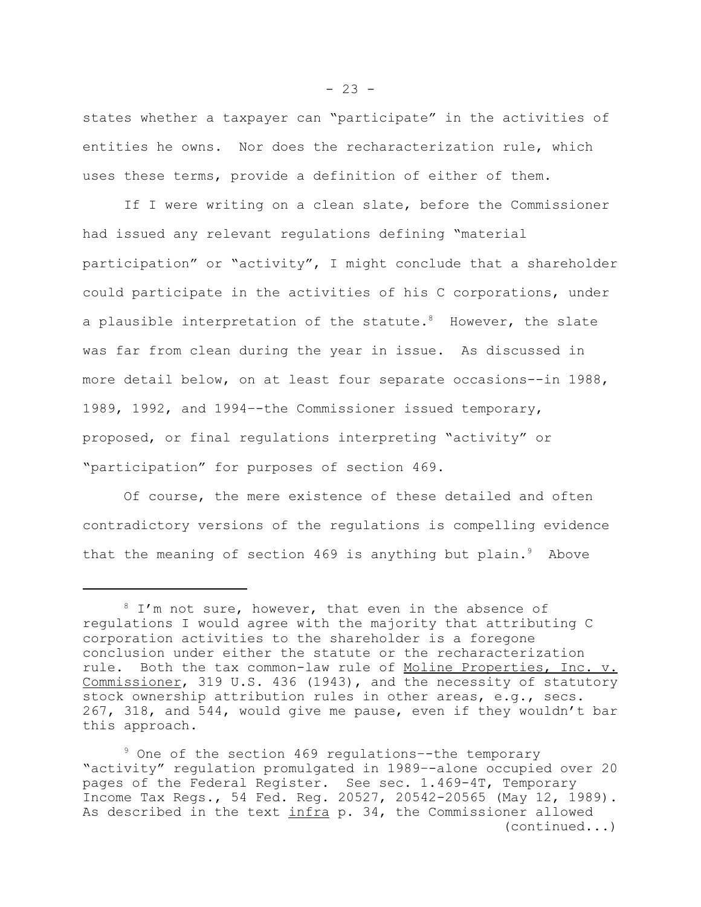states whether a taxpayer can "participate" in the activities of entities he owns. Nor does the recharacterization rule, which uses these terms, provide a definition of either of them.

If I were writing on a clean slate, before the Commissioner had issued any relevant regulations defining "material participation" or "activity", I might conclude that a shareholder could participate in the activities of his C corporations, under a plausible interpretation of the statute.[8] However, the slate was far from clean during the year in issue. As discussed in more detail below, on at least four separate occasions--in 1988, 1989, 1992, and 1994--the Commissioner issued temporary, proposed, or final regulations interpreting "activity" or "participation" for purposes of section 469.

Of course, the mere existence of these detailed and often contradictory versions of the regulations is compelling evidence that the meaning of section 469 is anything but plain.[9] Above

---

[8] I'm not sure, however, that even in the absence of regulations I would agree with the majority that attributing C corporation activities to the shareholder is a foregone conclusion under either the statute or the recharacterization rule. Both the tax common-law rule of Moline Properties, Inc. v. Commissioner, 319 U.S. 436 (1943), and the necessity of statutory stock ownership attribution rules in other areas, e.g., secs. 267, 318, and 544, would give me pause, even if they wouldn't bar this approach.

[9] One of the section 469 regulations--the temporary "activity" regulation promulgated in 1989--alone occupied over 20 pages of the Federal Register. See sec. 1.469-4T, Temporary Income Tax Regs., 54 Fed. Reg. 20527, 20542-20565 (May 12, 1989). As described in the text infra p. 34, the Commissioner allowed (continued...)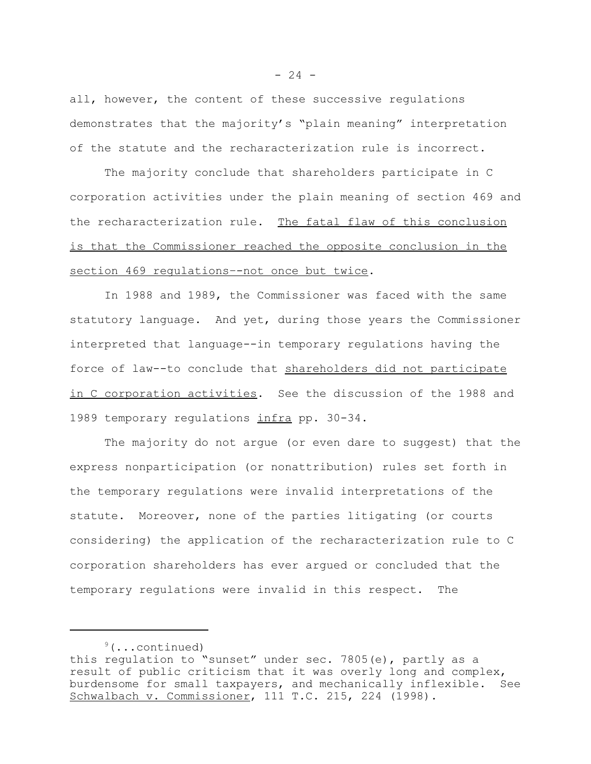all, however, the content of these successive regulations demonstrates that the majority's "plain meaning" interpretation of the statute and the recharacterization rule is incorrect.

The majority conclude that shareholders participate in C corporation activities under the plain meaning of section 469 and the recharacterization rule. <u>The fatal flaw of this conclusion is that the Commissioner reached the opposite conclusion in the section 469 regulations--not once but twice</u>.

In 1988 and 1989, the Commissioner was faced with the same statutory language. And yet, during those years the Commissioner interpreted that language--in temporary regulations having the force of law--to conclude that <u>shareholders did not participate in C corporation activities</u>. See the discussion of the 1988 and 1989 temporary regulations <u>infra</u> pp. 30-34.

The majority do not argue (or even dare to suggest) that the express nonparticipation (or nonattribution) rules set forth in the temporary regulations were invalid interpretations of the statute. Moreover, none of the parties litigating (or courts considering) the application of the recharacterization rule to C corporation shareholders has ever argued or concluded that the temporary regulations were invalid in this respect. The

---

[9](...continued)
this regulation to "sunset" under sec. 7805(e), partly as a result of public criticism that it was overly long and complex, burdensome for small taxpayers, and mechanically inflexible. See <u>Schwalbach v. Commissioner</u>, 111 T.C. 215, 224 (1998).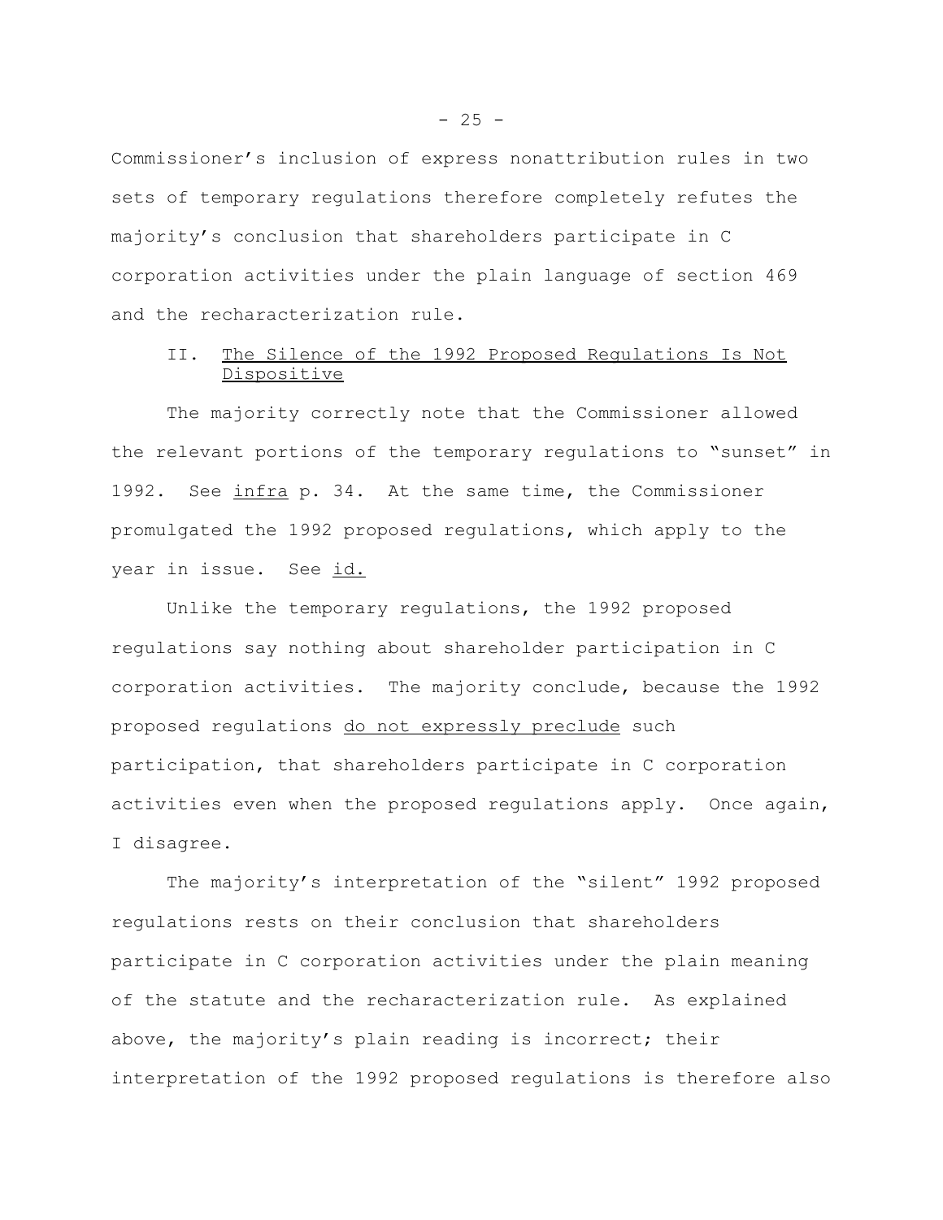Commissioner's inclusion of express nonattribution rules in two sets of temporary regulations therefore completely refutes the majority's conclusion that shareholders participate in C corporation activities under the plain language of section 469 and the recharacterization rule.

## II. The Silence of the 1992 Proposed Regulations Is Not Dispositive

The majority correctly note that the Commissioner allowed the relevant portions of the temporary regulations to "sunset" in 1992. See *infra* p. 34. At the same time, the Commissioner promulgated the 1992 proposed regulations, which apply to the year in issue. See *id.*

Unlike the temporary regulations, the 1992 proposed regulations say nothing about shareholder participation in C corporation activities. The majority conclude, because the 1992 proposed regulations do not expressly preclude such participation, that shareholders participate in C corporation activities even when the proposed regulations apply. Once again, I disagree.

The majority's interpretation of the "silent" 1992 proposed regulations rests on their conclusion that shareholders participate in C corporation activities under the plain meaning of the statute and the recharacterization rule. As explained above, the majority's plain reading is incorrect; their interpretation of the 1992 proposed regulations is therefore also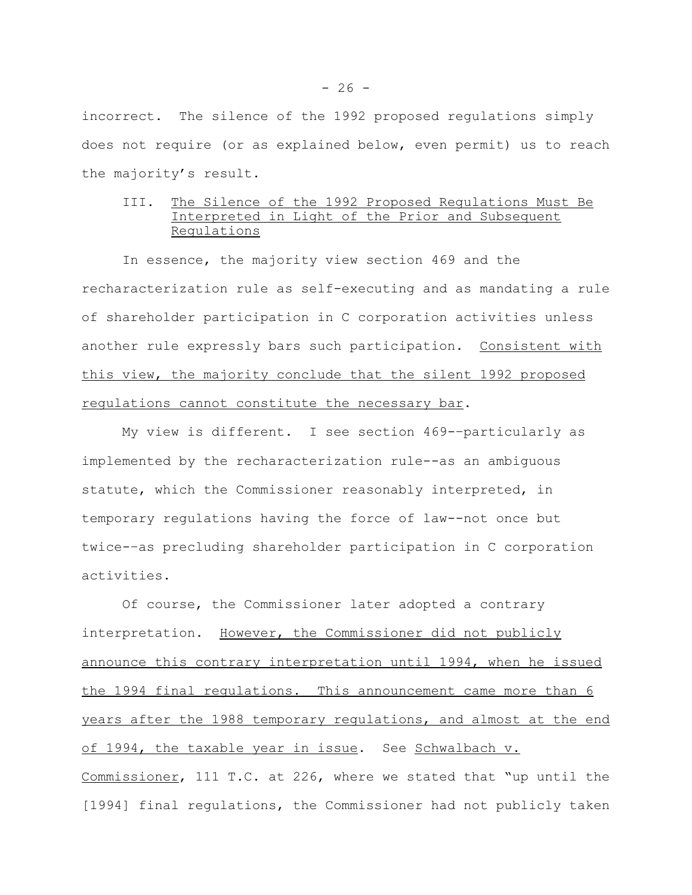incorrect. The silence of the 1992 proposed regulations simply does not require (or as explained below, even permit) us to reach the majority's result.

### III. The Silence of the 1992 Proposed Regulations Must Be Interpreted in Light of the Prior and Subsequent Regulations

In essence, the majority view section 469 and the recharacterization rule as self-executing and as mandating a rule of shareholder participation in C corporation activities unless another rule expressly bars such participation. Consistent with this view, the majority conclude that the silent 1992 proposed regulations cannot constitute the necessary bar.

My view is different. I see section 469--particularly as implemented by the recharacterization rule--as an ambiguous statute, which the Commissioner reasonably interpreted, in temporary regulations having the force of law--not once but twice--as precluding shareholder participation in C corporation activities.

Of course, the Commissioner later adopted a contrary interpretation. However, the Commissioner did not publicly announce this contrary interpretation until 1994, when he issued the 1994 final regulations. This announcement came more than 6 years after the 1988 temporary regulations, and almost at the end of 1994, the taxable year in issue. See Schwalbach v. Commissioner, 111 T.C. at 226, where we stated that "up until the [1994] final regulations, the Commissioner had not publicly taken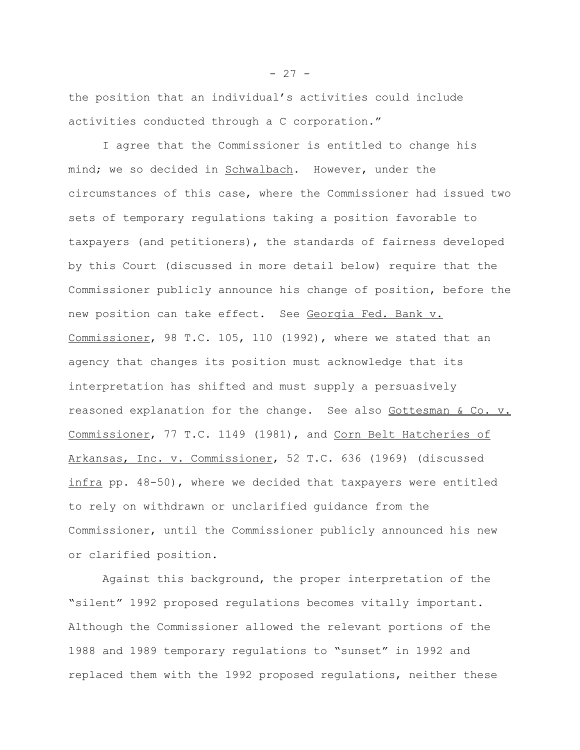the position that an individual's activities could include activities conducted through a C corporation."

I agree that the Commissioner is entitled to change his mind; we so decided in Schwalbach. However, under the circumstances of this case, where the Commissioner had issued two sets of temporary regulations taking a position favorable to taxpayers (and petitioners), the standards of fairness developed by this Court (discussed in more detail below) require that the Commissioner publicly announce his change of position, before the new position can take effect. See Georgia Fed. Bank v. Commissioner, 98 T.C. 105, 110 (1992), where we stated that an agency that changes its position must acknowledge that its interpretation has shifted and must supply a persuasively reasoned explanation for the change. See also Gottesman & Co. v. Commissioner, 77 T.C. 1149 (1981), and Corn Belt Hatcheries of Arkansas, Inc. v. Commissioner, 52 T.C. 636 (1969) (discussed infra pp. 48-50), where we decided that taxpayers were entitled to rely on withdrawn or unclarified guidance from the Commissioner, until the Commissioner publicly announced his new or clarified position.

Against this background, the proper interpretation of the "silent" 1992 proposed regulations becomes vitally important. Although the Commissioner allowed the relevant portions of the 1988 and 1989 temporary regulations to "sunset" in 1992 and replaced them with the 1992 proposed regulations, neither these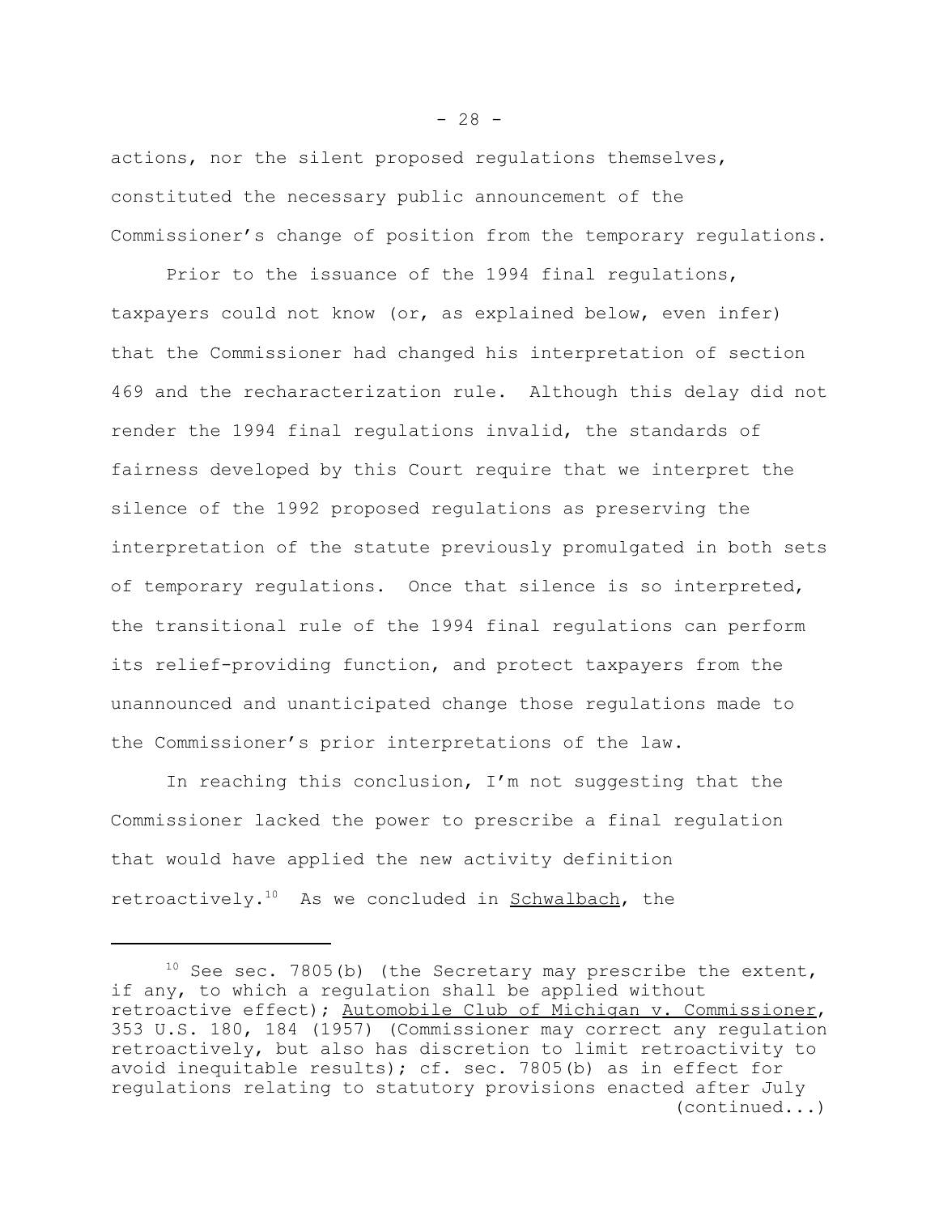actions, nor the silent proposed regulations themselves, constituted the necessary public announcement of the Commissioner's change of position from the temporary regulations.

Prior to the issuance of the 1994 final regulations, taxpayers could not know (or, as explained below, even infer) that the Commissioner had changed his interpretation of section 469 and the recharacterization rule. Although this delay did not render the 1994 final regulations invalid, the standards of fairness developed by this Court require that we interpret the silence of the 1992 proposed regulations as preserving the interpretation of the statute previously promulgated in both sets of temporary regulations. Once that silence is so interpreted, the transitional rule of the 1994 final regulations can perform its relief-providing function, and protect taxpayers from the unannounced and unanticipated change those regulations made to the Commissioner's prior interpretations of the law.

In reaching this conclusion, I'm not suggesting that the Commissioner lacked the power to prescribe a final regulation that would have applied the new activity definition retroactively.[10] As we concluded in Schwalbach, the

---

[10] See sec. 7805(b) (the Secretary may prescribe the extent, if any, to which a regulation shall be applied without retroactive effect); Automobile Club of Michigan v. Commissioner, 353 U.S. 180, 184 (1957) (Commissioner may correct any regulation retroactively, but also has discretion to limit retroactivity to avoid inequitable results); cf. sec. 7805(b) as in effect for regulations relating to statutory provisions enacted after July (continued...)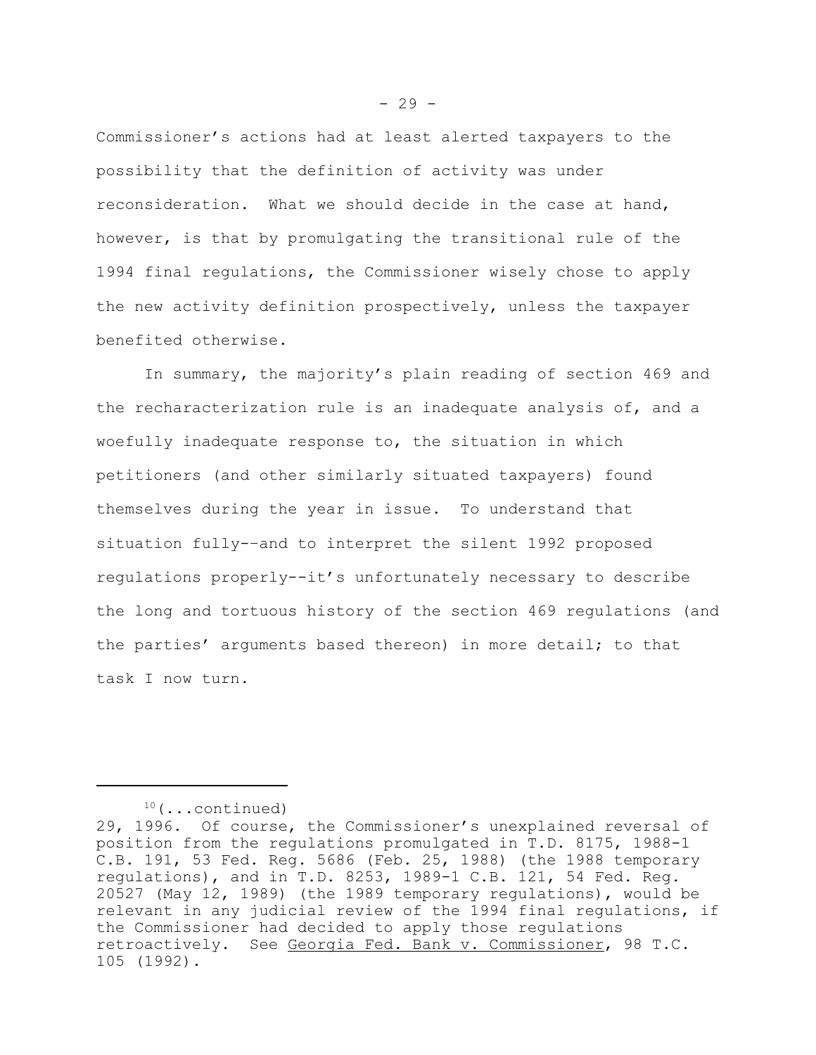Commissioner's actions had at least alerted taxpayers to the possibility that the definition of activity was under reconsideration. What we should decide in the case at hand, however, is that by promulgating the transitional rule of the 1994 final regulations, the Commissioner wisely chose to apply the new activity definition prospectively, unless the taxpayer benefited otherwise.

In summary, the majority's plain reading of section 469 and the recharacterization rule is an inadequate analysis of, and a woefully inadequate response to, the situation in which petitioners (and other similarly situated taxpayers) found themselves during the year in issue. To understand that situation fully--and to interpret the silent 1992 proposed regulations properly--it's unfortunately necessary to describe the long and tortuous history of the section 469 regulations (and the parties' arguments based thereon) in more detail; to that task I now turn.

---

[10](...continued) 29, 1996. Of course, the Commissioner's unexplained reversal of position from the regulations promulgated in T.D. 8175, 1988-1 C.B. 191, 53 Fed. Reg. 5686 (Feb. 25, 1988) (the 1988 temporary regulations), and in T.D. 8253, 1989-1 C.B. 121, 54 Fed. Reg. 20527 (May 12, 1989) (the 1989 temporary regulations), would be relevant in any judicial review of the 1994 final regulations, if the Commissioner had decided to apply those regulations retroactively. See Georgia Fed. Bank v. Commissioner, 98 T.C. 105 (1992).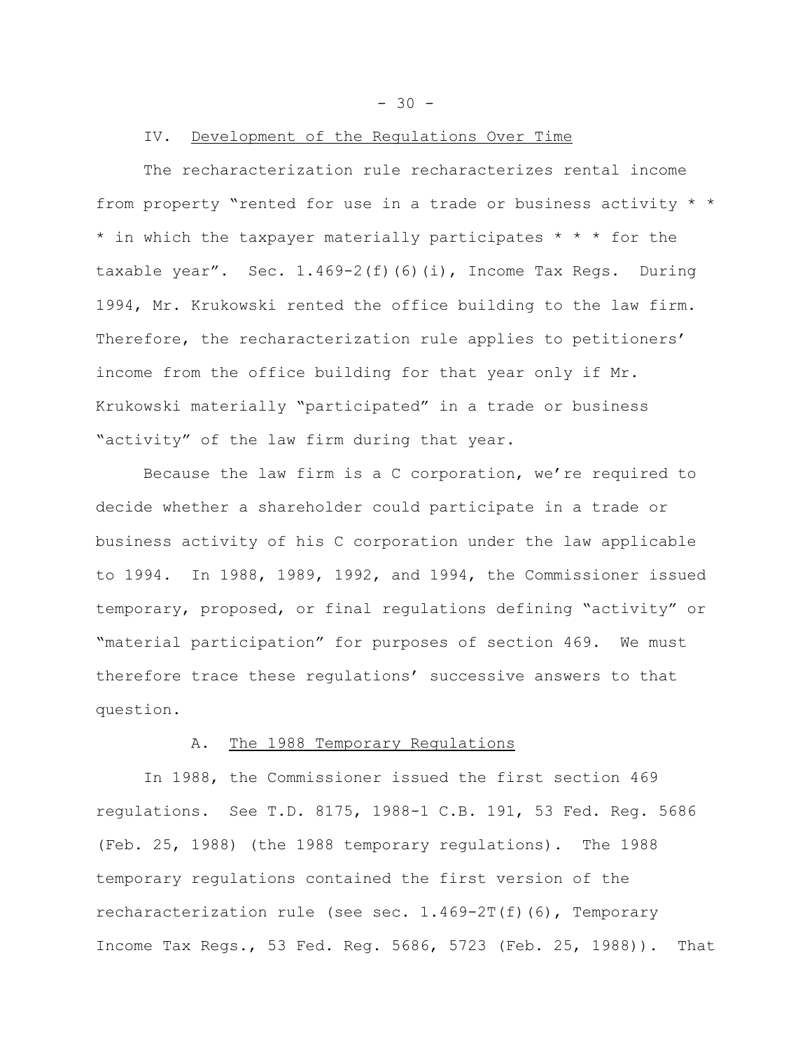## IV. Development of the Regulations Over Time

The recharacterization rule recharacterizes rental income from property "rented for use in a trade or business activity * * * in which the taxpayer materially participates * * * for the taxable year". Sec. 1.469-2(f)(6)(i), Income Tax Regs. During 1994, Mr. Krukowski rented the office building to the law firm. Therefore, the recharacterization rule applies to petitioners' income from the office building for that year only if Mr. Krukowski materially "participated" in a trade or business "activity" of the law firm during that year.

Because the law firm is a C corporation, we're required to decide whether a shareholder could participate in a trade or business activity of his C corporation under the law applicable to 1994. In 1988, 1989, 1992, and 1994, the Commissioner issued temporary, proposed, or final regulations defining "activity" or "material participation" for purposes of section 469. We must therefore trace these regulations' successive answers to that question.

### A. The 1988 Temporary Regulations

In 1988, the Commissioner issued the first section 469 regulations. See T.D. 8175, 1988-1 C.B. 191, 53 Fed. Reg. 5686 (Feb. 25, 1988) (the 1988 temporary regulations). The 1988 temporary regulations contained the first version of the recharacterization rule (see sec. 1.469-2T(f)(6), Temporary Income Tax Regs., 53 Fed. Reg. 5686, 5723 (Feb. 25, 1988)). That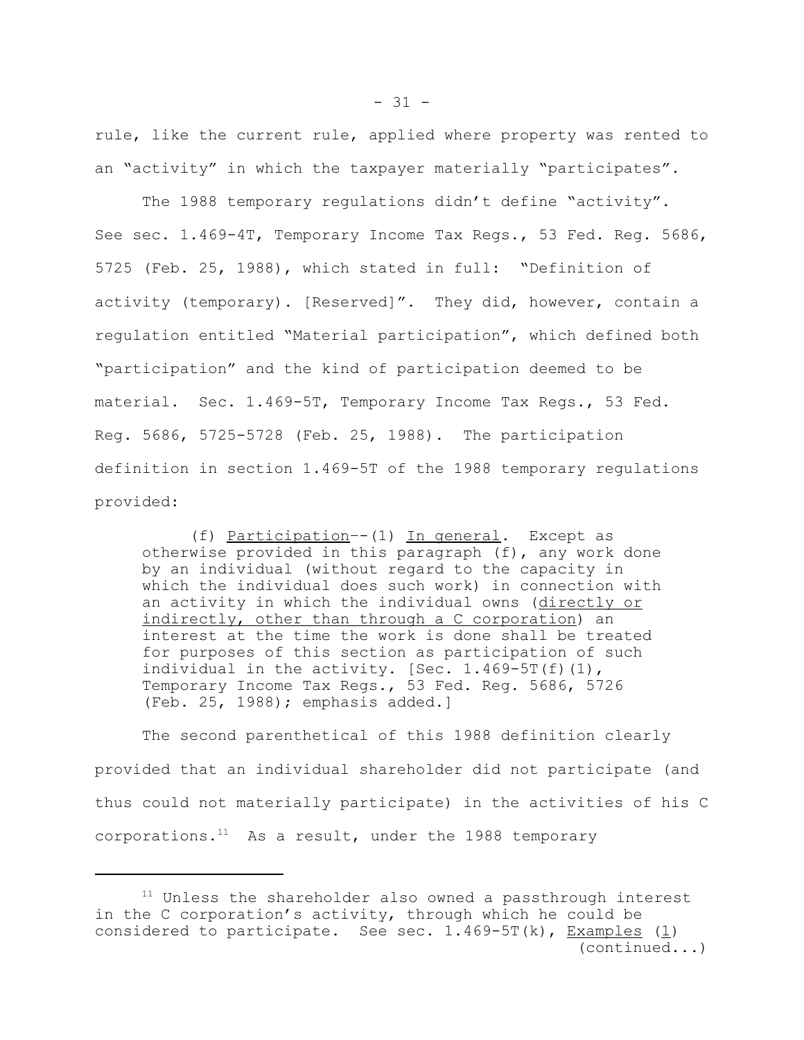rule, like the current rule, applied where property was rented to an "activity" in which the taxpayer materially "participates".

The 1988 temporary regulations didn't define "activity". See sec. 1.469-4T, Temporary Income Tax Regs., 53 Fed. Reg. 5686, 5725 (Feb. 25, 1988), which stated in full: "Definition of activity (temporary). [Reserved]". They did, however, contain a regulation entitled "Material participation", which defined both "participation" and the kind of participation deemed to be material. Sec. 1.469-5T, Temporary Income Tax Regs., 53 Fed. Reg. 5686, 5725-5728 (Feb. 25, 1988). The participation definition in section 1.469-5T of the 1988 temporary regulations provided:

> (f) Participation--(1) In general. Except as otherwise provided in this paragraph (f), any work done by an individual (without regard to the capacity in which the individual does such work) in connection with an activity in which the individual owns (*directly or indirectly, other than through a C corporation*) an interest at the time the work is done shall be treated for purposes of this section as participation of such individual in the activity. [Sec. 1.469-5T(f)(1), Temporary Income Tax Regs., 53 Fed. Reg. 5686, 5726 (Feb. 25, 1988); emphasis added.]

The second parenthetical of this 1988 definition clearly provided that an individual shareholder did not participate (and thus could not materially participate) in the activities of his C corporations.[11] As a result, under the 1988 temporary

---

[11] Unless the shareholder also owned a passthrough interest in the C corporation's activity, through which he could be considered to participate. See sec. 1.469-5T(k), Examples (1) (continued...)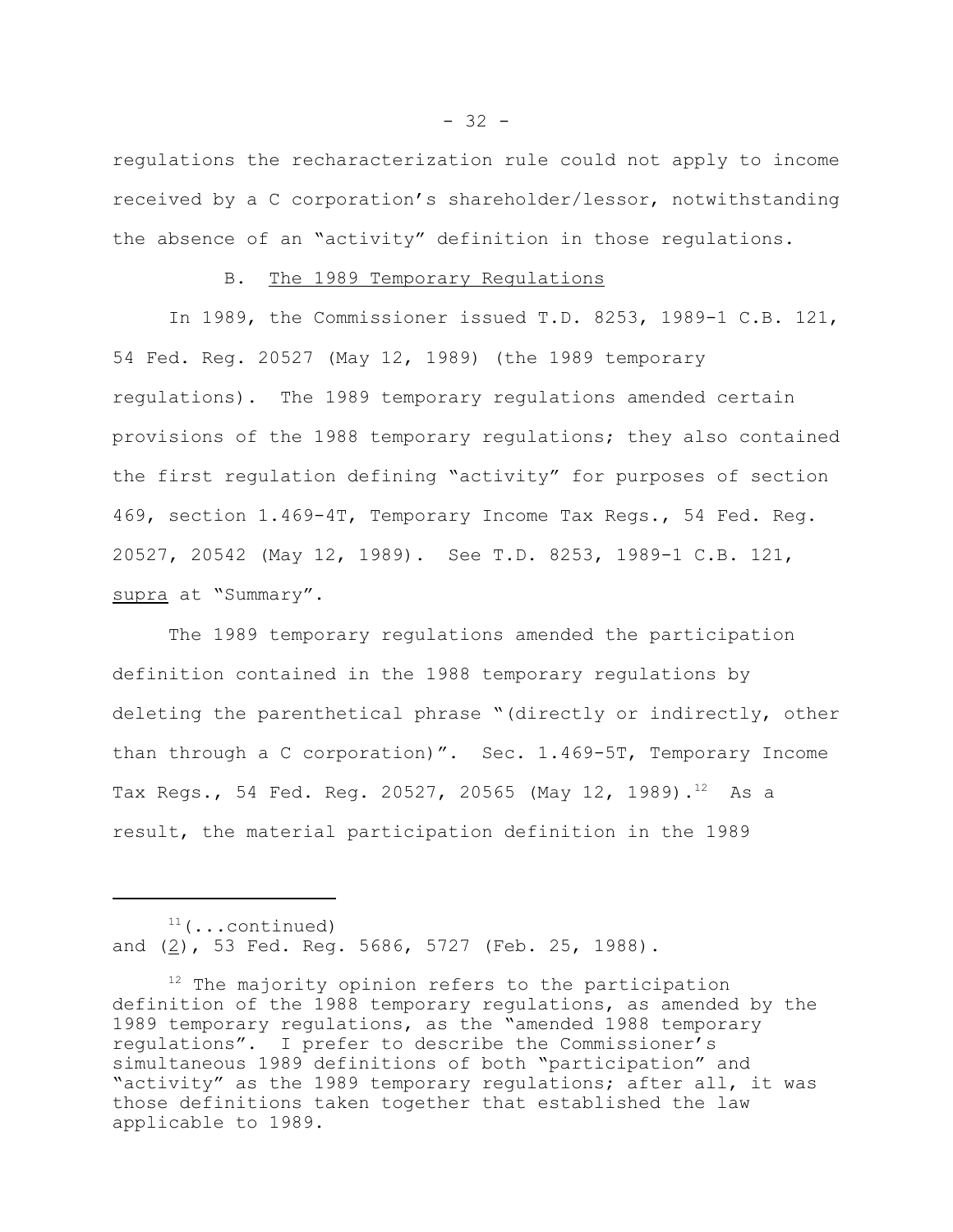regulations the recharacterization rule could not apply to income received by a C corporation's shareholder/lessor, notwithstanding the absence of an "activity" definition in those regulations.

### B. The 1989 Temporary Regulations

In 1989, the Commissioner issued T.D. 8253, 1989-1 C.B. 121, 54 Fed. Reg. 20527 (May 12, 1989) (the 1989 temporary regulations). The 1989 temporary regulations amended certain provisions of the 1988 temporary regulations; they also contained the first regulation defining "activity" for purposes of section 469, section 1.469-4T, Temporary Income Tax Regs., 54 Fed. Reg. 20527, 20542 (May 12, 1989). See T.D. 8253, 1989-1 C.B. 121, _supra_ at "Summary".

The 1989 temporary regulations amended the participation definition contained in the 1988 temporary regulations by deleting the parenthetical phrase "(directly or indirectly, other than through a C corporation)". Sec. 1.469-5T, Temporary Income Tax Regs., 54 Fed. Reg. 20527, 20565 (May 12, 1989).[12] As a result, the material participation definition in the 1989

---

[11](...continued) and (2), 53 Fed. Reg. 5686, 5727 (Feb. 25, 1988).

[12] The majority opinion refers to the participation definition of the 1988 temporary regulations, as amended by the 1989 temporary regulations, as the "amended 1988 temporary regulations". I prefer to describe the Commissioner's simultaneous 1989 definitions of both "participation" and "activity" as the 1989 temporary regulations; after all, it was those definitions taken together that established the law applicable to 1989.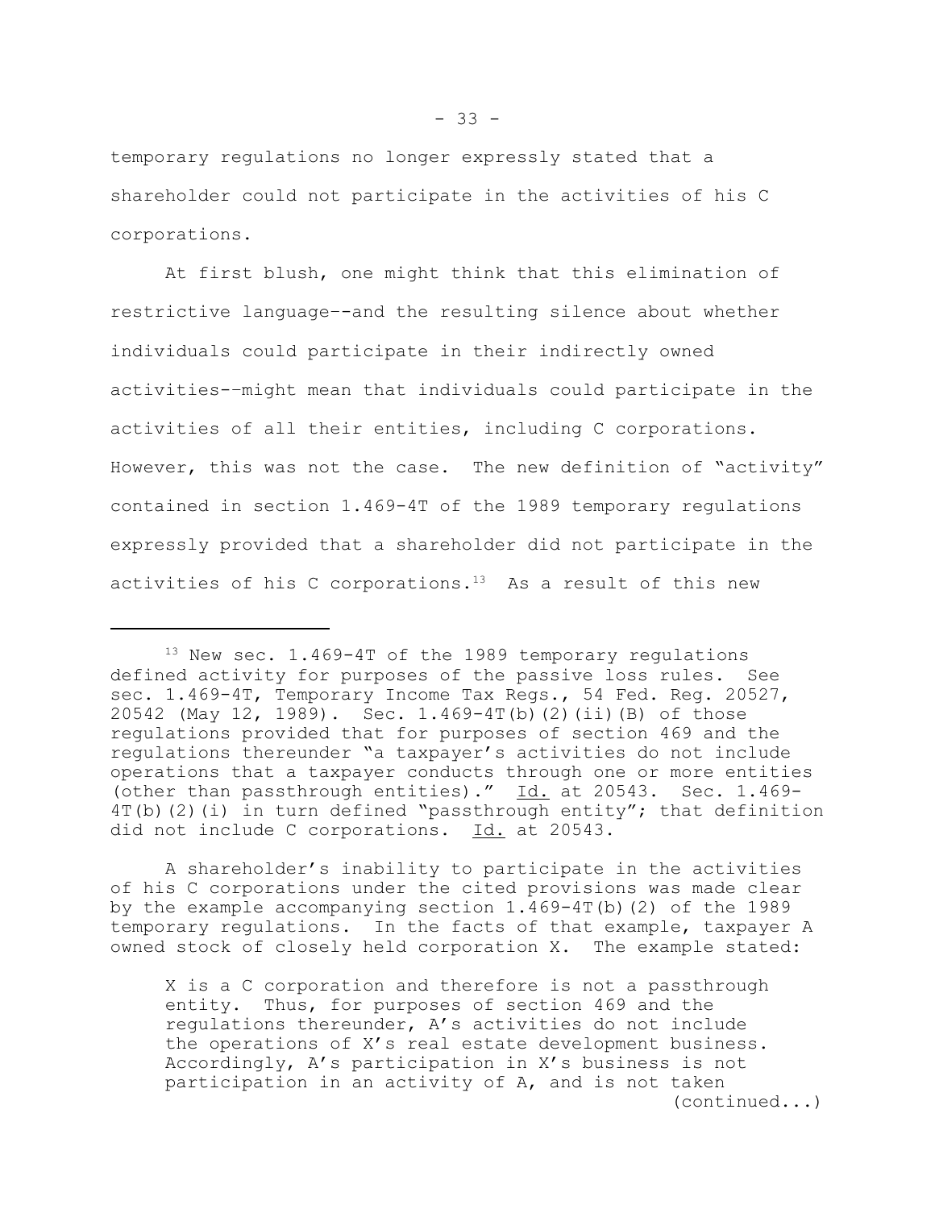temporary regulations no longer expressly stated that a shareholder could not participate in the activities of his C corporations.

At first blush, one might think that this elimination of restrictive language--and the resulting silence about whether individuals could participate in their indirectly owned activities--might mean that individuals could participate in the activities of all their entities, including C corporations. However, this was not the case. The new definition of "activity" contained in section 1.469-4T of the 1989 temporary regulations expressly provided that a shareholder did not participate in the activities of his C corporations.[13] As a result of this new

---

[13] New sec. 1.469-4T of the 1989 temporary regulations defined activity for purposes of the passive loss rules. See sec. 1.469-4T, Temporary Income Tax Regs., 54 Fed. Reg. 20527, 20542 (May 12, 1989). Sec. 1.469-4T(b)(2)(ii)(B) of those regulations provided that for purposes of section 469 and the regulations thereunder "a taxpayer's activities do not include operations that a taxpayer conducts through one or more entities (other than passthrough entities)." Id. at 20543. Sec. 1.469-4T(b)(2)(i) in turn defined "passthrough entity"; that definition did not include C corporations. Id. at 20543.

A shareholder's inability to participate in the activities of his C corporations under the cited provisions was made clear by the example accompanying section 1.469-4T(b)(2) of the 1989 temporary regulations. In the facts of that example, taxpayer A owned stock of closely held corporation X. The example stated:

> X is a C corporation and therefore is not a passthrough entity. Thus, for purposes of section 469 and the regulations thereunder, A's activities do not include the operations of X's real estate development business. Accordingly, A's participation in X's business is not participation in an activity of A, and is not taken
>
> (continued...)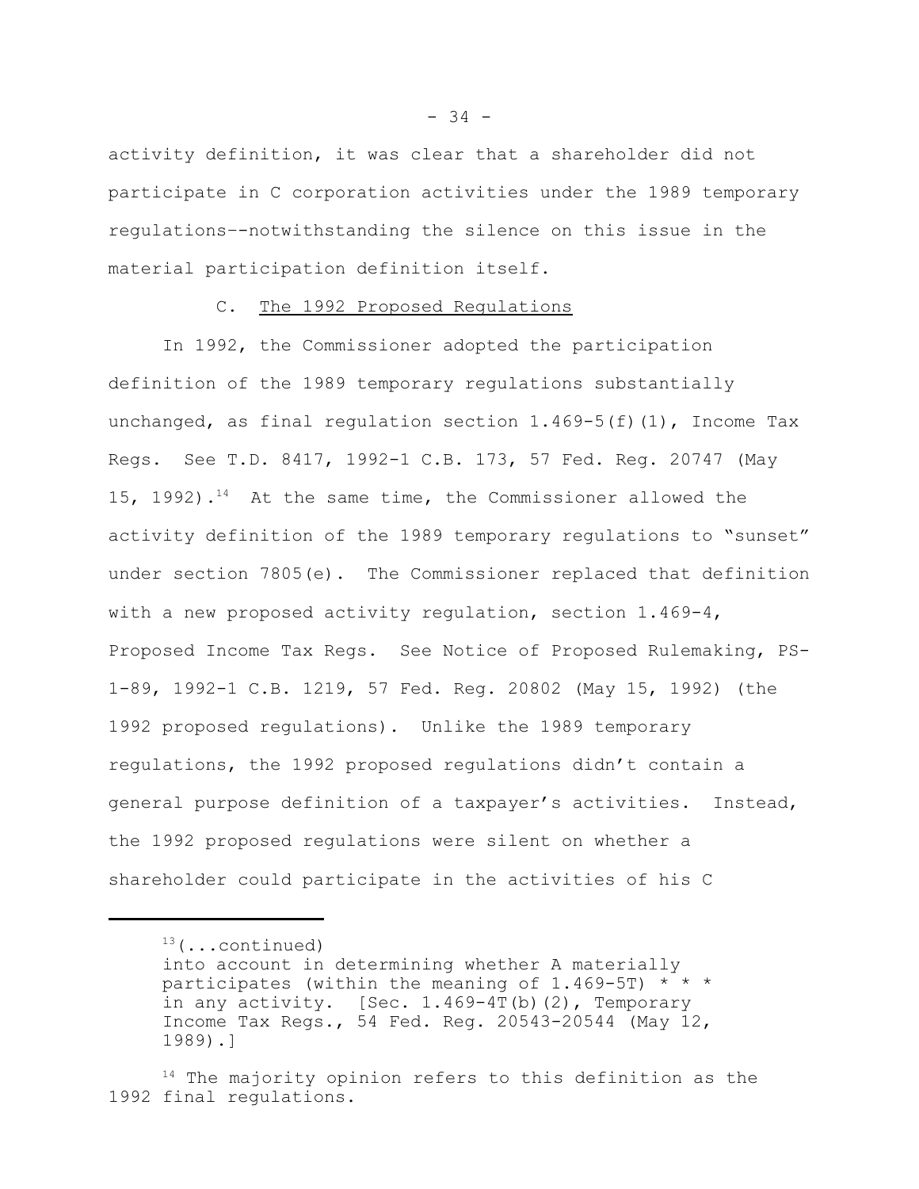activity definition, it was clear that a shareholder did not participate in C corporation activities under the 1989 temporary regulations--notwithstanding the silence on this issue in the material participation definition itself.

C. The 1992 Proposed Regulations

In 1992, the Commissioner adopted the participation definition of the 1989 temporary regulations substantially unchanged, as final regulation section 1.469-5(f)(1), Income Tax Regs. See T.D. 8417, 1992-1 C.B. 173, 57 Fed. Reg. 20747 (May 15, 1992).[14] At the same time, the Commissioner allowed the activity definition of the 1989 temporary regulations to "sunset" under section 7805(e). The Commissioner replaced that definition with a new proposed activity regulation, section 1.469-4, Proposed Income Tax Regs. See Notice of Proposed Rulemaking, PS-1-89, 1992-1 C.B. 1219, 57 Fed. Reg. 20802 (May 15, 1992) (the 1992 proposed regulations). Unlike the 1989 temporary regulations, the 1992 proposed regulations didn't contain a general purpose definition of a taxpayer's activities. Instead, the 1992 proposed regulations were silent on whether a shareholder could participate in the activities of his C

---

[13](...continued)
into account in determining whether A materially participates (within the meaning of 1.469-5T) * * * in any activity. [Sec. 1.469-4T(b)(2), Temporary Income Tax Regs., 54 Fed. Reg. 20543-20544 (May 12, 1989).]

[14] The majority opinion refers to this definition as the 1992 final regulations.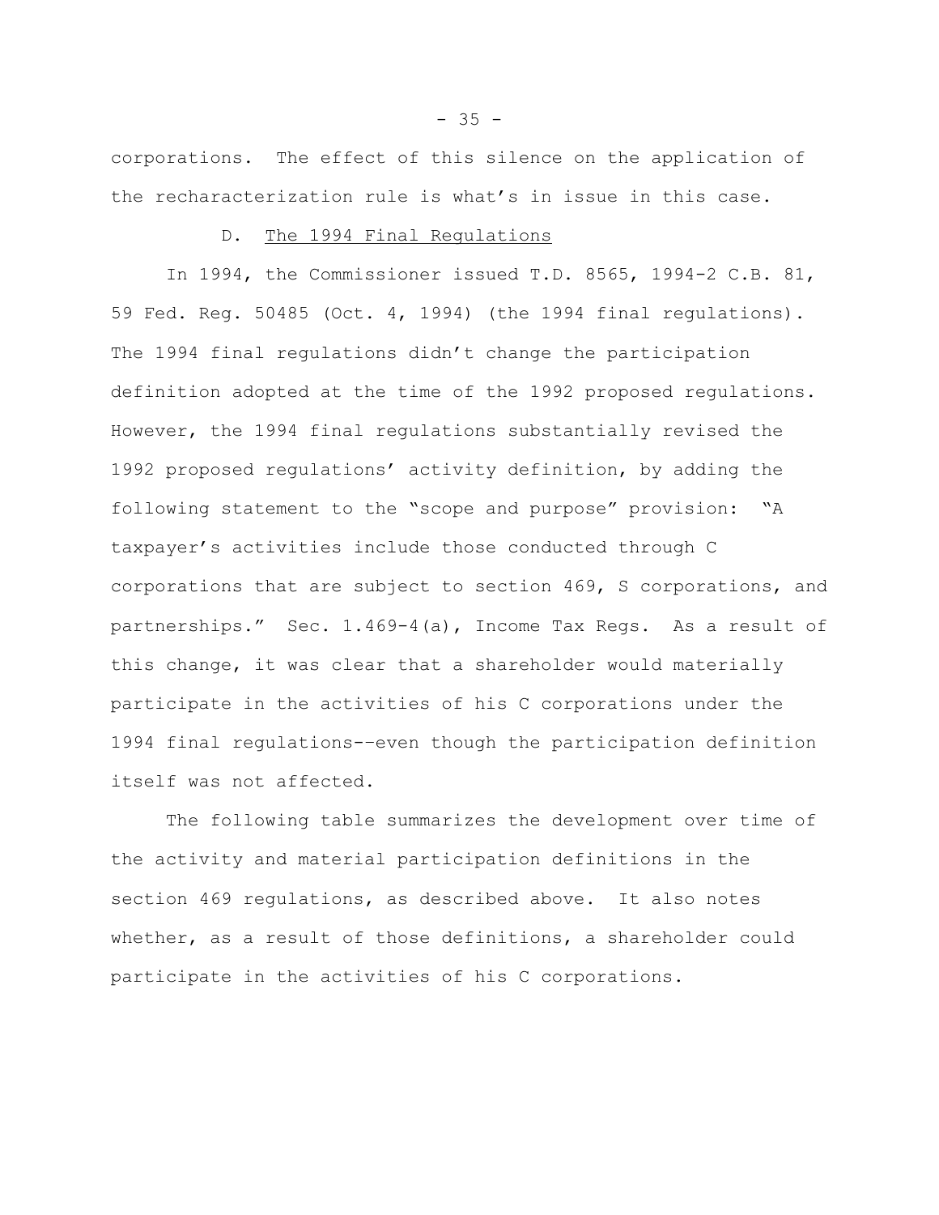corporations. The effect of this silence on the application of the recharacterization rule is what's in issue in this case.

### D. The 1994 Final Regulations

In 1994, the Commissioner issued T.D. 8565, 1994-2 C.B. 81, 59 Fed. Reg. 50485 (Oct. 4, 1994) (the 1994 final regulations). The 1994 final regulations didn't change the participation definition adopted at the time of the 1992 proposed regulations. However, the 1994 final regulations substantially revised the 1992 proposed regulations' activity definition, by adding the following statement to the "scope and purpose" provision: "A taxpayer's activities include those conducted through C corporations that are subject to section 469, S corporations, and partnerships." Sec. 1.469-4(a), Income Tax Regs. As a result of this change, it was clear that a shareholder would materially participate in the activities of his C corporations under the 1994 final regulations--even though the participation definition itself was not affected.

The following table summarizes the development over time of the activity and material participation definitions in the section 469 regulations, as described above. It also notes whether, as a result of those definitions, a shareholder could participate in the activities of his C corporations.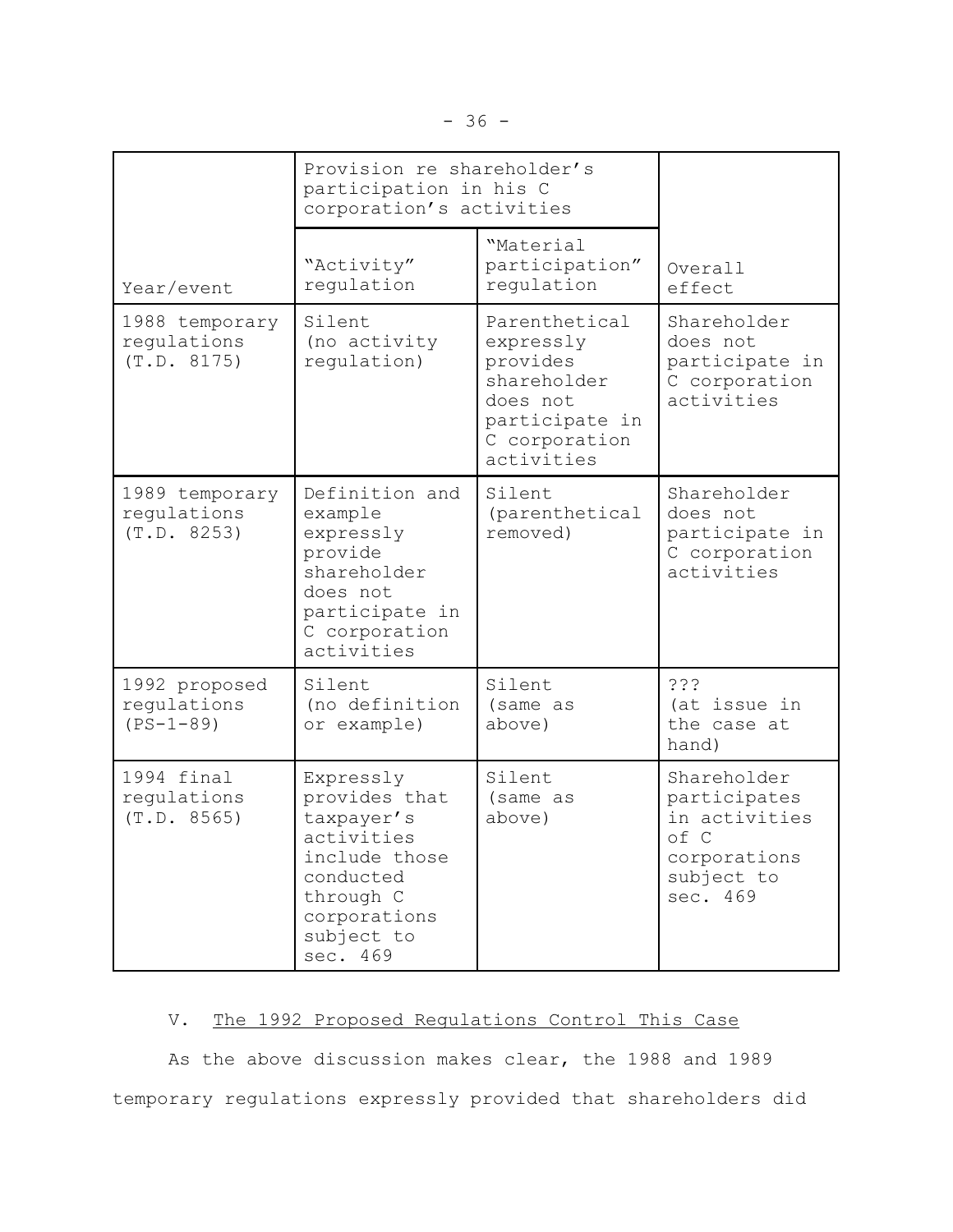| Year/event | Provision re shareholder's participation in his C corporation's activities | | Overall effect |
|---|---|---|---|
| | "Activity" regulation | "Material participation" regulation | |
| 1988 temporary regulations (T.D. 8175) | Silent (no activity regulation) | Parenthetical expressly provides shareholder does not participate in C corporation activities | Shareholder does not participate in C corporation activities |
| 1989 temporary regulations (T.D. 8253) | Definition and example expressly provide shareholder does not participate in C corporation activities | Silent (parenthetical removed) | Shareholder does not participate in C corporation activities |
| 1992 proposed regulations (PS-1-89) | Silent (no definition or example) | Silent (same as above) | ??? (at issue in the case at hand) |
| 1994 final regulations (T.D. 8565) | Expressly provides that taxpayer's activities include those conducted through C corporations subject to sec. 469 | Silent (same as above) | Shareholder participates in activities of C corporations subject to sec. 469 |

## V. The 1992 Proposed Regulations Control This Case

As the above discussion makes clear, the 1988 and 1989 temporary regulations expressly provided that shareholders did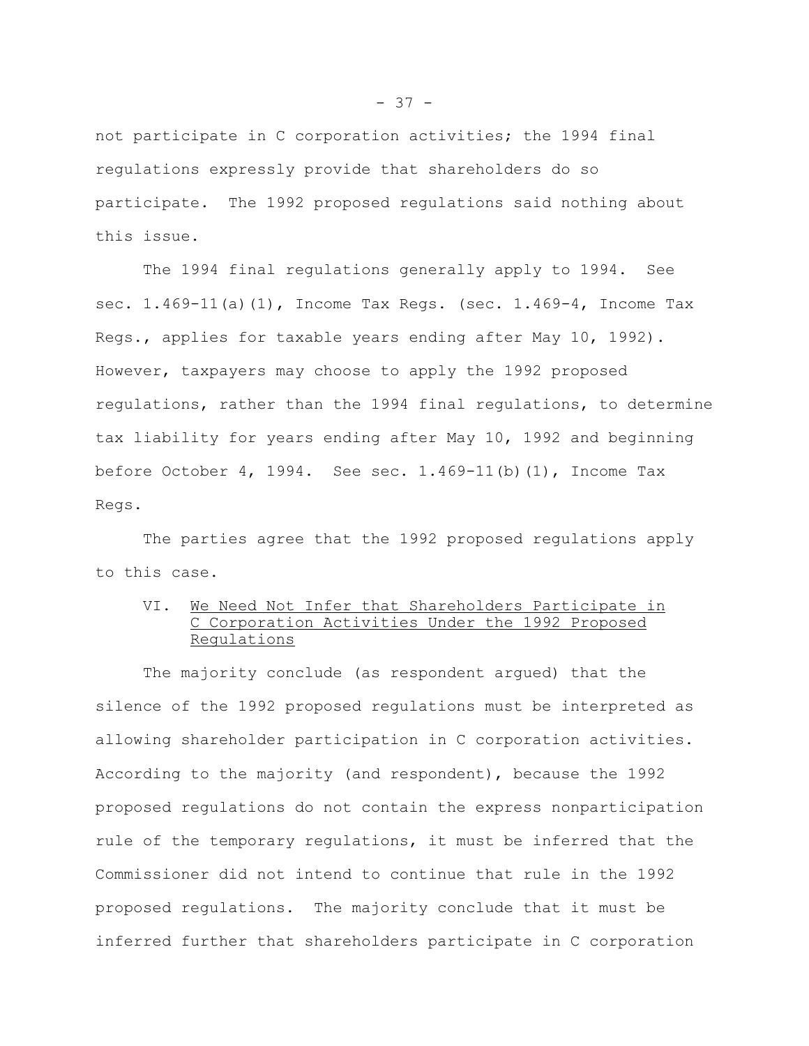not participate in C corporation activities; the 1994 final regulations expressly provide that shareholders do so participate. The 1992 proposed regulations said nothing about this issue.

The 1994 final regulations generally apply to 1994. See sec. 1.469-11(a)(1), Income Tax Regs. (sec. 1.469-4, Income Tax Regs., applies for taxable years ending after May 10, 1992). However, taxpayers may choose to apply the 1992 proposed regulations, rather than the 1994 final regulations, to determine tax liability for years ending after May 10, 1992 and beginning before October 4, 1994. See sec. 1.469-11(b)(1), Income Tax Regs.

The parties agree that the 1992 proposed regulations apply to this case.

### VI. <u>We Need Not Infer that Shareholders Participate in C Corporation Activities Under the 1992 Proposed Regulations</u>

The majority conclude (as respondent argued) that the silence of the 1992 proposed regulations must be interpreted as allowing shareholder participation in C corporation activities. According to the majority (and respondent), because the 1992 proposed regulations do not contain the express nonparticipation rule of the temporary regulations, it must be inferred that the Commissioner did not intend to continue that rule in the 1992 proposed regulations. The majority conclude that it must be inferred further that shareholders participate in C corporation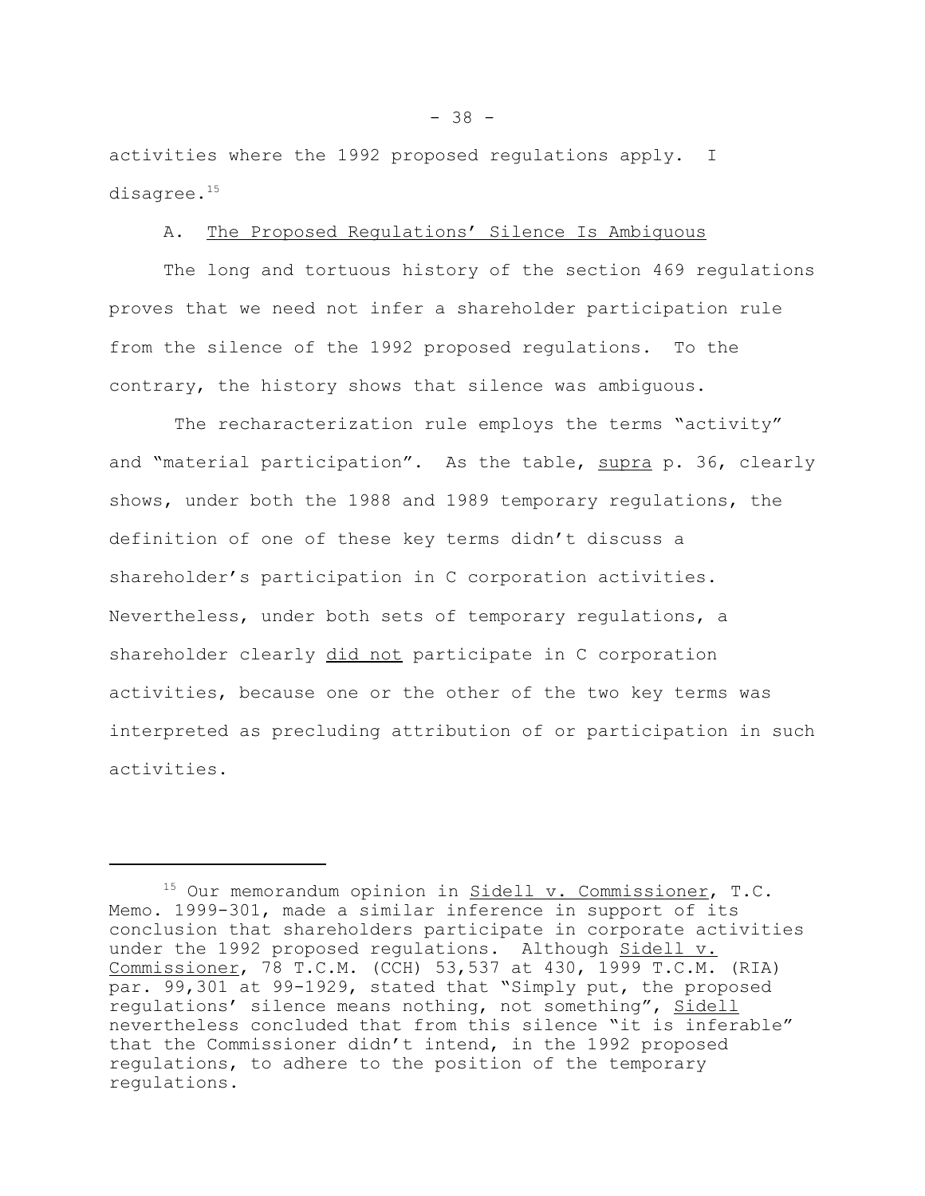activities where the 1992 proposed regulations apply. I disagree.[15]

A. Proposed Regulations' Silence Is Ambiguous

The long and tortuous history of the section 469 regulations proves that we need not infer a shareholder participation rule from the silence of the 1992 proposed regulations. To the contrary, the history shows that silence was ambiguous.

The recharacterization rule employs the terms "activity" and "material participation". As the table, *supra* p. 36, clearly shows, under both the 1988 and 1989 temporary regulations, the definition of one of these key terms didn't discuss a shareholder's participation in C corporation activities. Nevertheless, under both sets of temporary regulations, a shareholder clearly did not participate in C corporation activities, because one or the other of the two key terms was interpreted as precluding attribution of or participation in such activities.

---

[15] Our memorandum opinion in *Sidell v. Commissioner*, T.C. Memo. 1999-301, made a similar inference in support of its conclusion that shareholders participate in corporate activities under the 1992 proposed regulations. Although *Sidell v. Commissioner*, 78 T.C.M. (CCH) 53,537 at 430, 1999 T.C.M. (RIA) par. 99,301 at 99-1929, stated that "Simply put, the proposed regulations' silence means nothing, not something", *Sidell* nevertheless concluded that from this silence "it is inferable" that the Commissioner didn't intend, in the 1992 proposed regulations, to adhere to the position of the temporary regulations.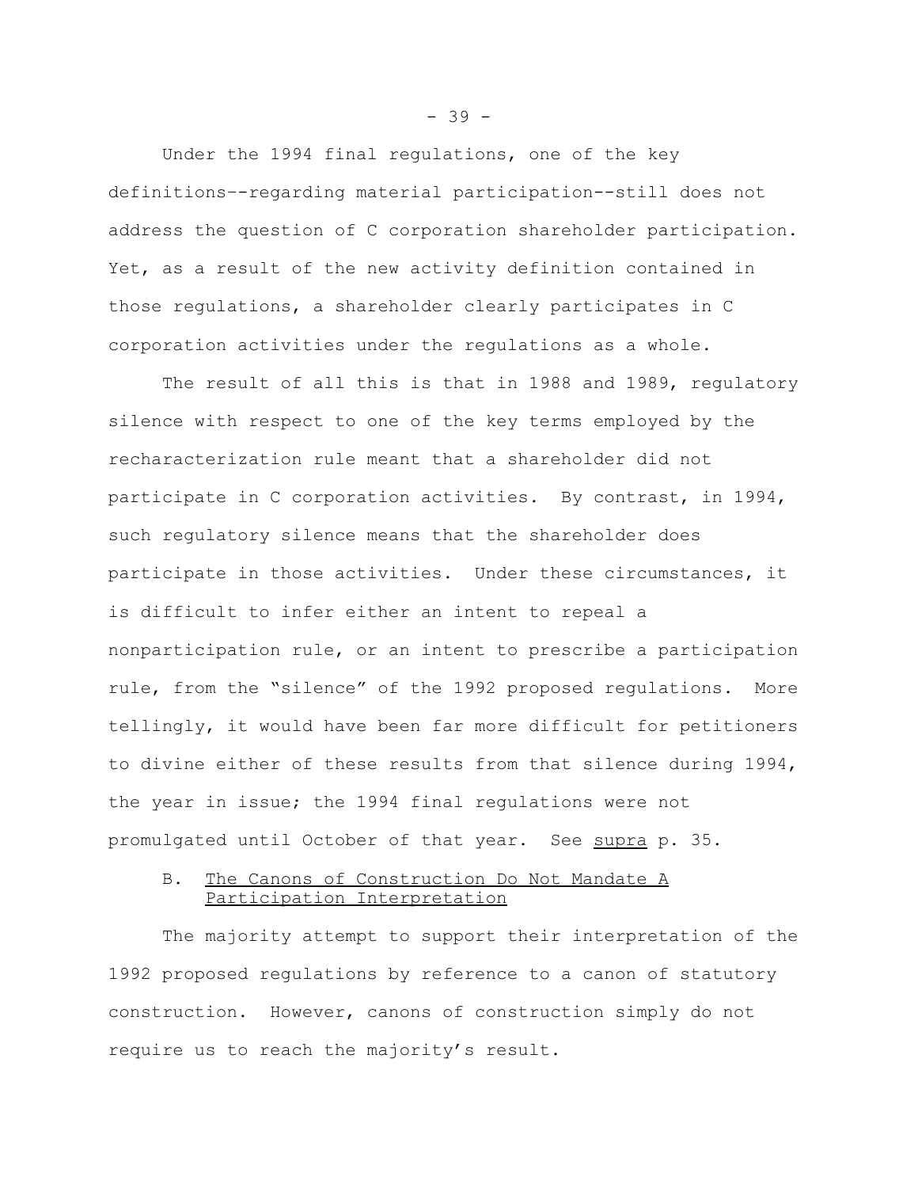Under the 1994 final regulations, one of the key definitions--regarding material participation--still does not address the question of C corporation shareholder participation. Yet, as a result of the new activity definition contained in those regulations, a shareholder clearly participates in C corporation activities under the regulations as a whole.

The result of all this is that in 1988 and 1989, regulatory silence with respect to one of the key terms employed by the recharacterization rule meant that a shareholder did not participate in C corporation activities. By contrast, in 1994, such regulatory silence means that the shareholder does participate in those activities. Under these circumstances, it is difficult to infer either an intent to repeal a nonparticipation rule, or an intent to prescribe a participation rule, from the "silence" of the 1992 proposed regulations. More tellingly, it would have been far more difficult for petitioners to divine either of these results from that silence during 1994, the year in issue; the 1994 final regulations were not promulgated until October of that year. See supra p. 35.

### B. The Canons of Construction Do Not Mandate A Participation Interpretation

The majority attempt to support their interpretation of the 1992 proposed regulations by reference to a canon of statutory construction. However, canons of construction simply do not require us to reach the majority's result.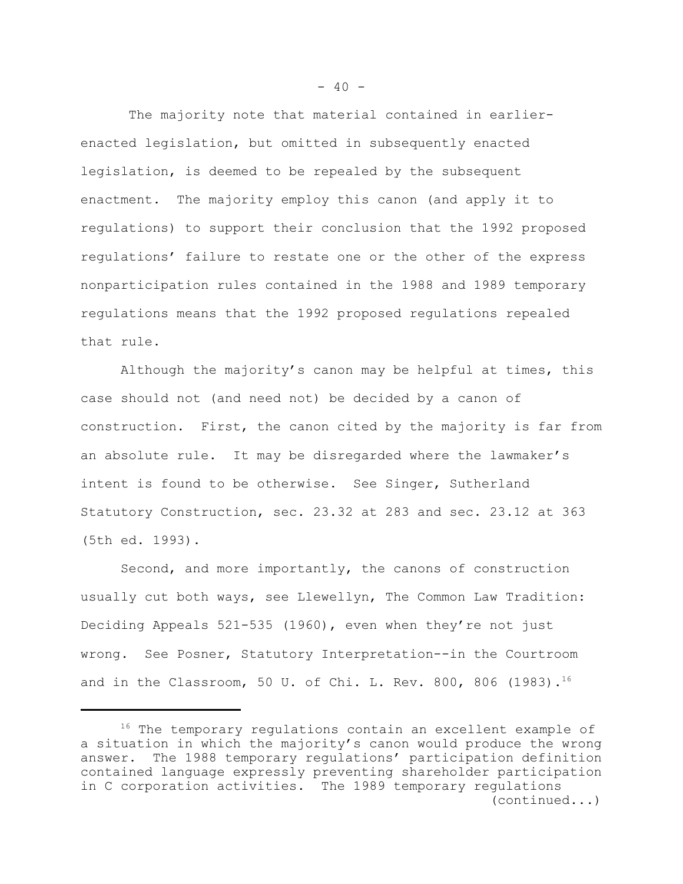The majority note that material contained in earlier-enacted legislation, but omitted in subsequently enacted legislation, is deemed to be repealed by the subsequent enactment. The majority employ this canon (and apply it to regulations) to support their conclusion that the 1992 proposed regulations' failure to restate one or the other of the express nonparticipation rules contained in the 1988 and 1989 temporary regulations means that the 1992 proposed regulations repealed that rule.

Although the majority's canon may be helpful at times, this case should not (and need not) be decided by a canon of construction. First, the canon cited by the majority is far from an absolute rule. It may be disregarded where the lawmaker's intent is found to be otherwise. See Singer, Sutherland Statutory Construction, sec. 23.32 at 283 and sec. 23.12 at 363 (5th ed. 1993).

Second, and more importantly, the canons of construction usually cut both ways, see Llewellyn, The Common Law Tradition: Deciding Appeals 521-535 (1960), even when they're not just wrong. See Posner, Statutory Interpretation--in the Courtroom and in the Classroom, 50 U. of Chi. L. Rev. 800, 806 (1983).[16]

---

[16] The temporary regulations contain an excellent example of a situation in which the majority's canon would produce the wrong answer. The 1988 temporary regulations' participation definition contained language expressly preventing shareholder participation in C corporation activities. The 1989 temporary regulations (continued...)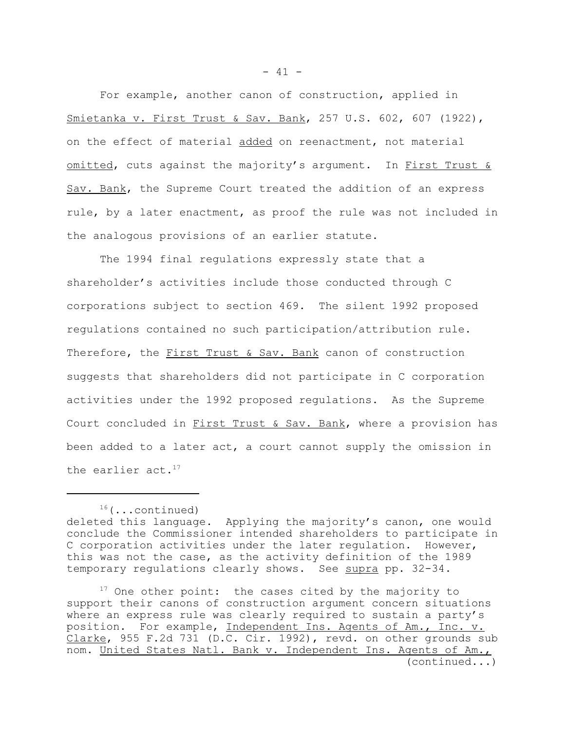For example, another canon of construction, applied in Smietanka v. First Trust & Sav. Bank, 257 U.S. 602, 607 (1922), on the effect of material added on reenactment, not material omitted, cuts against the majority's argument. In First Trust & Sav. Bank, the Supreme Court treated the addition of an express rule, by a later enactment, as proof the rule was not included in the analogous provisions of an earlier statute.

The 1994 final regulations expressly state that a shareholder's activities include those conducted through C corporations subject to section 469. The silent 1992 proposed regulations contained no such participation/attribution rule. Therefore, the First Trust & Sav. Bank canon of construction suggests that shareholders did not participate in C corporation activities under the 1992 proposed regulations. As the Supreme Court concluded in First Trust & Sav. Bank, where a provision has been added to a later act, a court cannot supply the omission in the earlier act.[17]

---

[16](...continued) deleted this language. Applying the majority's canon, one would conclude the Commissioner intended shareholders to participate in C corporation activities under the later regulation. However, this was not the case, as the activity definition of the 1989 temporary regulations clearly shows. See supra pp. 32-34.

[17] One other point: the cases cited by the majority to support their canons of construction argument concern situations where an express rule was clearly required to sustain a party's position. For example, Independent Ins. Agents of Am., Inc. v. Clarke, 955 F.2d 731 (D.C. Cir. 1992), revd. on other grounds sub nom. United States Natl. Bank v. Independent Ins. Agents of Am., (continued...)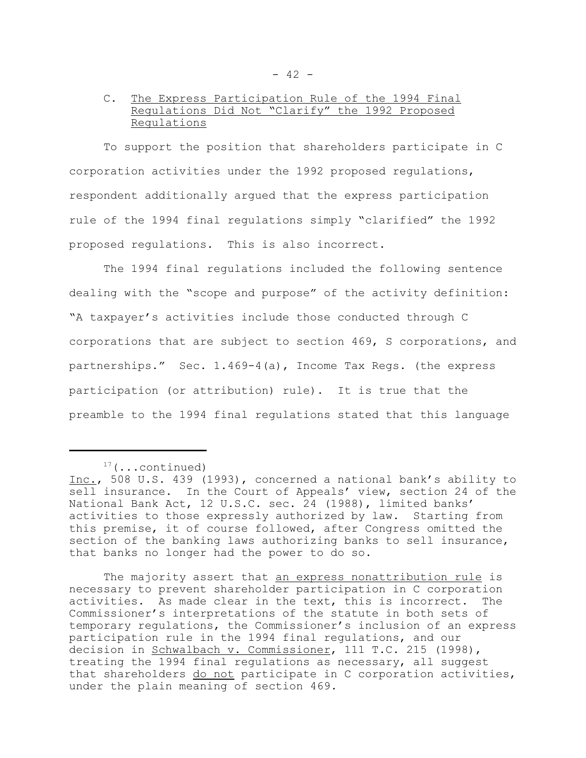### C. <u>The Express Participation Rule of the 1994 Final Regulations Did Not "Clarify" the 1992 Proposed Regulations</u>

To support the position that shareholders participate in C corporation activities under the 1992 proposed regulations, respondent additionally argued that the express participation rule of the 1994 final regulations simply "clarified" the 1992 proposed regulations. This is also incorrect.

The 1994 final regulations included the following sentence dealing with the "scope and purpose" of the activity definition: "A taxpayer's activities include those conducted through C corporations that are subject to section 469, S corporations, and partnerships." Sec. 1.469-4(a), Income Tax Regs. (the express participation (or attribution) rule). It is true that the preamble to the 1994 final regulations stated that this language

---

[17](...continued)
Inc., 508 U.S. 439 (1993), concerned a national bank's ability to sell insurance. In the Court of Appeals' view, section 24 of the National Bank Act, 12 U.S.C. sec. 24 (1988), limited banks' activities to those expressly authorized by law. Starting from this premise, it of course followed, after Congress omitted the section of the banking laws authorizing banks to sell insurance, that banks no longer had the power to do so.

The majority assert that <u>an express nonattribution rule</u> is necessary to prevent shareholder participation in C corporation activities. As made clear in the text, this is incorrect. The Commissioner's interpretations of the statute in both sets of temporary regulations, the Commissioner's inclusion of an express participation rule in the 1994 final regulations, and our decision in <u>Schwalbach v. Commissioner</u>, 111 T.C. 215 (1998), treating the 1994 final regulations as necessary, all suggest that shareholders <u>do not</u> participate in C corporation activities, under the plain meaning of section 469.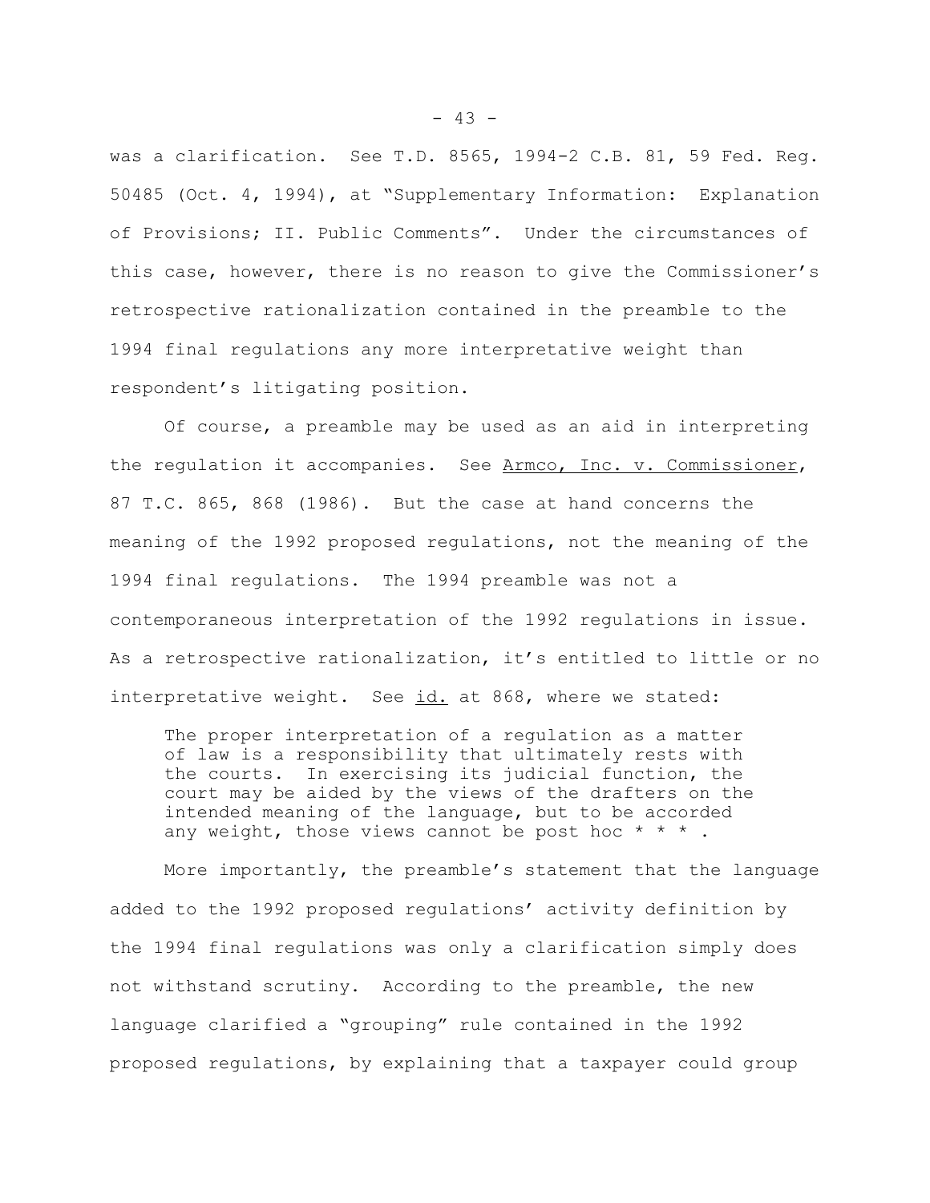was a clarification. See T.D. 8565, 1994-2 C.B. 81, 59 Fed. Reg. 50485 (Oct. 4, 1994), at "Supplementary Information: Explanation of Provisions; II. Public Comments". Under the circumstances of this case, however, there is no reason to give the Commissioner's retrospective rationalization contained in the preamble to the 1994 final regulations any more interpretative weight than respondent's litigating position.

Of course, a preamble may be used as an aid in interpreting the regulation it accompanies. See Armco, Inc. v. Commissioner, 87 T.C. 865, 868 (1986). But the case at hand concerns the meaning of the 1992 proposed regulations, not the meaning of the 1994 final regulations. The 1994 preamble was not a contemporaneous interpretation of the 1992 regulations in issue. As a retrospective rationalization, it's entitled to little or no interpretative weight. See id. at 868, where we stated:

> The proper interpretation of a regulation as a matter of law is a responsibility that ultimately rests with the courts. In exercising its judicial function, the court may be aided by the views of the drafters on the intended meaning of the language, but to be accorded any weight, those views cannot be post hoc * * * .

More importantly, the preamble's statement that the language added to the 1992 proposed regulations' activity definition by the 1994 final regulations was only a clarification simply does not withstand scrutiny. According to the preamble, the new language clarified a "grouping" rule contained in the 1992 proposed regulations, by explaining that a taxpayer could group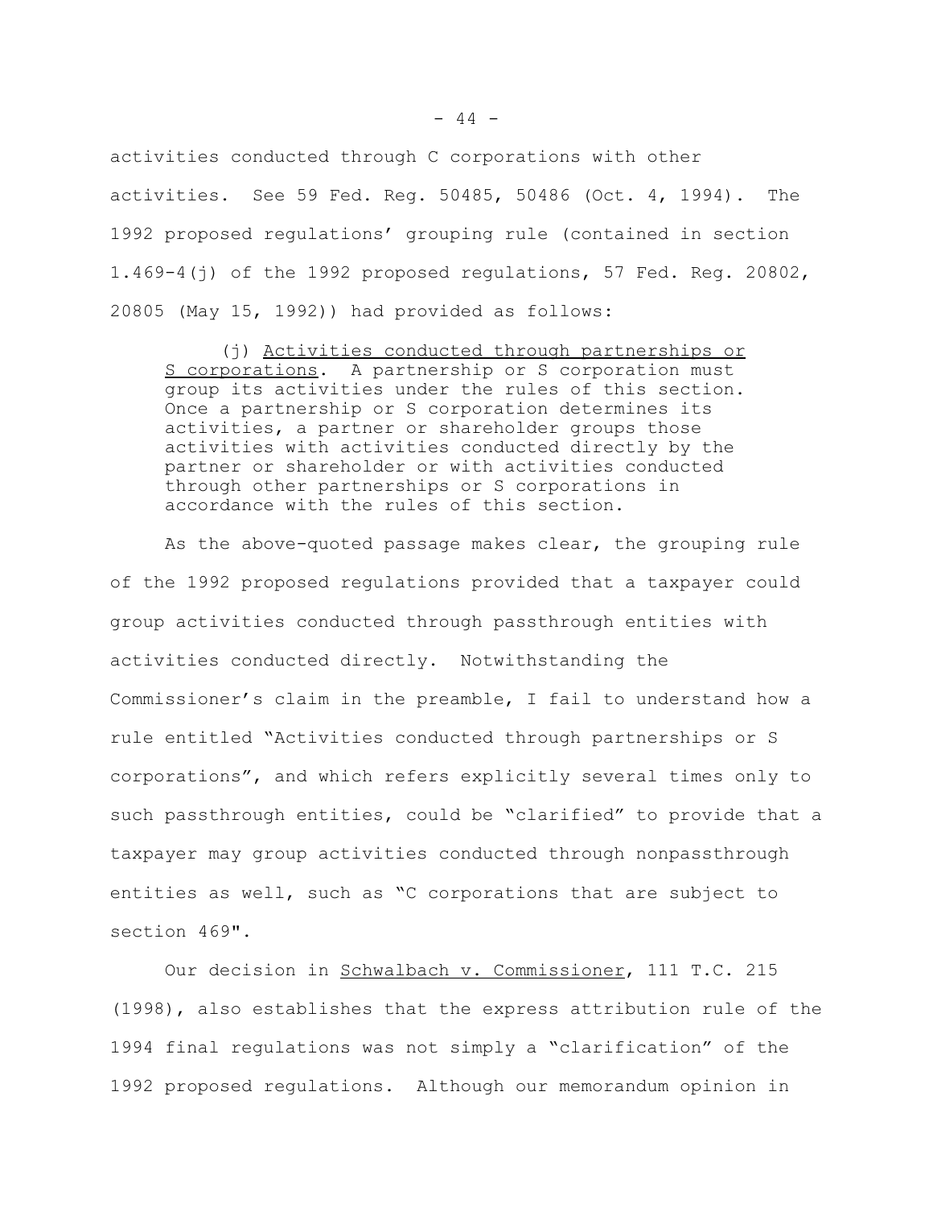activities conducted through C corporations with other activities. See 59 Fed. Reg. 50485, 50486 (Oct. 4, 1994). The 1992 proposed regulations' grouping rule (contained in section 1.469-4(j) of the 1992 proposed regulations, 57 Fed. Reg. 20802, 20805 (May 15, 1992)) had provided as follows:

> (j) Activities conducted through partnerships or S corporations. A partnership or S corporation must group its activities under the rules of this section. Once a partnership or S corporation determines its activities, a partner or shareholder groups those activities with activities conducted directly by the partner or shareholder or with activities conducted through other partnerships or S corporations in accordance with the rules of this section.

As the above-quoted passage makes clear, the grouping rule of the 1992 proposed regulations provided that a taxpayer could group activities conducted through passthrough entities with activities conducted directly. Notwithstanding the Commissioner's claim in the preamble, I fail to understand how a rule entitled "Activities conducted through partnerships or S corporations", and which refers explicitly several times only to such passthrough entities, could be "clarified" to provide that a taxpayer may group activities conducted through nonpassthrough entities as well, such as "C corporations that are subject to section 469".

Our decision in Schwalbach v. Commissioner, 111 T.C. 215 (1998), also establishes that the express attribution rule of the 1994 final regulations was not simply a "clarification" of the 1992 proposed regulations. Although our memorandum opinion in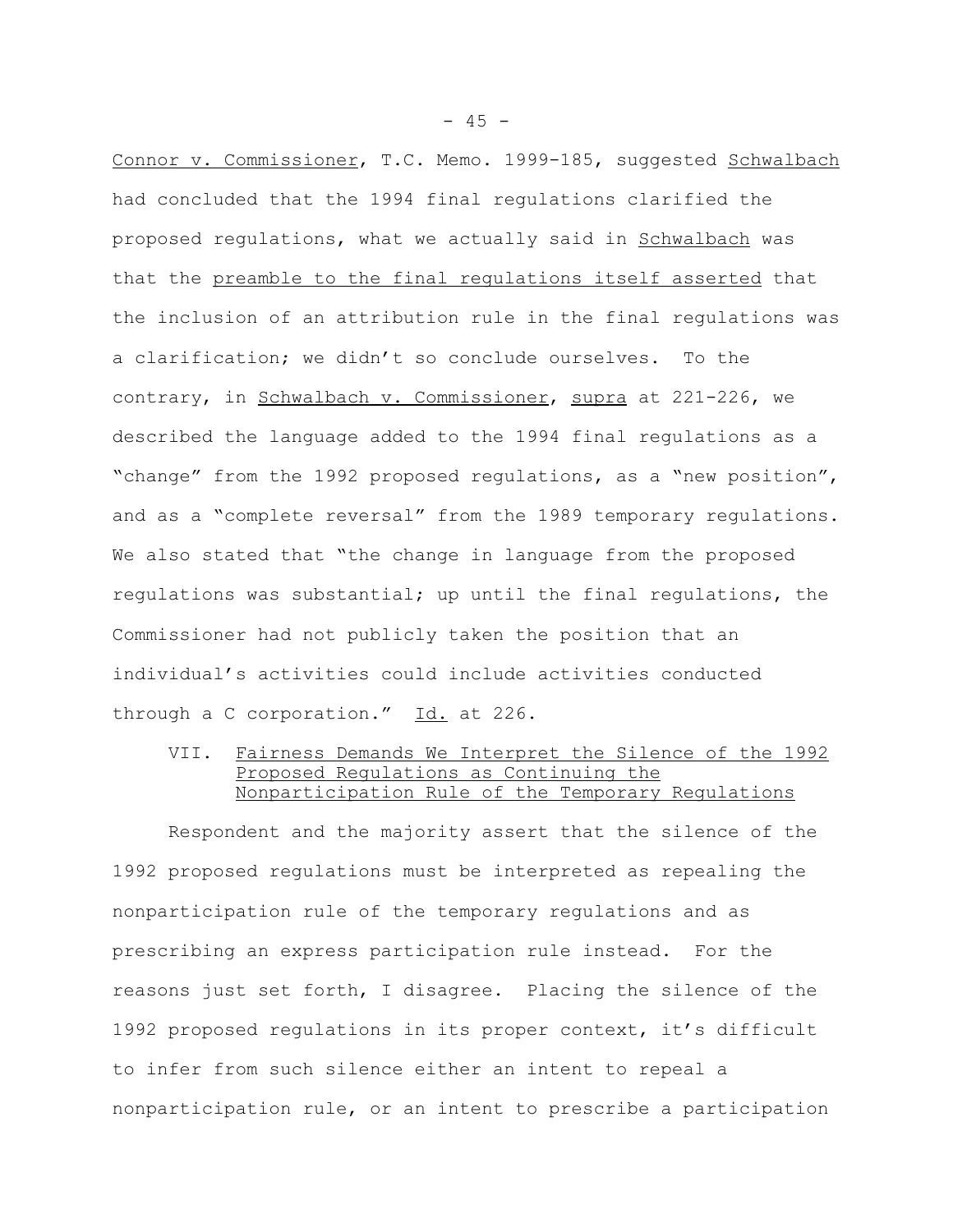Connor v. Commissioner, T.C. Memo. 1999-185, suggested Schwalbach had concluded that the 1994 final regulations clarified the proposed regulations, what we actually said in Schwalbach was that the preamble to the final regulations itself asserted that the inclusion of an attribution rule in the final regulations was a clarification; we didn't so conclude ourselves. To the contrary, in Schwalbach v. Commissioner, supra at 221-226, we described the language added to the 1994 final regulations as a "change" from the 1992 proposed regulations, as a "new position", and as a "complete reversal" from the 1989 temporary regulations. We also stated that "the change in language from the proposed regulations was substantial; up until the final regulations, the Commissioner had not publicly taken the position that an individual's activities could include activities conducted through a C corporation." Id. at 226.

## VII. Fairness Demands We Interpret the Silence of the 1992 Proposed Regulations as Continuing the Nonparticipation Rule of the Temporary Regulations

Respondent and the majority assert that the silence of the 1992 proposed regulations must be interpreted as repealing the nonparticipation rule of the temporary regulations and as prescribing an express participation rule instead. For the reasons just set forth, I disagree. Placing the silence of the 1992 proposed regulations in its proper context, it's difficult to infer from such silence either an intent to repeal a nonparticipation rule, or an intent to prescribe a participation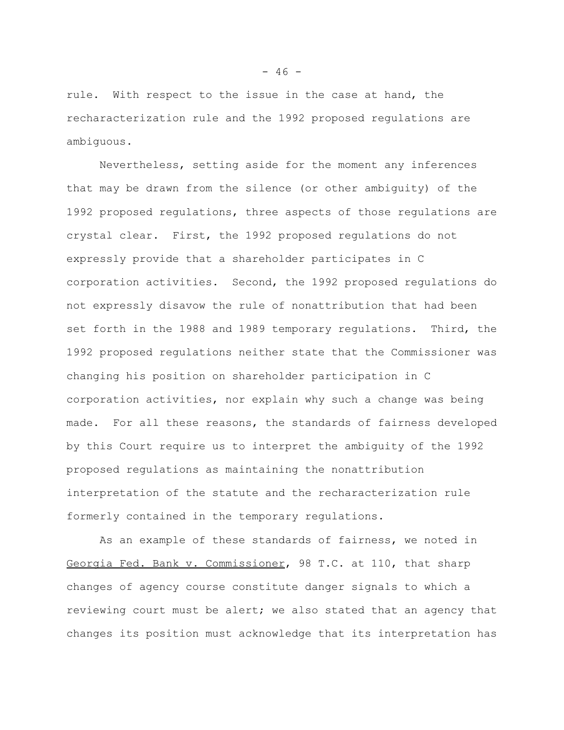rule. With respect to the issue in the case at hand, the recharacterization rule and the 1992 proposed regulations are ambiguous.

Nevertheless, setting aside for the moment any inferences that may be drawn from the silence (or other ambiguity) of the 1992 proposed regulations, three aspects of those regulations are crystal clear. First, the 1992 proposed regulations do not expressly provide that a shareholder participates in C corporation activities. Second, the 1992 proposed regulations do not expressly disavow the rule of nonattribution that had been set forth in the 1988 and 1989 temporary regulations. Third, the 1992 proposed regulations neither state that the Commissioner was changing his position on shareholder participation in C corporation activities, nor explain why such a change was being made. For all these reasons, the standards of fairness developed by this Court require us to interpret the ambiguity of the 1992 proposed regulations as maintaining the nonattribution interpretation of the statute and the recharacterization rule formerly contained in the temporary regulations.

As an example of these standards of fairness, we noted in Georgia Fed. Bank v. Commissioner, 98 T.C. at 110, that sharp changes of agency course constitute danger signals to which a reviewing court must be alert; we also stated that an agency that changes its position must acknowledge that its interpretation has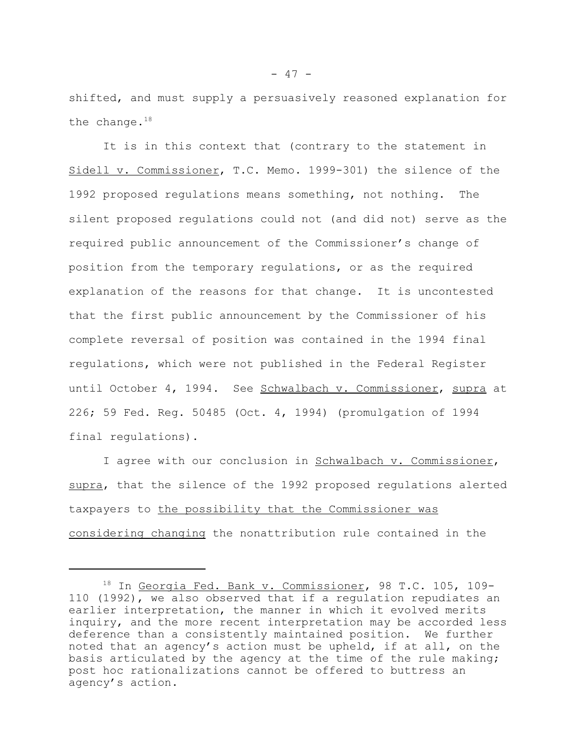shifted, and must supply a persuasively reasoned explanation for the change.[18]

It is in this context that (contrary to the statement in Sidell v. Commissioner, T.C. Memo. 1999-301) the silence of the 1992 proposed regulations means something, not nothing. The silent proposed regulations could not (and did not) serve as the required public announcement of the Commissioner's change of position from the temporary regulations, or as the required explanation of the reasons for that change. It is uncontested that the first public announcement by the Commissioner of his complete reversal of position was contained in the 1994 final regulations, which were not published in the Federal Register until October 4, 1994. See Schwalbach v. Commissioner, supra at 226; 59 Fed. Reg. 50485 (Oct. 4, 1994) (promulgation of 1994 final regulations).

I agree with our conclusion in Schwalbach v. Commissioner, supra, that the silence of the 1992 proposed regulations alerted taxpayers to the possibility that the Commissioner was considering changing the nonattribution rule contained in the

---

[18] In Georgia Fed. Bank v. Commissioner, 98 T.C. 105, 109-110 (1992), we also observed that if a regulation repudiates an earlier interpretation, the manner in which it evolved merits inquiry, and the more recent interpretation may be accorded less deference than a consistently maintained position. We further noted that an agency's action must be upheld, if at all, on the basis articulated by the agency at the time of the rule making; post hoc rationalizations cannot be offered to buttress an agency's action.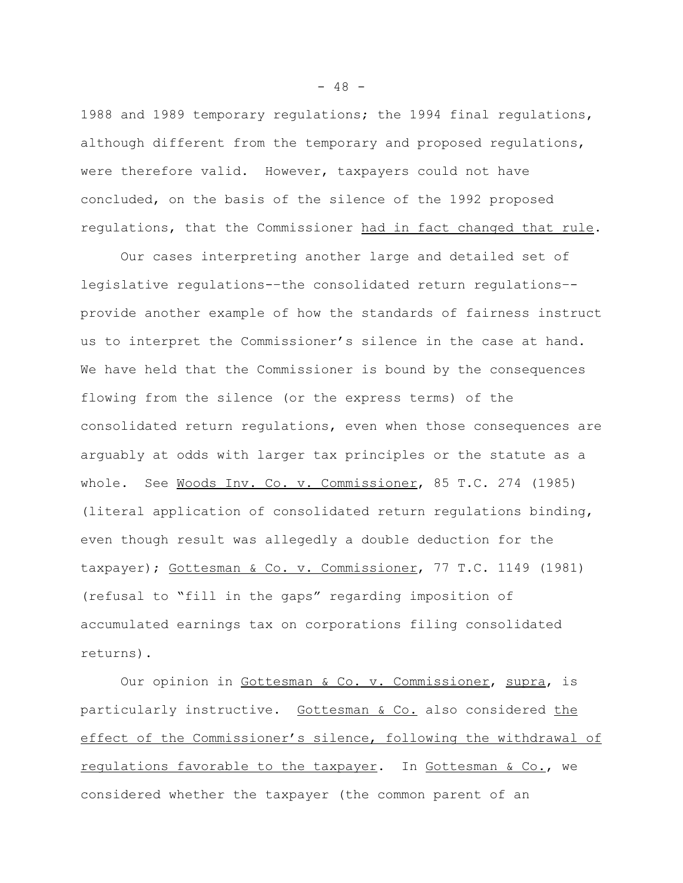1988 and 1989 temporary regulations; the 1994 final regulations, although different from the temporary and proposed regulations, were therefore valid. However, taxpayers could not have concluded, on the basis of the silence of the 1992 proposed regulations, that the Commissioner _had in fact changed that rule_.

Our cases interpreting another large and detailed set of legislative regulations--the consolidated return regulations--provide another example of how the standards of fairness instruct us to interpret the Commissioner's silence in the case at hand. We have held that the Commissioner is bound by the consequences flowing from the silence (or the express terms) of the consolidated return regulations, even when those consequences are arguably at odds with larger tax principles or the statute as a whole. See _Woods Inv. Co. v. Commissioner_, 85 T.C. 274 (1985) (literal application of consolidated return regulations binding, even though result was allegedly a double deduction for the taxpayer); _Gottesman & Co. v. Commissioner_, 77 T.C. 1149 (1981) (refusal to "fill in the gaps" regarding imposition of accumulated earnings tax on corporations filing consolidated returns).

Our opinion in _Gottesman & Co. v. Commissioner_, _supra_, is particularly instructive. _Gottesman & Co._ also considered _the effect of the Commissioner's silence, following the withdrawal of regulations favorable to the taxpayer_. In _Gottesman & Co._, we considered whether the taxpayer (the common parent of an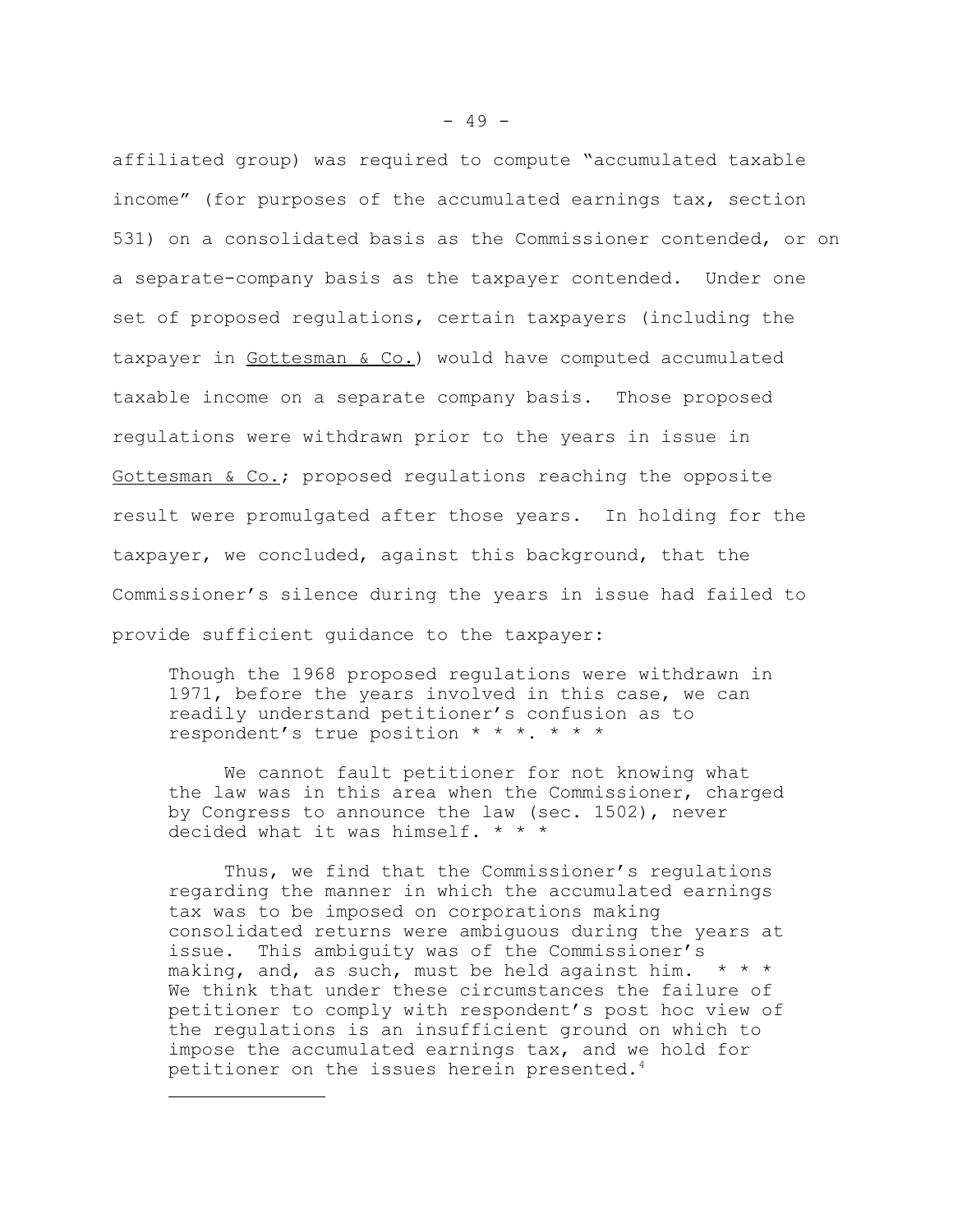affiliated group) was required to compute "accumulated taxable income" (for purposes of the accumulated earnings tax, section 531) on a consolidated basis as the Commissioner contended, or on a separate-company basis as the taxpayer contended. Under one set of proposed regulations, certain taxpayers (including the taxpayer in Gottesman & Co.) would have computed accumulated taxable income on a separate company basis. Those proposed regulations were withdrawn prior to the years in issue in Gottesman & Co.; proposed regulations reaching the opposite result were promulgated after those years. In holding for the taxpayer, we concluded, against this background, that the Commissioner's silence during the years in issue had failed to provide sufficient guidance to the taxpayer:

> Though the 1968 proposed regulations were withdrawn in 1971, before the years involved in this case, we can readily understand petitioner's confusion as to respondent's true position * * *. * * *
>
> We cannot fault petitioner for not knowing what the law was in this area when the Commissioner, charged by Congress to announce the law (sec. 1502), never decided what it was himself. * * *
>
> Thus, we find that the Commissioner's regulations regarding the manner in which the accumulated earnings tax was to be imposed on corporations making consolidated returns were ambiguous during the years at issue. This ambiguity was of the Commissioner's making, and, as such, must be held against him. * * * We think that under these circumstances the failure of petitioner to comply with respondent's post hoc view of the regulations is an insufficient ground on which to impose the accumulated earnings tax, and we hold for petitioner on the issues herein presented.[4]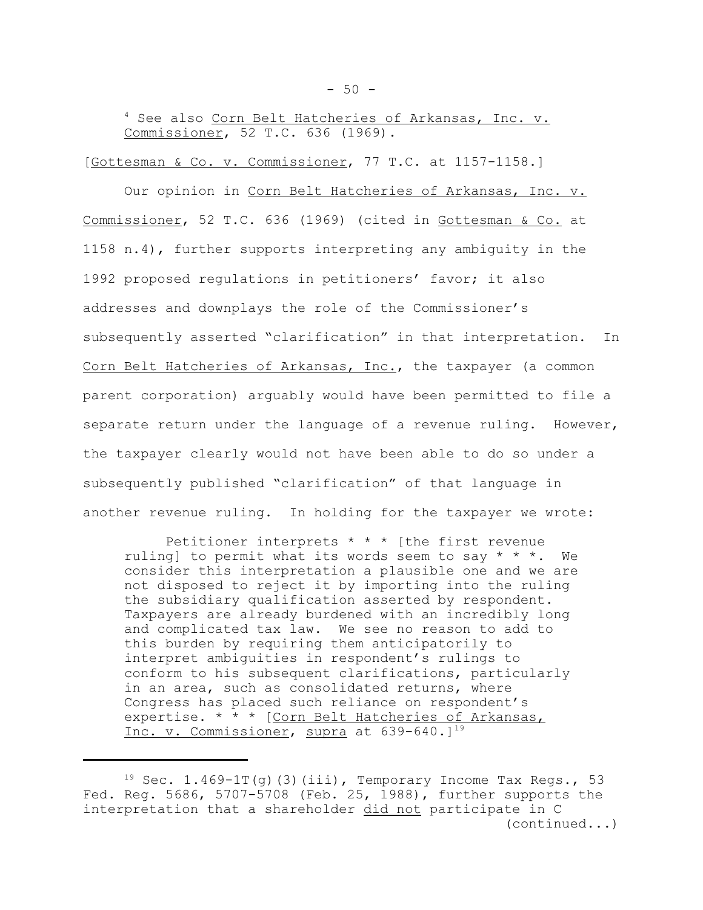[4] See also Corn Belt Hatcheries of Arkansas, Inc. v. Commissioner, 52 T.C. 636 (1969).

[Gottesman & Co. v. Commissioner, 77 T.C. at 1157-1158.]

Our opinion in Corn Belt Hatcheries of Arkansas, Inc. v. Commissioner, 52 T.C. 636 (1969) (cited in Gottesman & Co. at 1158 n.4), further supports interpreting any ambiguity in the 1992 proposed regulations in petitioners' favor; it also addresses and downplays the role of the Commissioner's subsequently asserted "clarification" in that interpretation. In Corn Belt Hatcheries of Arkansas, Inc., the taxpayer (a common parent corporation) arguably would have been permitted to file a separate return under the language of a revenue ruling. However, the taxpayer clearly would not have been able to do so under a subsequently published "clarification" of that language in another revenue ruling. In holding for the taxpayer we wrote:

> Petitioner interprets * * * [the first revenue ruling] to permit what its words seem to say * * *. We consider this interpretation a plausible one and we are not disposed to reject it by importing into the ruling the subsidiary qualification asserted by respondent. Taxpayers are already burdened with an incredibly long and complicated tax law. We see no reason to add to this burden by requiring them anticipatorily to interpret ambiguities in respondent's rulings to conform to his subsequent clarifications, particularly in an area, such as consolidated returns, where Congress has placed such reliance on respondent's expertise. * * * [Corn Belt Hatcheries of Arkansas, Inc. v. Commissioner, supra at 639-640.][19]

---

[19] Sec. 1.469-1T(g)(3)(iii), Temporary Income Tax Regs., 53 Fed. Reg. 5686, 5707-5708 (Feb. 25, 1988), further supports the interpretation that a shareholder did not participate in C (continued...)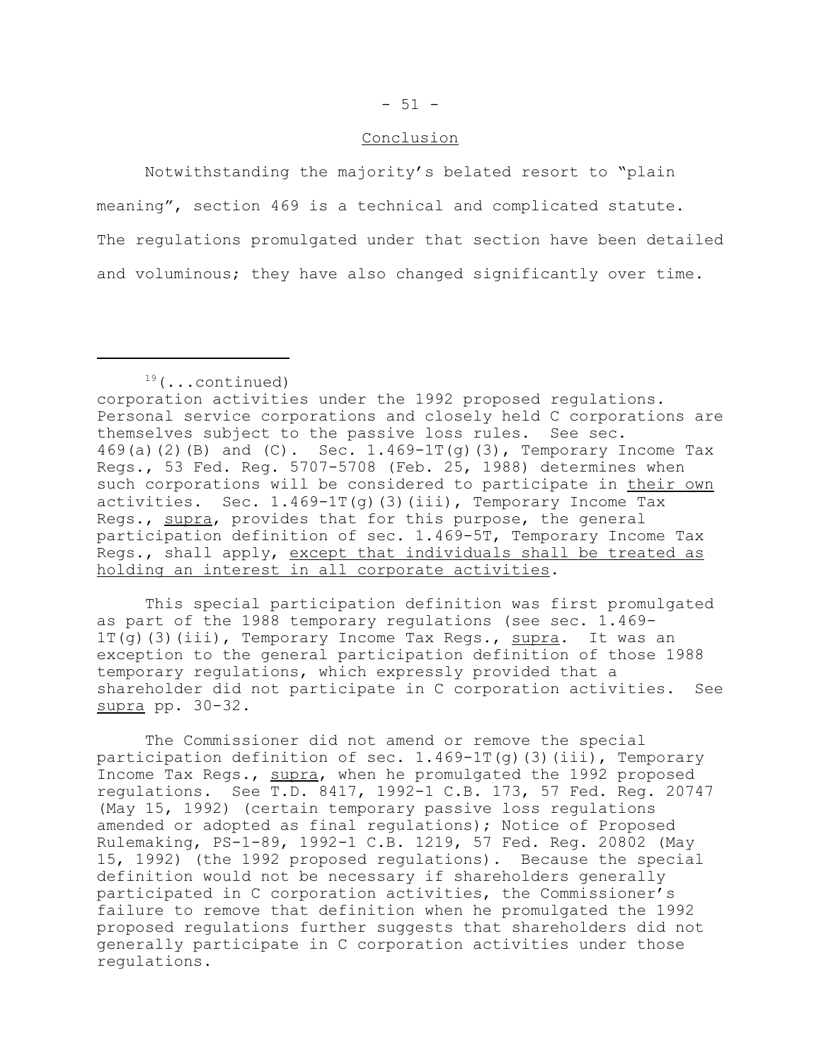## Conclusion

Notwithstanding the majority's belated resort to "plain meaning", section 469 is a technical and complicated statute. The regulations promulgated under that section have been detailed and voluminous; they have also changed significantly over time.

---

[19](...continued)
corporation activities under the 1992 proposed regulations. Personal service corporations and closely held C corporations are themselves subject to the passive loss rules. See sec. 469(a)(2)(B) and (C). Sec. 1.469-1T(g)(3), Temporary Income Tax Regs., 53 Fed. Reg. 5707-5708 (Feb. 25, 1988) determines when such corporations will be considered to participate in _their own_ activities. Sec. 1.469-1T(g)(3)(iii), Temporary Income Tax Regs., _supra_, provides that for this purpose, the general participation definition of sec. 1.469-5T, Temporary Income Tax Regs., shall apply, _except that individuals shall be treated as holding an interest in all corporate activities_.

This special participation definition was first promulgated as part of the 1988 temporary regulations (see sec. 1.469-1T(g)(3)(iii), Temporary Income Tax Regs., _supra_. It was an exception to the general participation definition of those 1988 temporary regulations, which expressly provided that a shareholder did not participate in C corporation activities. See _supra_ pp. 30-32.

The Commissioner did not amend or remove the special participation definition of sec. 1.469-1T(g)(3)(iii), Temporary Income Tax Regs., _supra_, when he promulgated the 1992 proposed regulations. See T.D. 8417, 1992-1 C.B. 173, 57 Fed. Reg. 20747 (May 15, 1992) (certain temporary passive loss regulations amended or adopted as final regulations); Notice of Proposed Rulemaking, PS-1-89, 1992-1 C.B. 1219, 57 Fed. Reg. 20802 (May 15, 1992) (the 1992 proposed regulations). Because the special definition would not be necessary if shareholders generally participated in C corporation activities, the Commissioner's failure to remove that definition when he promulgated the 1992 proposed regulations further suggests that shareholders did not generally participate in C corporation activities under those regulations.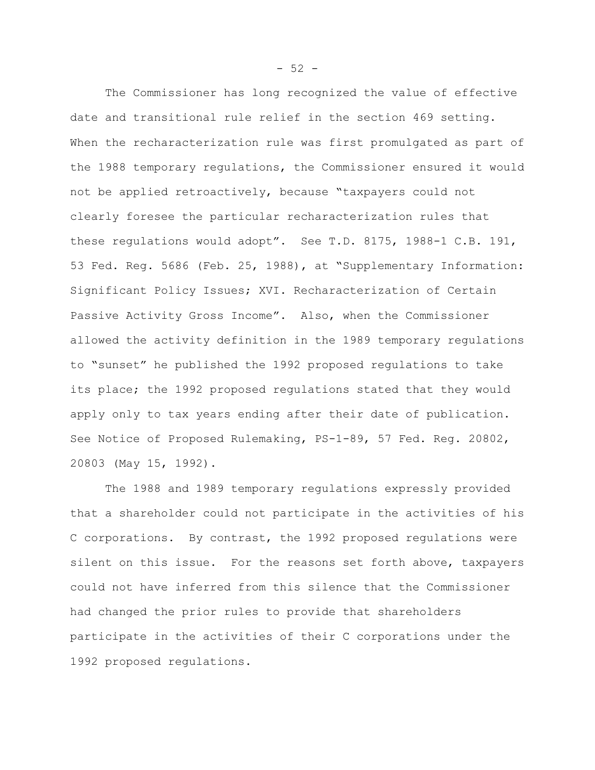The Commissioner has long recognized the value of effective date and transitional rule relief in the section 469 setting. When the recharacterization rule was first promulgated as part of the 1988 temporary regulations, the Commissioner ensured it would not be applied retroactively, because "taxpayers could not clearly foresee the particular recharacterization rules that these regulations would adopt". See T.D. 8175, 1988-1 C.B. 191, 53 Fed. Reg. 5686 (Feb. 25, 1988), at "Supplementary Information: Significant Policy Issues; XVI. Recharacterization of Certain Passive Activity Gross Income". Also, when the Commissioner allowed the activity definition in the 1989 temporary regulations to "sunset" he published the 1992 proposed regulations to take its place; the 1992 proposed regulations stated that they would apply only to tax years ending after their date of publication. See Notice of Proposed Rulemaking, PS-1-89, 57 Fed. Reg. 20802, 20803 (May 15, 1992).

The 1988 and 1989 temporary regulations expressly provided that a shareholder could not participate in the activities of his C corporations. By contrast, the 1992 proposed regulations were silent on this issue. For the reasons set forth above, taxpayers could not have inferred from this silence that the Commissioner had changed the prior rules to provide that shareholders participate in the activities of their C corporations under the 1992 proposed regulations.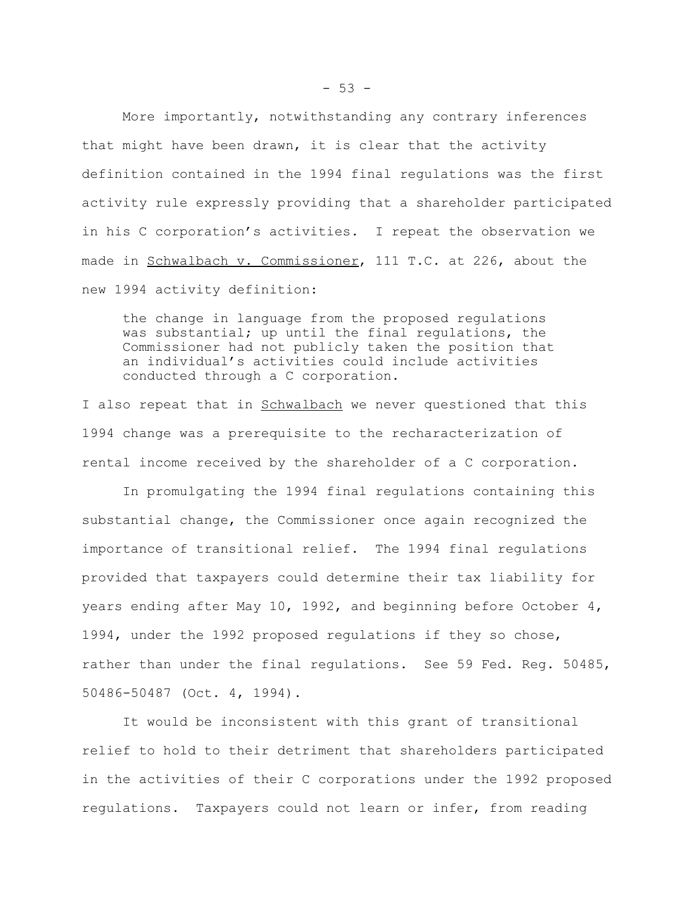More importantly, notwithstanding any contrary inferences that might have been drawn, it is clear that the activity definition contained in the 1994 final regulations was the first activity rule expressly providing that a shareholder participated in his C corporation's activities. I repeat the observation we made in Schwalbach v. Commissioner, 111 T.C. at 226, about the new 1994 activity definition:

> the change in language from the proposed regulations was substantial; up until the final regulations, the Commissioner had not publicly taken the position that an individual's activities could include activities conducted through a C corporation.

I also repeat that in Schwalbach we never questioned that this 1994 change was a prerequisite to the recharacterization of rental income received by the shareholder of a C corporation.

In promulgating the 1994 final regulations containing this substantial change, the Commissioner once again recognized the importance of transitional relief. The 1994 final regulations provided that taxpayers could determine their tax liability for years ending after May 10, 1992, and beginning before October 4, 1994, under the 1992 proposed regulations if they so chose, rather than under the final regulations. See 59 Fed. Reg. 50485, 50486-50487 (Oct. 4, 1994).

It would be inconsistent with this grant of transitional relief to hold to their detriment that shareholders participated in the activities of their C corporations under the 1992 proposed regulations. Taxpayers could not learn or infer, from reading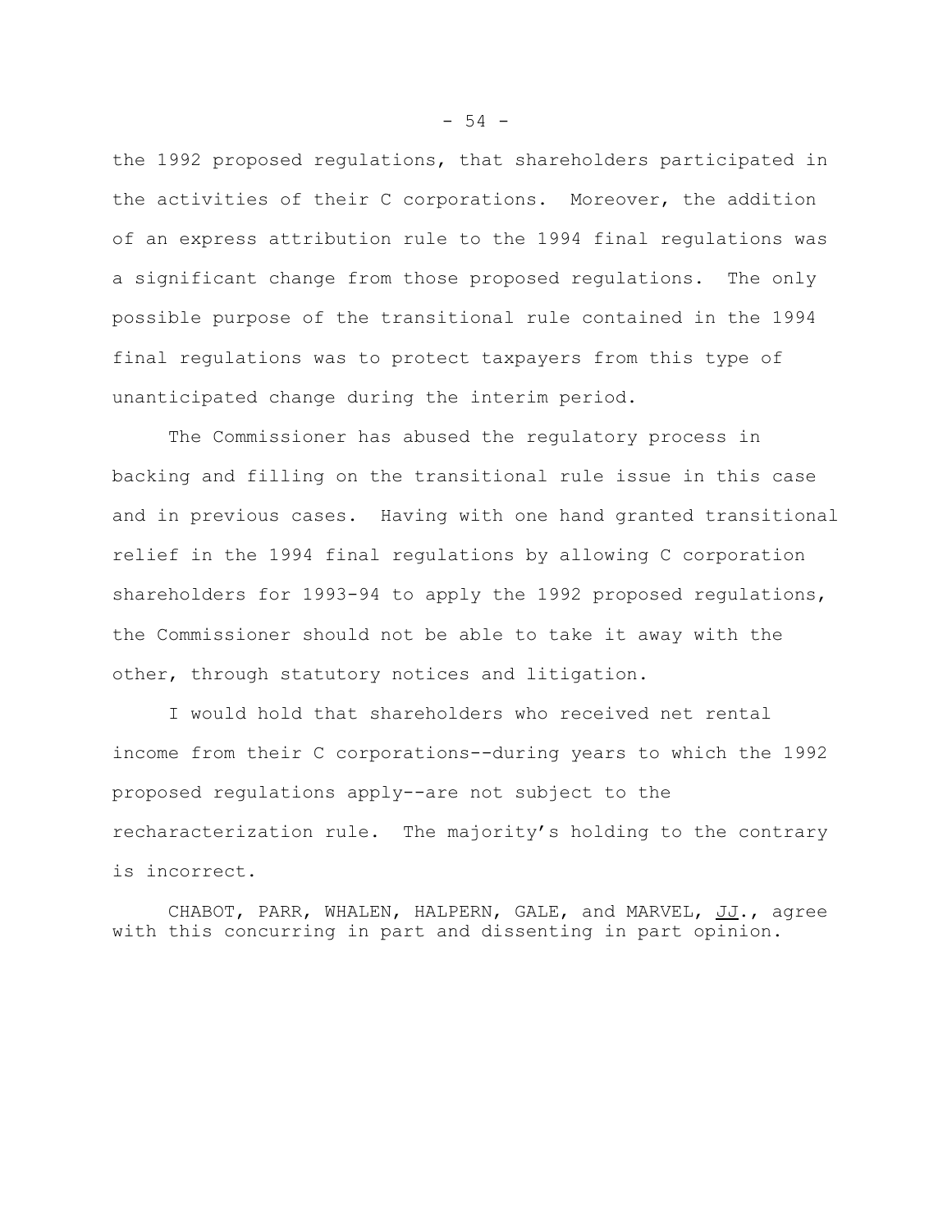the 1992 proposed regulations, that shareholders participated in the activities of their C corporations. Moreover, the addition of an express attribution rule to the 1994 final regulations was a significant change from those proposed regulations. The only possible purpose of the transitional rule contained in the 1994 final regulations was to protect taxpayers from this type of unanticipated change during the interim period.

The Commissioner has abused the regulatory process in backing and filling on the transitional rule issue in this case and in previous cases. Having with one hand granted transitional relief in the 1994 final regulations by allowing C corporation shareholders for 1993-94 to apply the 1992 proposed regulations, the Commissioner should not be able to take it away with the other, through statutory notices and litigation.

I would hold that shareholders who received net rental income from their C corporations--during years to which the 1992 proposed regulations apply--are not subject to the recharacterization rule. The majority's holding to the contrary is incorrect.

CHABOT, PARR, WHALEN, HALPERN, GALE, and MARVEL, JJ., agree with this concurring in part and dissenting in part opinion.